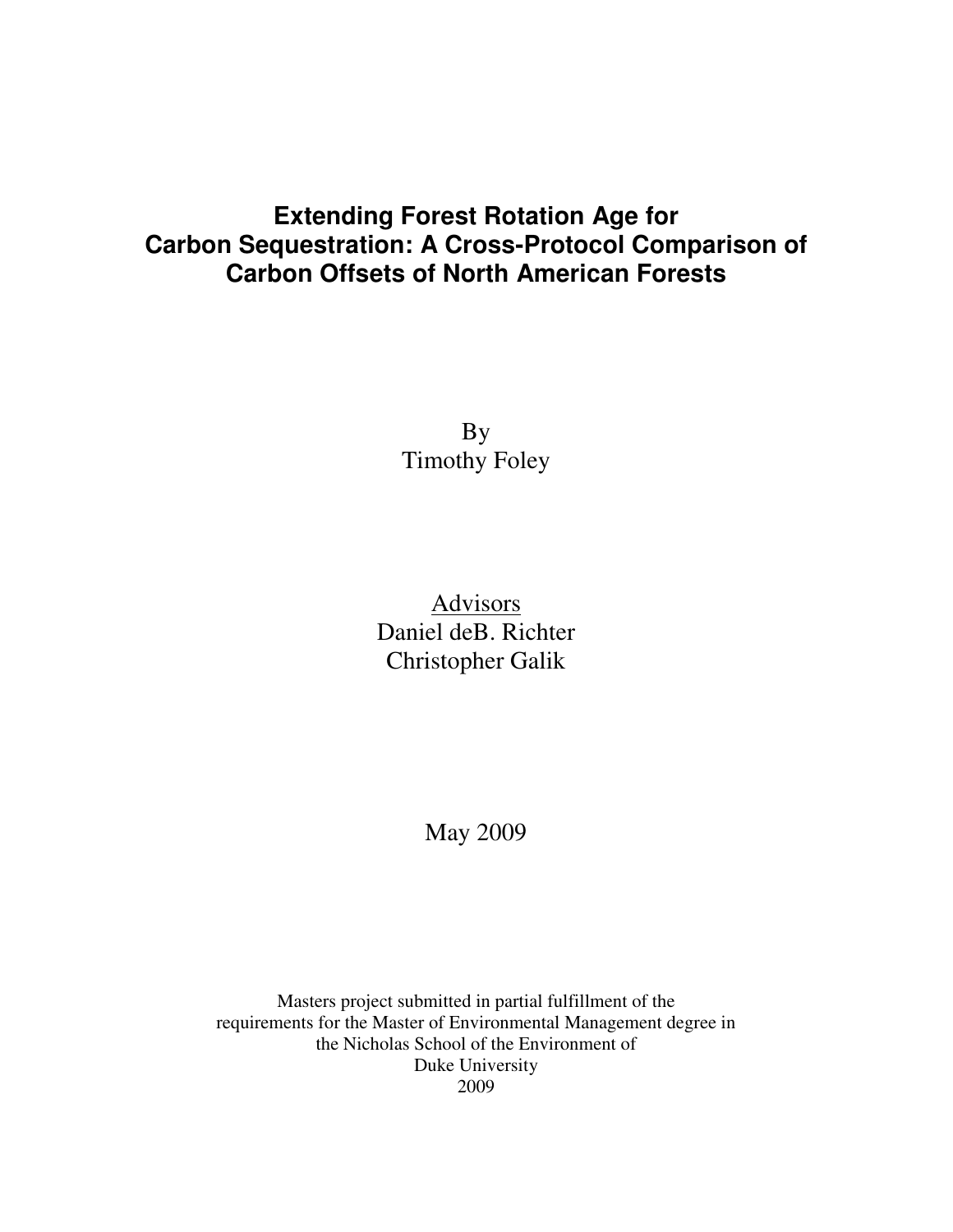# Extending Forest Rotation Age for Carbon Sequestration: A Cross-Protocol Comparison of Carbon Offsets of North American Forests

By
Timothy Foley

Advisors
Daniel deB. Richter
Christopher Galik

May 2009

Masters project submitted in partial fulfillment of the requirements for the Master of Environmental Management degree in the Nicholas School of the Environment of Duke University
2009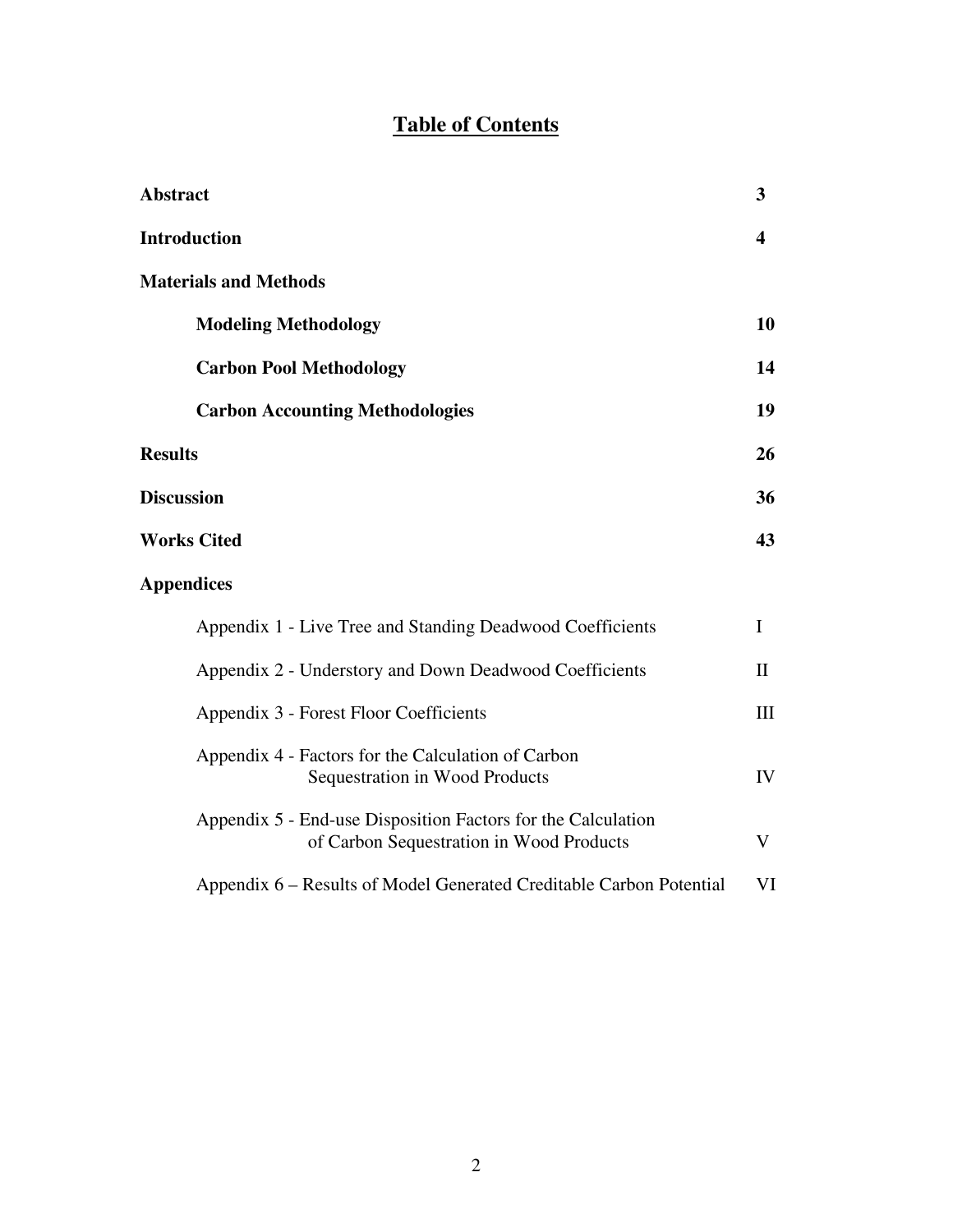# Table of Contents

| | |
|---|---|
| **Abstract** | **3** |
| **Introduction** | **4** |
| **Materials and Methods** | |
| **Modeling Methodology** | **10** |
| **Carbon Pool Methodology** | **14** |
| **Carbon Accounting Methodologies** | **19** |
| **Results** | **26** |
| **Discussion** | **36** |
| **Works Cited** | **43** |
| **Appendices** | |
| Appendix 1 - Live Tree and Standing Deadwood Coefficients | I |
| Appendix 2 - Understory and Down Deadwood Coefficients | II |
| Appendix 3 - Forest Floor Coefficients | III |
| Appendix 4 - Factors for the Calculation of Carbon Sequestration in Wood Products | IV |
| Appendix 5 - End-use Disposition Factors for the Calculation of Carbon Sequestration in Wood Products | V |
| Appendix 6 – Results of Model Generated Creditable Carbon Potential | VI |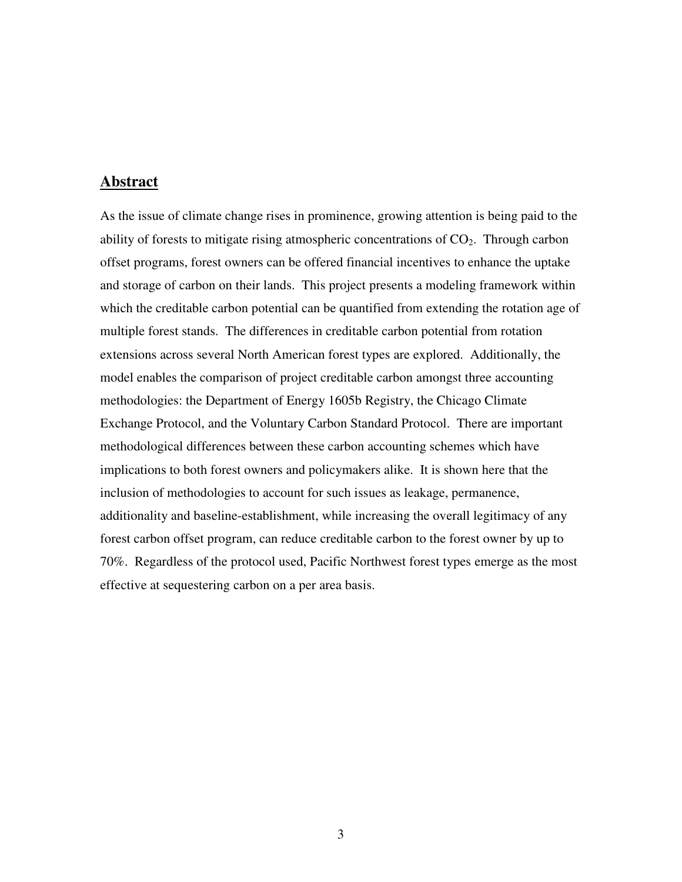## Abstract

As the issue of climate change rises in prominence, growing attention is being paid to the ability of forests to mitigate rising atmospheric concentrations of $CO_2$. Through carbon offset programs, forest owners can be offered financial incentives to enhance the uptake and storage of carbon on their lands. This project presents a modeling framework within which the creditable carbon potential can be quantified from extending the rotation age of multiple forest stands. The differences in creditable carbon potential from rotation extensions across several North American forest types are explored. Additionally, the model enables the comparison of project creditable carbon amongst three accounting methodologies: the Department of Energy 1605b Registry, the Chicago Climate Exchange Protocol, and the Voluntary Carbon Standard Protocol. There are important methodological differences between these carbon accounting schemes which have implications to both forest owners and policymakers alike. It is shown here that the inclusion of methodologies to account for such issues as leakage, permanence, additionality and baseline-establishment, while increasing the overall legitimacy of any forest carbon offset program, can reduce creditable carbon to the forest owner by up to 70%. Regardless of the protocol used, Pacific Northwest forest types emerge as the most effective at sequestering carbon on a per area basis.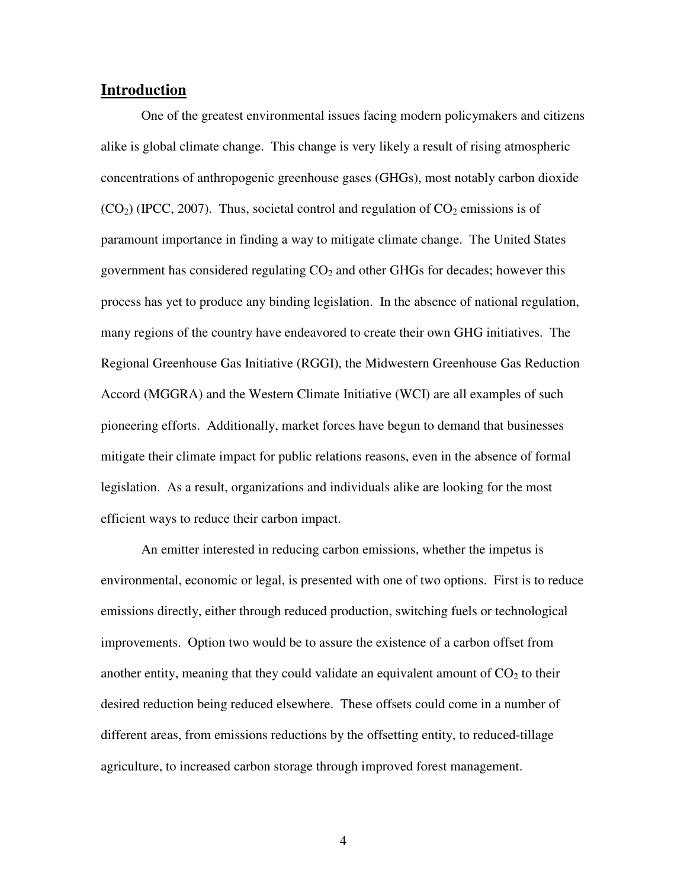## Introduction

One of the greatest environmental issues facing modern policymakers and citizens alike is global climate change. This change is very likely a result of rising atmospheric concentrations of anthropogenic greenhouse gases (GHGs), most notably carbon dioxide ($CO_2$) (IPCC, 2007). Thus, societal control and regulation of $CO_2$ emissions is of paramount importance in finding a way to mitigate climate change. The United States government has considered regulating $CO_2$ and other GHGs for decades; however this process has yet to produce any binding legislation. In the absence of national regulation, many regions of the country have endeavored to create their own GHG initiatives. The Regional Greenhouse Gas Initiative (RGGI), the Midwestern Greenhouse Gas Reduction Accord (MGGRA) and the Western Climate Initiative (WCI) are all examples of such pioneering efforts. Additionally, market forces have begun to demand that businesses mitigate their climate impact for public relations reasons, even in the absence of formal legislation. As a result, organizations and individuals alike are looking for the most efficient ways to reduce their carbon impact.

An emitter interested in reducing carbon emissions, whether the impetus is environmental, economic or legal, is presented with one of two options. First is to reduce emissions directly, either through reduced production, switching fuels or technological improvements. Option two would be to assure the existence of a carbon offset from another entity, meaning that they could validate an equivalent amount of $CO_2$ to their desired reduction being reduced elsewhere. These offsets could come in a number of different areas, from emissions reductions by the offsetting entity, to reduced-tillage agriculture, to increased carbon storage through improved forest management.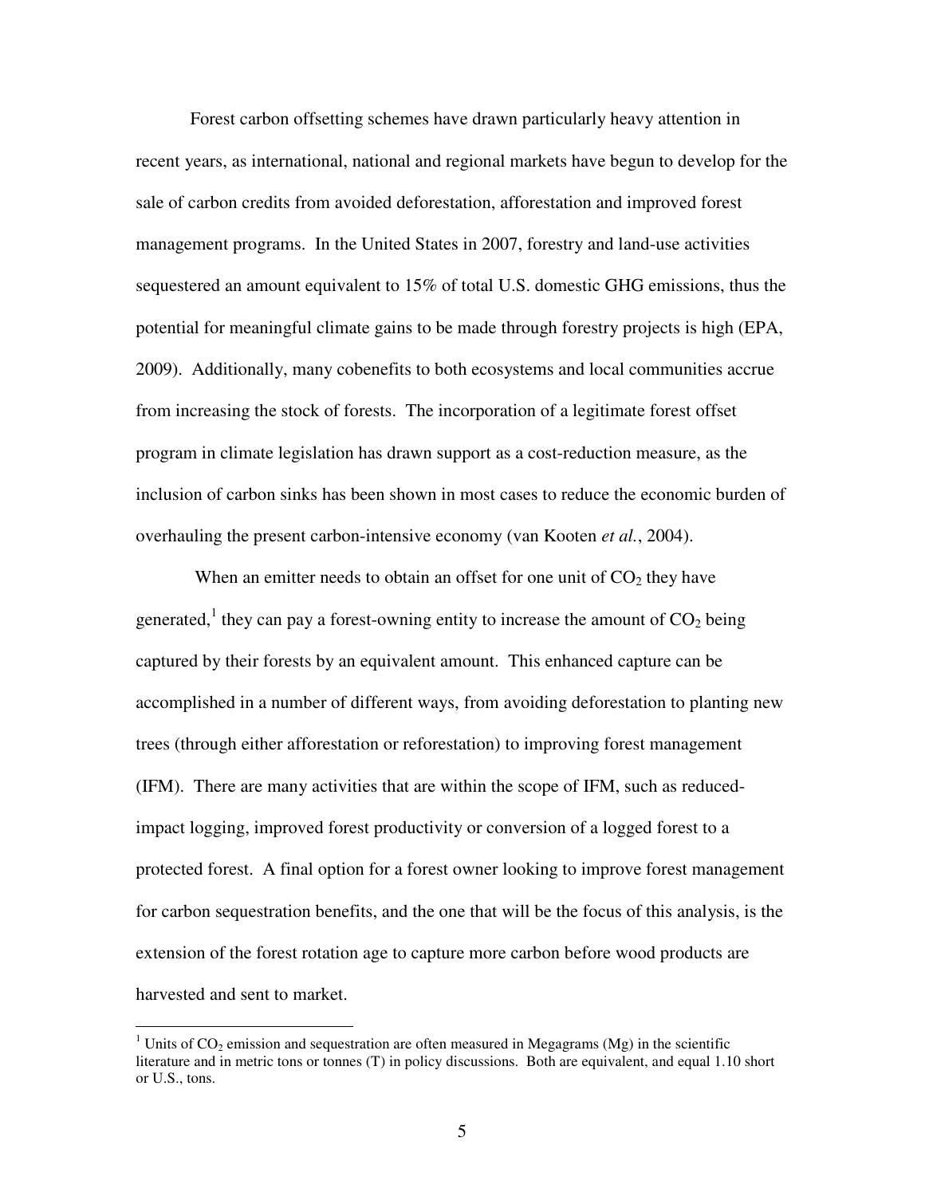Forest carbon offsetting schemes have drawn particularly heavy attention in recent years, as international, national and regional markets have begun to develop for the sale of carbon credits from avoided deforestation, afforestation and improved forest management programs. In the United States in 2007, forestry and land-use activities sequestered an amount equivalent to 15% of total U.S. domestic GHG emissions, thus the potential for meaningful climate gains to be made through forestry projects is high (EPA, 2009). Additionally, many cobenefits to both ecosystems and local communities accrue from increasing the stock of forests. The incorporation of a legitimate forest offset program in climate legislation has drawn support as a cost-reduction measure, as the inclusion of carbon sinks has been shown in most cases to reduce the economic burden of overhauling the present carbon-intensive economy (van Kooten *et al.*, 2004).

When an emitter needs to obtain an offset for one unit of $CO_2$ they have generated,[1] they can pay a forest-owning entity to increase the amount of $CO_2$ being captured by their forests by an equivalent amount. This enhanced capture can be accomplished in a number of different ways, from avoiding deforestation to planting new trees (through either afforestation or reforestation) to improving forest management (IFM). There are many activities that are within the scope of IFM, such as reduced-impact logging, improved forest productivity or conversion of a logged forest to a protected forest. A final option for a forest owner looking to improve forest management for carbon sequestration benefits, and the one that will be the focus of this analysis, is the extension of the forest rotation age to capture more carbon before wood products are harvested and sent to market.

---

[1] Units of $CO_2$ emission and sequestration are often measured in Megagrams (Mg) in the scientific literature and in metric tons or tonnes (T) in policy discussions. Both are equivalent, and equal 1.10 short or U.S., tons.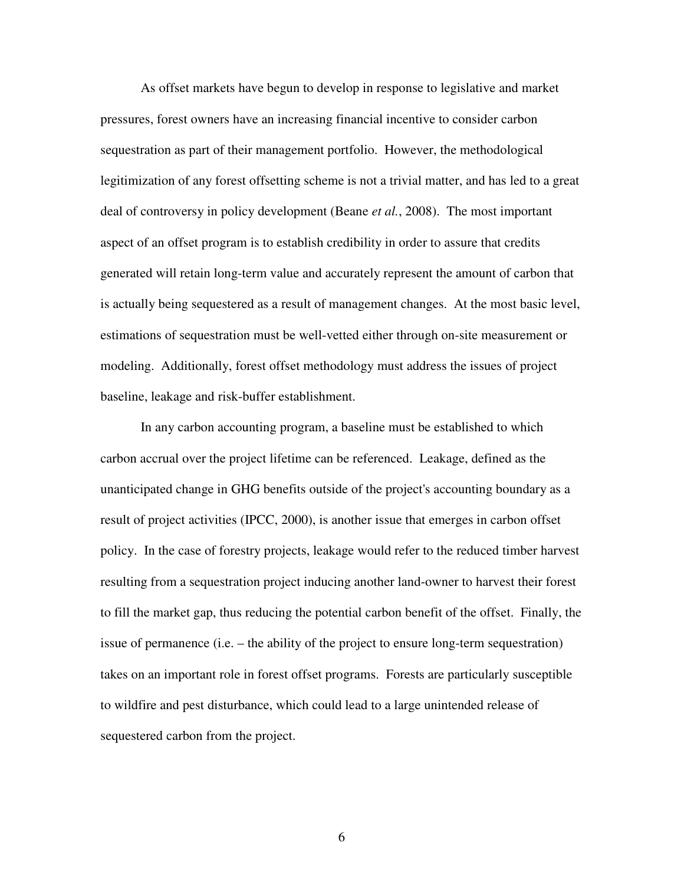As offset markets have begun to develop in response to legislative and market pressures, forest owners have an increasing financial incentive to consider carbon sequestration as part of their management portfolio. However, the methodological legitimization of any forest offsetting scheme is not a trivial matter, and has led to a great deal of controversy in policy development (Beane *et al.*, 2008). The most important aspect of an offset program is to establish credibility in order to assure that credits generated will retain long-term value and accurately represent the amount of carbon that is actually being sequestered as a result of management changes. At the most basic level, estimations of sequestration must be well-vetted either through on-site measurement or modeling. Additionally, forest offset methodology must address the issues of project baseline, leakage and risk-buffer establishment.

In any carbon accounting program, a baseline must be established to which carbon accrual over the project lifetime can be referenced. Leakage, defined as the unanticipated change in GHG benefits outside of the project's accounting boundary as a result of project activities (IPCC, 2000), is another issue that emerges in carbon offset policy. In the case of forestry projects, leakage would refer to the reduced timber harvest resulting from a sequestration project inducing another land-owner to harvest their forest to fill the market gap, thus reducing the potential carbon benefit of the offset. Finally, the issue of permanence (i.e. – the ability of the project to ensure long-term sequestration) takes on an important role in forest offset programs. Forests are particularly susceptible to wildfire and pest disturbance, which could lead to a large unintended release of sequestered carbon from the project.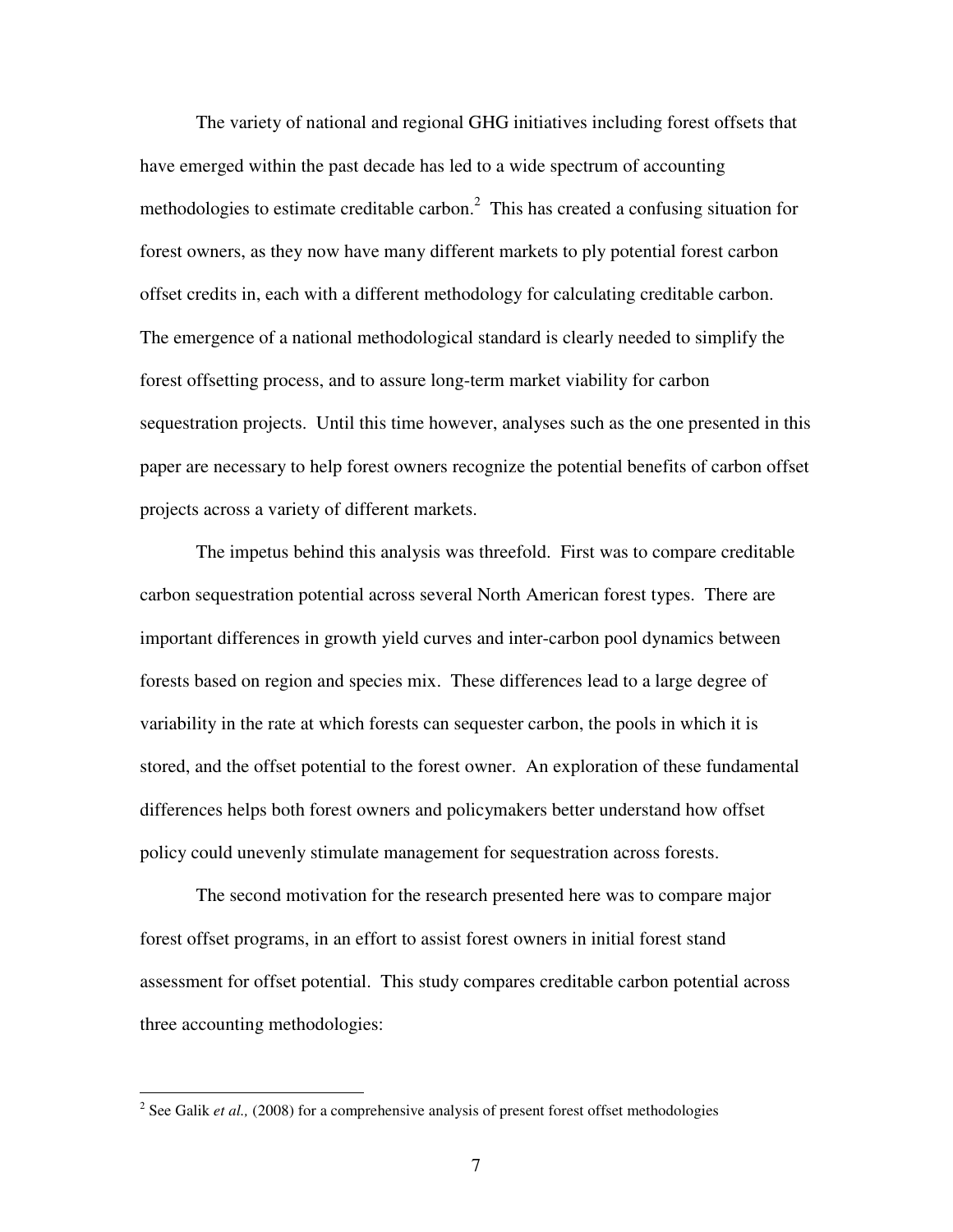The variety of national and regional GHG initiatives including forest offsets that have emerged within the past decade has led to a wide spectrum of accounting methodologies to estimate creditable carbon.[2] This has created a confusing situation for forest owners, as they now have many different markets to ply potential forest carbon offset credits in, each with a different methodology for calculating creditable carbon. The emergence of a national methodological standard is clearly needed to simplify the forest offsetting process, and to assure long-term market viability for carbon sequestration projects. Until this time however, analyses such as the one presented in this paper are necessary to help forest owners recognize the potential benefits of carbon offset projects across a variety of different markets.

The impetus behind this analysis was threefold. First was to compare creditable carbon sequestration potential across several North American forest types. There are important differences in growth yield curves and inter-carbon pool dynamics between forests based on region and species mix. These differences lead to a large degree of variability in the rate at which forests can sequester carbon, the pools in which it is stored, and the offset potential to the forest owner. An exploration of these fundamental differences helps both forest owners and policymakers better understand how offset policy could unevenly stimulate management for sequestration across forests.

The second motivation for the research presented here was to compare major forest offset programs, in an effort to assist forest owners in initial forest stand assessment for offset potential. This study compares creditable carbon potential across three accounting methodologies:

---

[2] See Galik *et al.,* (2008) for a comprehensive analysis of present forest offset methodologies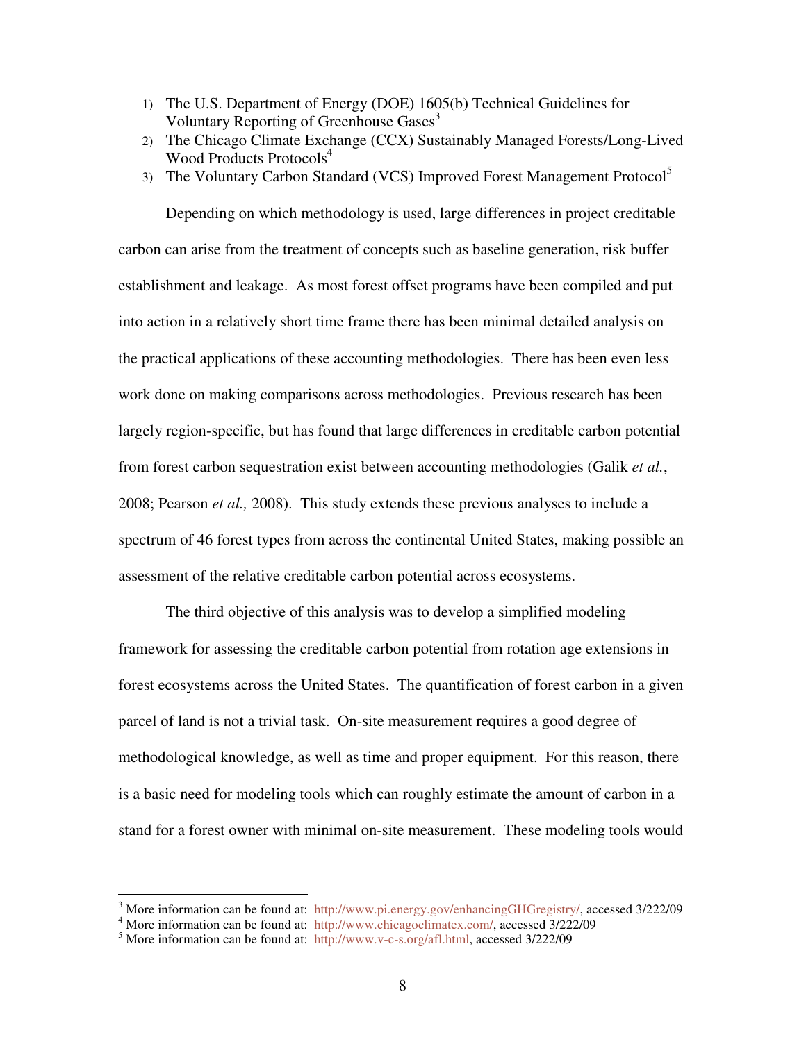1) The U.S. Department of Energy (DOE) 1605(b) Technical Guidelines for Voluntary Reporting of Greenhouse Gases[3]
2) The Chicago Climate Exchange (CCX) Sustainably Managed Forests/Long-Lived Wood Products Protocols[4]
3) The Voluntary Carbon Standard (VCS) Improved Forest Management Protocol[5]

Depending on which methodology is used, large differences in project creditable carbon can arise from the treatment of concepts such as baseline generation, risk buffer establishment and leakage. As most forest offset programs have been compiled and put into action in a relatively short time frame there has been minimal detailed analysis on the practical applications of these accounting methodologies. There has been even less work done on making comparisons across methodologies. Previous research has been largely region-specific, but has found that large differences in creditable carbon potential from forest carbon sequestration exist between accounting methodologies (Galik *et al.*, 2008; Pearson *et al.,* 2008). This study extends these previous analyses to include a spectrum of 46 forest types from across the continental United States, making possible an assessment of the relative creditable carbon potential across ecosystems.

The third objective of this analysis was to develop a simplified modeling framework for assessing the creditable carbon potential from rotation age extensions in forest ecosystems across the United States. The quantification of forest carbon in a given parcel of land is not a trivial task. On-site measurement requires a good degree of methodological knowledge, as well as time and proper equipment. For this reason, there is a basic need for modeling tools which can roughly estimate the amount of carbon in a stand for a forest owner with minimal on-site measurement. These modeling tools would

---

[3] More information can be found at: http://www.pi.energy.gov/enhancingGHGregistry/, accessed 3/222/09

[4] More information can be found at: http://www.chicagoclimatex.com/, accessed 3/222/09

[5] More information can be found at: http://www.v-c-s.org/afl.html, accessed 3/222/09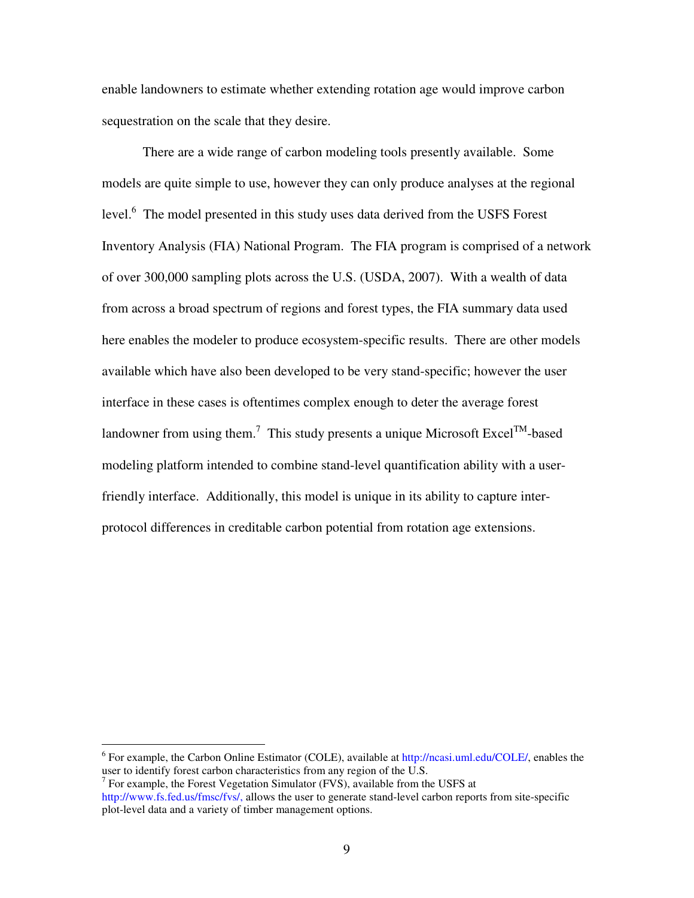enable landowners to estimate whether extending rotation age would improve carbon sequestration on the scale that they desire.

There are a wide range of carbon modeling tools presently available. Some models are quite simple to use, however they can only produce analyses at the regional level.[6] The model presented in this study uses data derived from the USFS Forest Inventory Analysis (FIA) National Program. The FIA program is comprised of a network of over 300,000 sampling plots across the U.S. (USDA, 2007). With a wealth of data from across a broad spectrum of regions and forest types, the FIA summary data used here enables the modeler to produce ecosystem-specific results. There are other models available which have also been developed to be very stand-specific; however the user interface in these cases is oftentimes complex enough to deter the average forest landowner from using them.[7] This study presents a unique Microsoft Excel™-based modeling platform intended to combine stand-level quantification ability with a user-friendly interface. Additionally, this model is unique in its ability to capture inter-protocol differences in creditable carbon potential from rotation age extensions.

---

[6] For example, the Carbon Online Estimator (COLE), available at http://ncasi.uml.edu/COLE/, enables the user to identify forest carbon characteristics from any region of the U.S.

[7] For example, the Forest Vegetation Simulator (FVS), available from the USFS at http://www.fs.fed.us/fmsc/fvs/, allows the user to generate stand-level carbon reports from site-specific plot-level data and a variety of timber management options.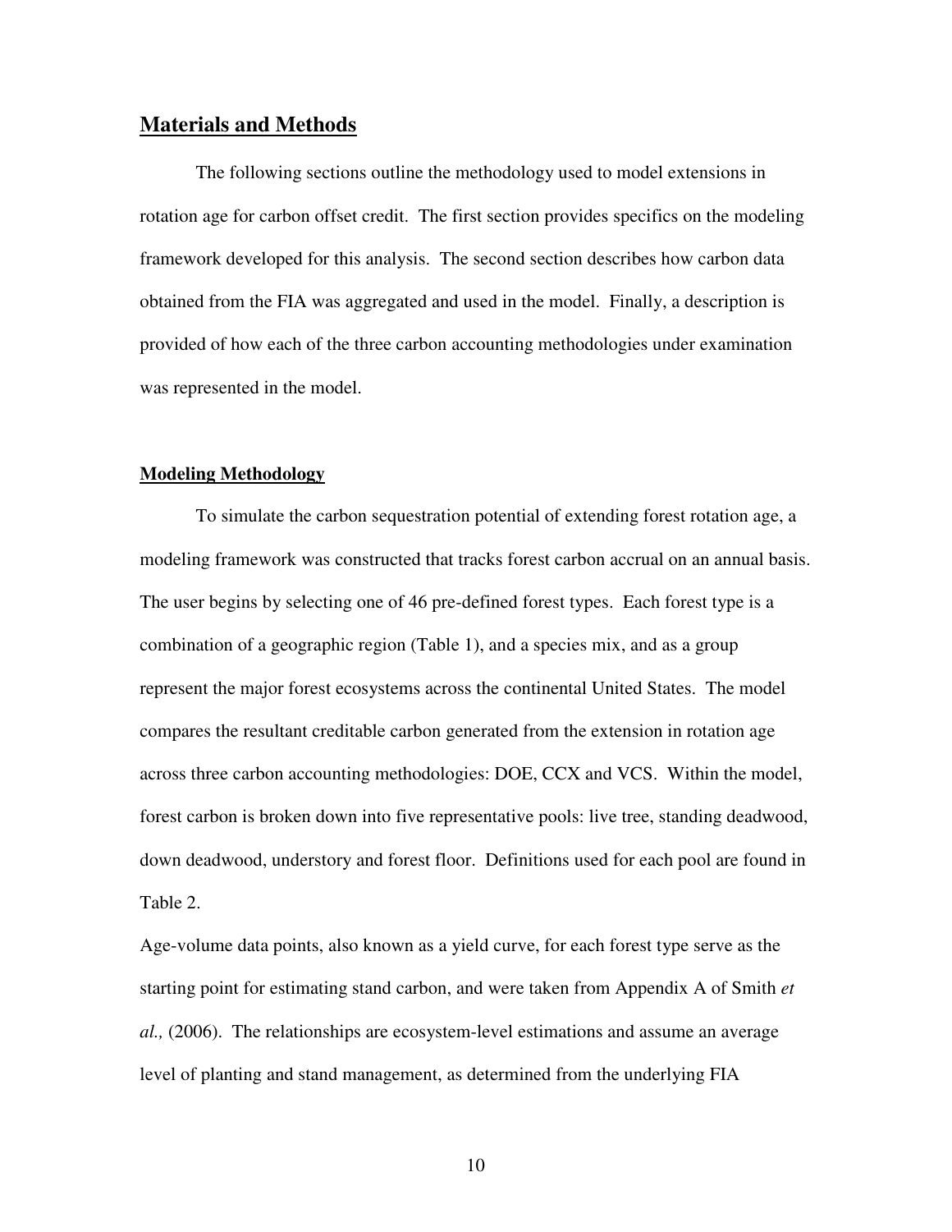## Materials and Methods

The following sections outline the methodology used to model extensions in rotation age for carbon offset credit. The first section provides specifics on the modeling framework developed for this analysis. The second section describes how carbon data obtained from the FIA was aggregated and used in the model. Finally, a description is provided of how each of the three carbon accounting methodologies under examination was represented in the model.

### Modeling Methodology

To simulate the carbon sequestration potential of extending forest rotation age, a modeling framework was constructed that tracks forest carbon accrual on an annual basis. The user begins by selecting one of 46 pre-defined forest types. Each forest type is a combination of a geographic region (Table 1), and a species mix, and as a group represent the major forest ecosystems across the continental United States. The model compares the resultant creditable carbon generated from the extension in rotation age across three carbon accounting methodologies: DOE, CCX and VCS. Within the model, forest carbon is broken down into five representative pools: live tree, standing deadwood, down deadwood, understory and forest floor. Definitions used for each pool are found in Table 2.

Age-volume data points, also known as a yield curve, for each forest type serve as the starting point for estimating stand carbon, and were taken from Appendix A of Smith *et al.,* (2006). The relationships are ecosystem-level estimations and assume an average level of planting and stand management, as determined from the underlying FIA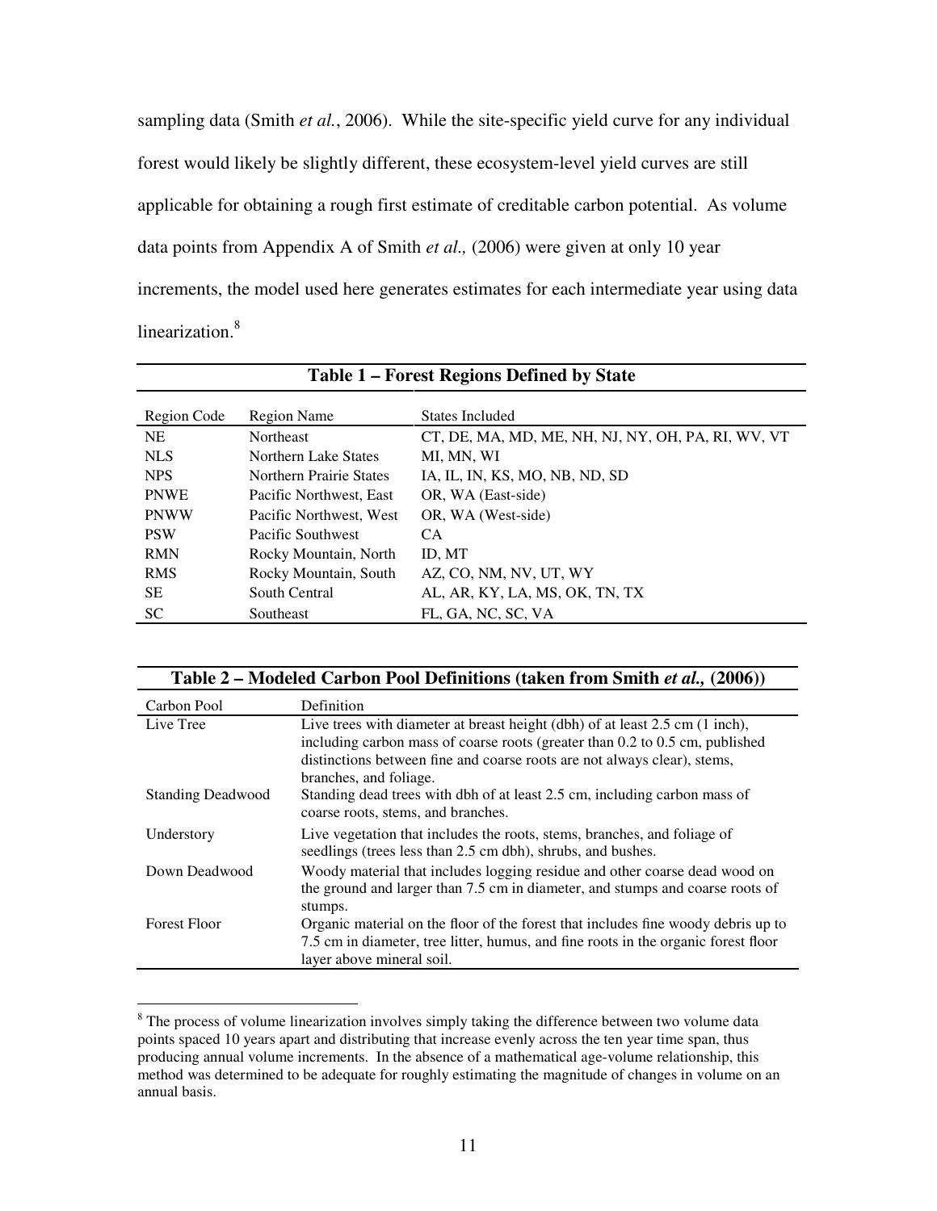sampling data (Smith *et al.*, 2006). While the site-specific yield curve for any individual forest would likely be slightly different, these ecosystem-level yield curves are still applicable for obtaining a rough first estimate of creditable carbon potential. As volume data points from Appendix A of Smith *et al.,* (2006) were given at only 10 year increments, the model used here generates estimates for each intermediate year using data linearization.[8]

**Table 1 – Forest Regions Defined by State**

| Region Code | Region Name | States Included |
|---|---|---|
| NE | Northeast | CT, DE, MA, MD, ME, NH, NJ, NY, OH, PA, RI, WV, VT |
| NLS | Northern Lake States | MI, MN, WI |
| NPS | Northern Prairie States | IA, IL, IN, KS, MO, NB, ND, SD |
| PNWE | Pacific Northwest, East | OR, WA (East-side) |
| PNWW | Pacific Northwest, West | OR, WA (West-side) |
| PSW | Pacific Southwest | CA |
| RMN | Rocky Mountain, North | ID, MT |
| RMS | Rocky Mountain, South | AZ, CO, NM, NV, UT, WY |
| SE | South Central | AL, AR, KY, LA, MS, OK, TN, TX |
| SC | Southeast | FL, GA, NC, SC, VA |

**Table 2 – Modeled Carbon Pool Definitions (taken from Smith *et al.,* (2006))**

| Carbon Pool | Definition |
|---|---|
| Live Tree | Live trees with diameter at breast height (dbh) of at least 2.5 cm (1 inch), including carbon mass of coarse roots (greater than 0.2 to 0.5 cm, published distinctions between fine and coarse roots are not always clear), stems, branches, and foliage. |
| Standing Deadwood | Standing dead trees with dbh of at least 2.5 cm, including carbon mass of coarse roots, stems, and branches. |
| Understory | Live vegetation that includes the roots, stems, branches, and foliage of seedlings (trees less than 2.5 cm dbh), shrubs, and bushes. |
| Down Deadwood | Woody material that includes logging residue and other coarse dead wood on the ground and larger than 7.5 cm in diameter, and stumps and coarse roots of stumps. |
| Forest Floor | Organic material on the floor of the forest that includes fine woody debris up to 7.5 cm in diameter, tree litter, humus, and fine roots in the organic forest floor layer above mineral soil. |

[8] The process of volume linearization involves simply taking the difference between two volume data points spaced 10 years apart and distributing that increase evenly across the ten year time span, thus producing annual volume increments. In the absence of a mathematical age-volume relationship, this method was determined to be adequate for roughly estimating the magnitude of changes in volume on an annual basis.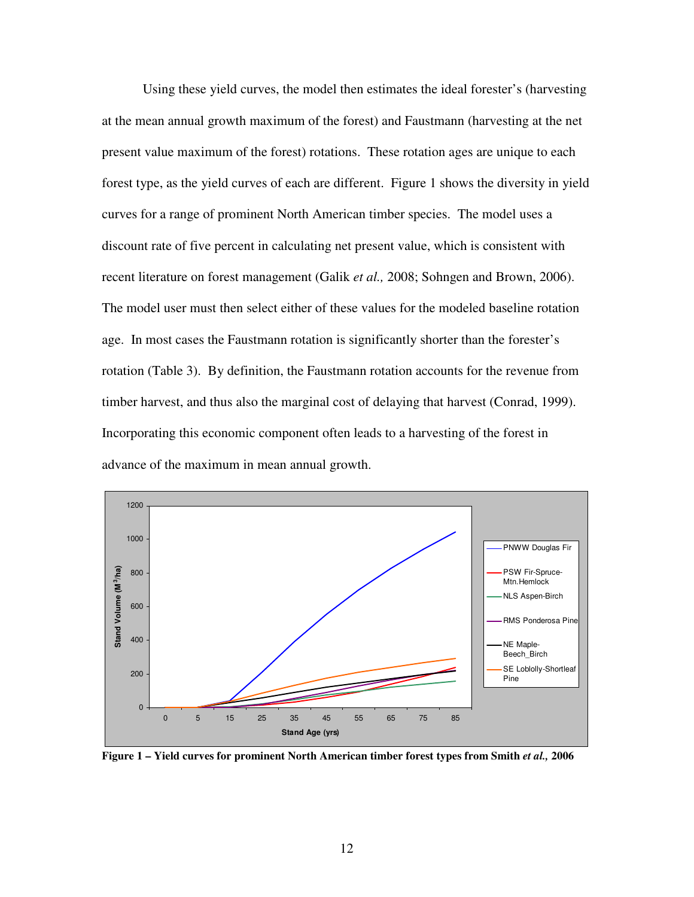Using these yield curves, the model then estimates the ideal forester's (harvesting at the mean annual growth maximum of the forest) and Faustmann (harvesting at the net present value maximum of the forest) rotations. These rotation ages are unique to each forest type, as the yield curves of each are different. Figure 1 shows the diversity in yield curves for a range of prominent North American timber species. The model uses a discount rate of five percent in calculating net present value, which is consistent with recent literature on forest management (Galik *et al.,* 2008; Sohngen and Brown, 2006). The model user must then select either of these values for the modeled baseline rotation age. In most cases the Faustmann rotation is significantly shorter than the forester's rotation (Table 3). By definition, the Faustmann rotation accounts for the revenue from timber harvest, and thus also the marginal cost of delaying that harvest (Conrad, 1999). Incorporating this economic component often leads to a harvesting of the forest in advance of the maximum in mean annual growth.

**Figure 1 – Yield curves for prominent North American timber forest types from Smith *et al.,* 2006**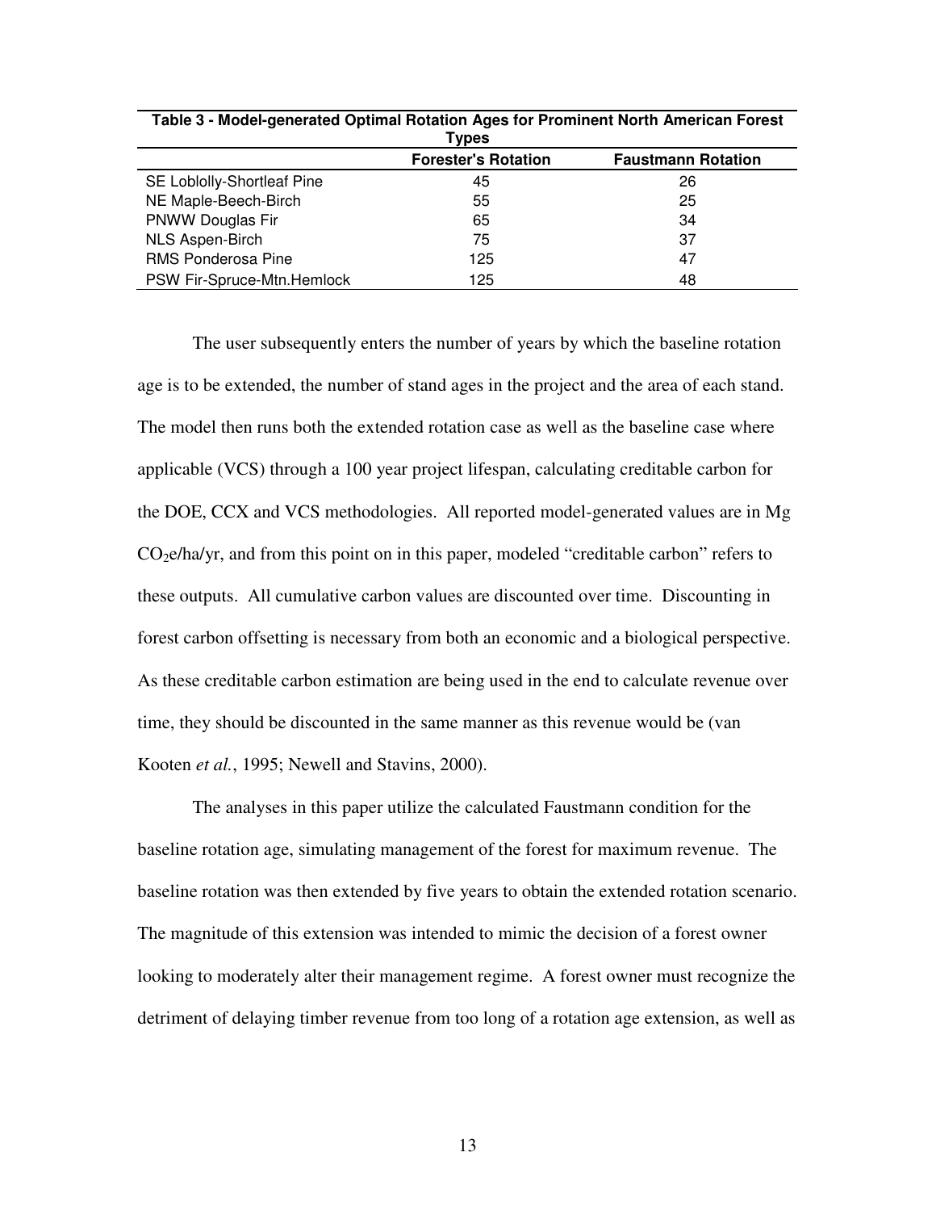**Table 3 - Model-generated Optimal Rotation Ages for Prominent North American Forest Types**

| | Forester's Rotation | Faustmann Rotation |
|---|---|---|
| SE Loblolly-Shortleaf Pine | 45 | 26 |
| NE Maple-Beech-Birch | 55 | 25 |
| PNWW Douglas Fir | 65 | 34 |
| NLS Aspen-Birch | 75 | 37 |
| RMS Ponderosa Pine | 125 | 47 |
| PSW Fir-Spruce-Mtn.Hemlock | 125 | 48 |

The user subsequently enters the number of years by which the baseline rotation age is to be extended, the number of stand ages in the project and the area of each stand. The model then runs both the extended rotation case as well as the baseline case where applicable (VCS) through a 100 year project lifespan, calculating creditable carbon for the DOE, CCX and VCS methodologies. All reported model-generated values are in Mg $CO_2$e/ha/yr, and from this point on in this paper, modeled "creditable carbon" refers to these outputs. All cumulative carbon values are discounted over time. Discounting in forest carbon offsetting is necessary from both an economic and a biological perspective. As these creditable carbon estimation are being used in the end to calculate revenue over time, they should be discounted in the same manner as this revenue would be (van Kooten *et al.*, 1995; Newell and Stavins, 2000).

The analyses in this paper utilize the calculated Faustmann condition for the baseline rotation age, simulating management of the forest for maximum revenue. The baseline rotation was then extended by five years to obtain the extended rotation scenario. The magnitude of this extension was intended to mimic the decision of a forest owner looking to moderately alter their management regime. A forest owner must recognize the detriment of delaying timber revenue from too long of a rotation age extension, as well as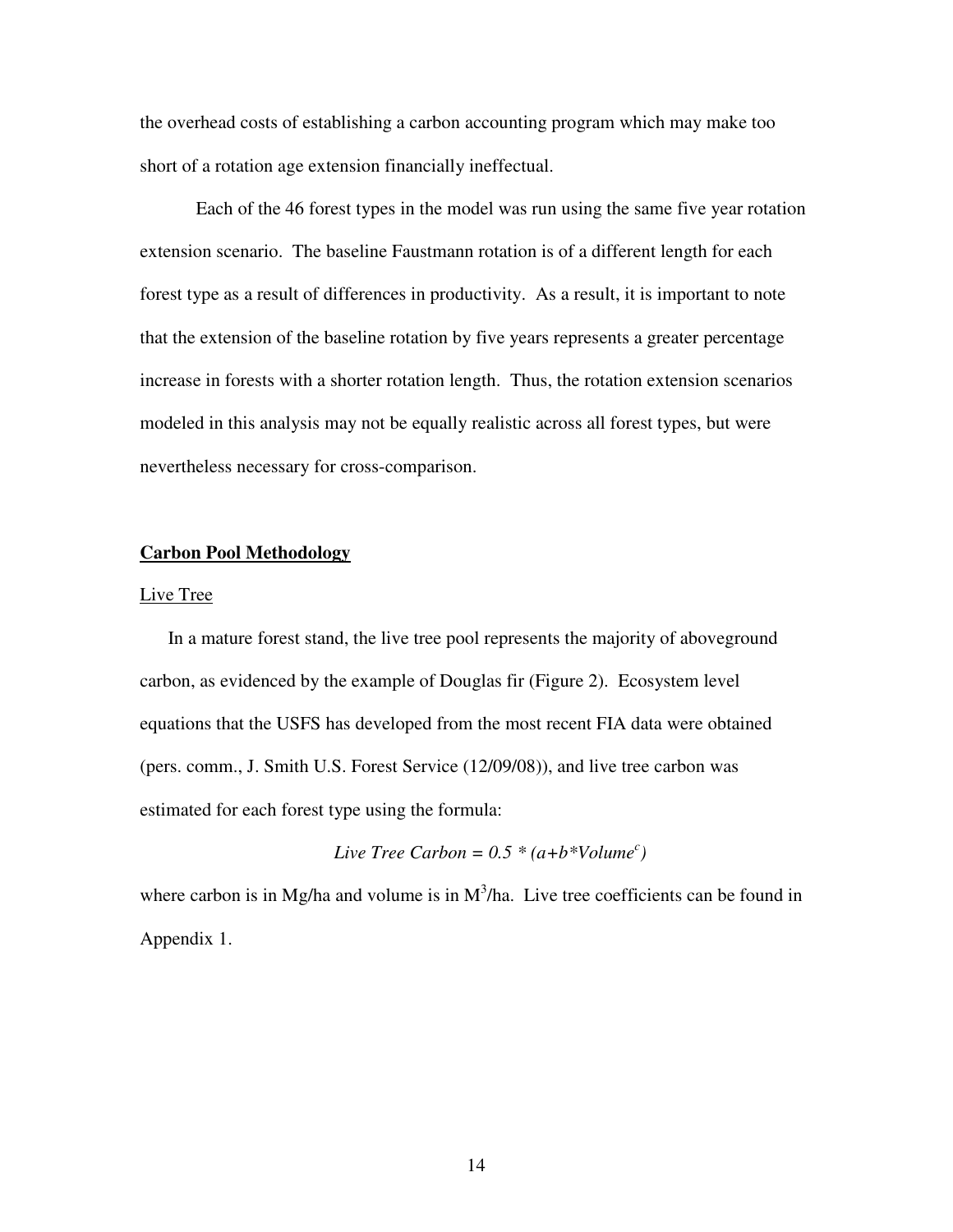the overhead costs of establishing a carbon accounting program which may make too short of a rotation age extension financially ineffectual.

Each of the 46 forest types in the model was run using the same five year rotation extension scenario. The baseline Faustmann rotation is of a different length for each forest type as a result of differences in productivity. As a result, it is important to note that the extension of the baseline rotation by five years represents a greater percentage increase in forests with a shorter rotation length. Thus, the rotation extension scenarios modeled in this analysis may not be equally realistic across all forest types, but were nevertheless necessary for cross-comparison.

## **Carbon Pool Methodology**

### Live Tree

In a mature forest stand, the live tree pool represents the majority of aboveground carbon, as evidenced by the example of Douglas fir (Figure 2). Ecosystem level equations that the USFS has developed from the most recent FIA data were obtained (pers. comm., J. Smith U.S. Forest Service (12/09/08)), and live tree carbon was estimated for each forest type using the formula:

$$Live\ Tree\ Carbon = 0.5 * (a + b * Volume^{c})$$

where carbon is in Mg/ha and volume is in $M^3$/ha. Live tree coefficients can be found in Appendix 1.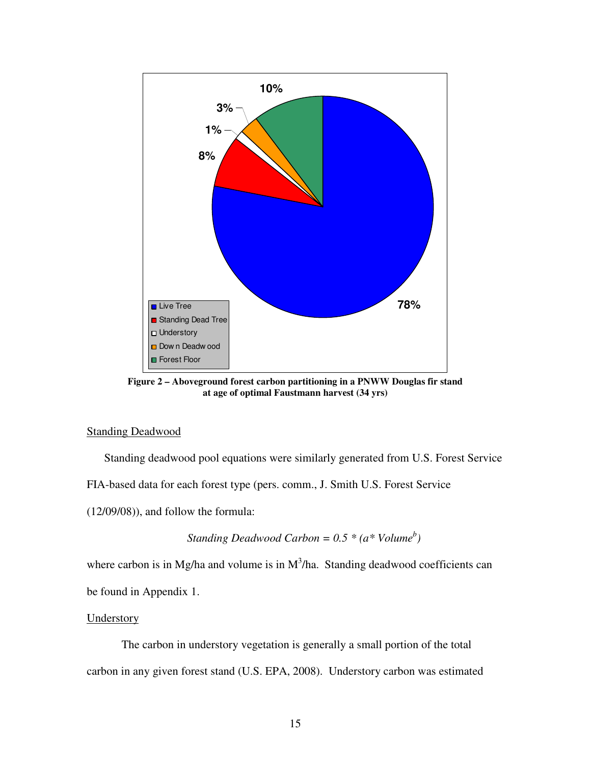**Figure 2 – Aboveground forest carbon partitioning in a PNWW Douglas fir stand at age of optimal Faustmann harvest (34 yrs)**

Standing Deadwood

Standing deadwood pool equations were similarly generated from U.S. Forest Service FIA-based data for each forest type (pers. comm., J. Smith U.S. Forest Service (12/09/08)), and follow the formula:

$$\textit{Standing Deadwood Carbon} = 0.5 * (a * \textit{Volume}^b)$$

where carbon is in Mg/ha and volume is in $M^3$/ha. Standing deadwood coefficients can be found in Appendix 1.

Understory

The carbon in understory vegetation is generally a small portion of the total carbon in any given forest stand (U.S. EPA, 2008). Understory carbon was estimated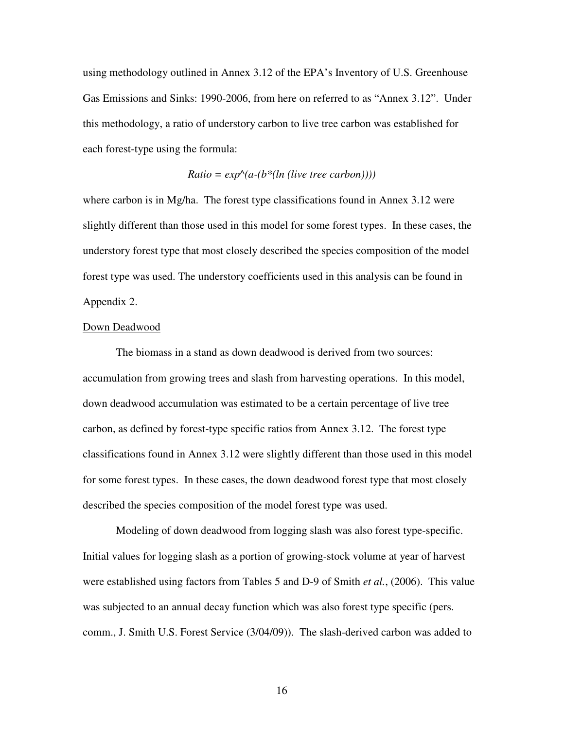using methodology outlined in Annex 3.12 of the EPA's Inventory of U.S. Greenhouse Gas Emissions and Sinks: 1990-2006, from here on referred to as "Annex 3.12". Under this methodology, a ratio of understory carbon to live tree carbon was established for each forest-type using the formula:

$$Ratio = exp^{(a-(b*(\ln(\text{live tree carbon}))))}$$

where carbon is in Mg/ha. The forest type classifications found in Annex 3.12 were slightly different than those used in this model for some forest types. In these cases, the understory forest type that most closely described the species composition of the model forest type was used. The understory coefficients used in this analysis can be found in Appendix 2.

Down Deadwood

The biomass in a stand as down deadwood is derived from two sources: accumulation from growing trees and slash from harvesting operations. In this model, down deadwood accumulation was estimated to be a certain percentage of live tree carbon, as defined by forest-type specific ratios from Annex 3.12. The forest type classifications found in Annex 3.12 were slightly different than those used in this model for some forest types. In these cases, the down deadwood forest type that most closely described the species composition of the model forest type was used.

Modeling of down deadwood from logging slash was also forest type-specific. Initial values for logging slash as a portion of growing-stock volume at year of harvest were established using factors from Tables 5 and D-9 of Smith *et al.*, (2006). This value was subjected to an annual decay function which was also forest type specific (pers. comm., J. Smith U.S. Forest Service (3/04/09)). The slash-derived carbon was added to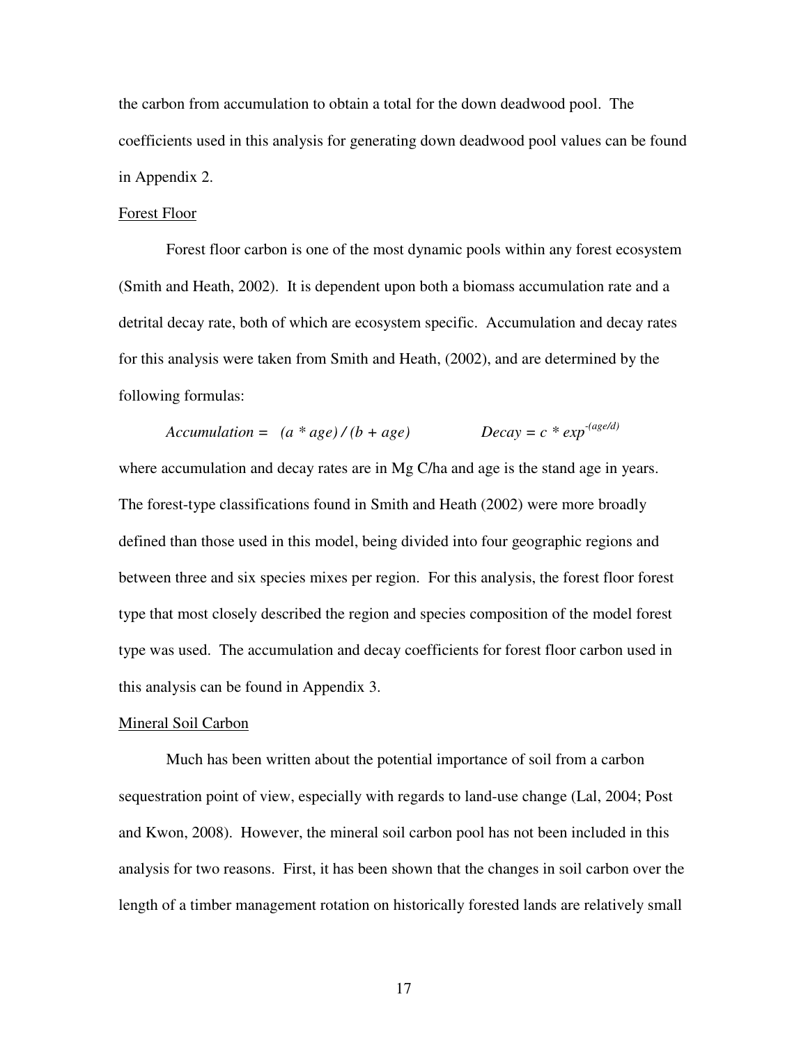the carbon from accumulation to obtain a total for the down deadwood pool. The coefficients used in this analysis for generating down deadwood pool values can be found in Appendix 2.

<u>Forest Floor</u>

Forest floor carbon is one of the most dynamic pools within any forest ecosystem (Smith and Heath, 2002). It is dependent upon both a biomass accumulation rate and a detrital decay rate, both of which are ecosystem specific. Accumulation and decay rates for this analysis were taken from Smith and Heath, (2002), and are determined by the following formulas:

$$Accumulation = (a * age) / (b + age) \qquad\qquad Decay = c * exp^{-(age/d)}$$

where accumulation and decay rates are in Mg C/ha and age is the stand age in years. The forest-type classifications found in Smith and Heath (2002) were more broadly defined than those used in this model, being divided into four geographic regions and between three and six species mixes per region. For this analysis, the forest floor forest type that most closely described the region and species composition of the model forest type was used. The accumulation and decay coefficients for forest floor carbon used in this analysis can be found in Appendix 3.

<u>Mineral Soil Carbon</u>

Much has been written about the potential importance of soil from a carbon sequestration point of view, especially with regards to land-use change (Lal, 2004; Post and Kwon, 2008). However, the mineral soil carbon pool has not been included in this analysis for two reasons. First, it has been shown that the changes in soil carbon over the length of a timber management rotation on historically forested lands are relatively small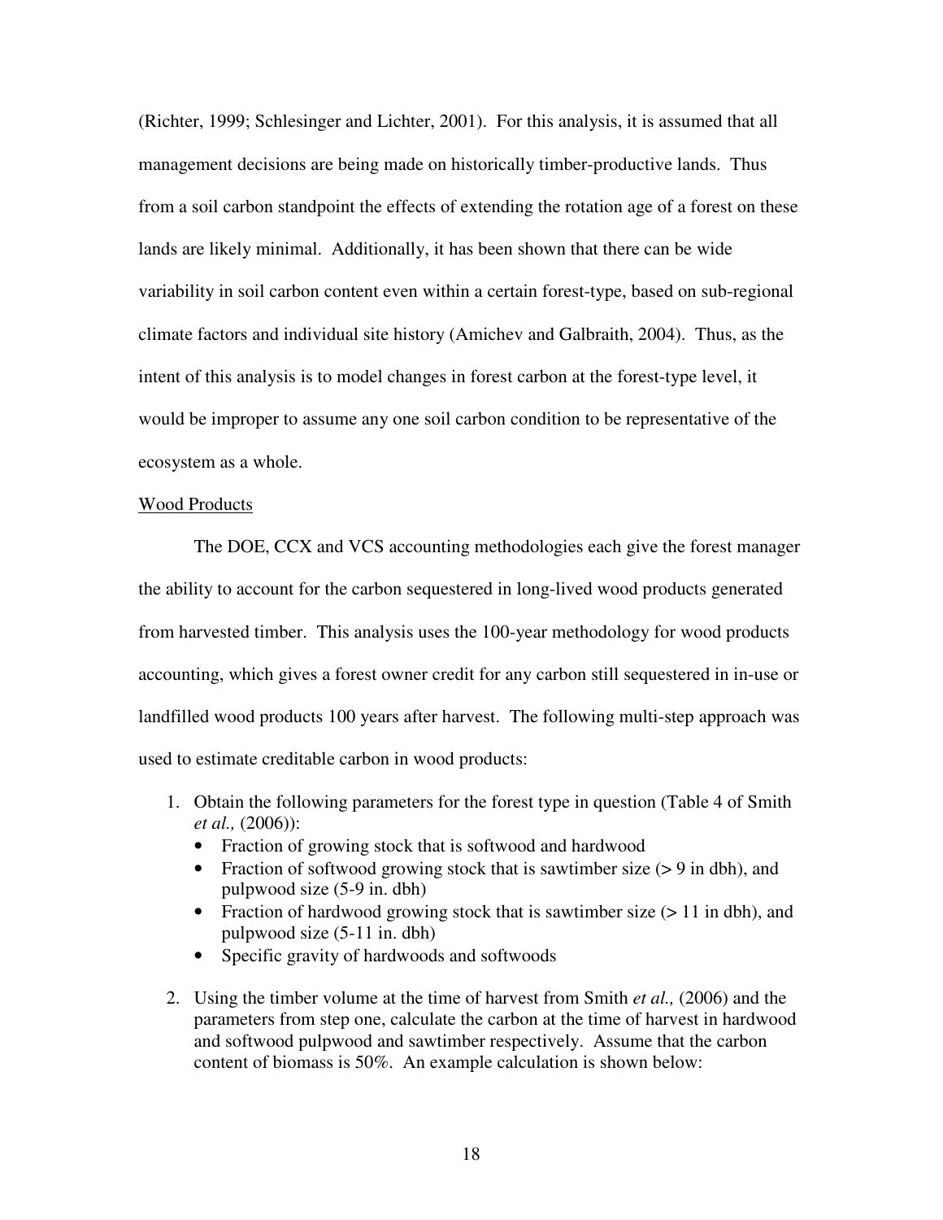(Richter, 1999; Schlesinger and Lichter, 2001). For this analysis, it is assumed that all management decisions are being made on historically timber-productive lands. Thus from a soil carbon standpoint the effects of extending the rotation age of a forest on these lands are likely minimal. Additionally, it has been shown that there can be wide variability in soil carbon content even within a certain forest-type, based on sub-regional climate factors and individual site history (Amichev and Galbraith, 2004). Thus, as the intent of this analysis is to model changes in forest carbon at the forest-type level, it would be improper to assume any one soil carbon condition to be representative of the ecosystem as a whole.

<u>Wood Products</u>

The DOE, CCX and VCS accounting methodologies each give the forest manager the ability to account for the carbon sequestered in long-lived wood products generated from harvested timber. This analysis uses the 100-year methodology for wood products accounting, which gives a forest owner credit for any carbon still sequestered in in-use or landfilled wood products 100 years after harvest. The following multi-step approach was used to estimate creditable carbon in wood products:

1. Obtain the following parameters for the forest type in question (Table 4 of Smith *et al.,* (2006)):
   - Fraction of growing stock that is softwood and hardwood
   - Fraction of softwood growing stock that is sawtimber size (> 9 in dbh), and pulpwood size (5-9 in. dbh)
   - Fraction of hardwood growing stock that is sawtimber size (> 11 in dbh), and pulpwood size (5-11 in. dbh)
   - Specific gravity of hardwoods and softwoods
2. Using the timber volume at the time of harvest from Smith *et al.,* (2006) and the parameters from step one, calculate the carbon at the time of harvest in hardwood and softwood pulpwood and sawtimber respectively. Assume that the carbon content of biomass is 50%. An example calculation is shown below: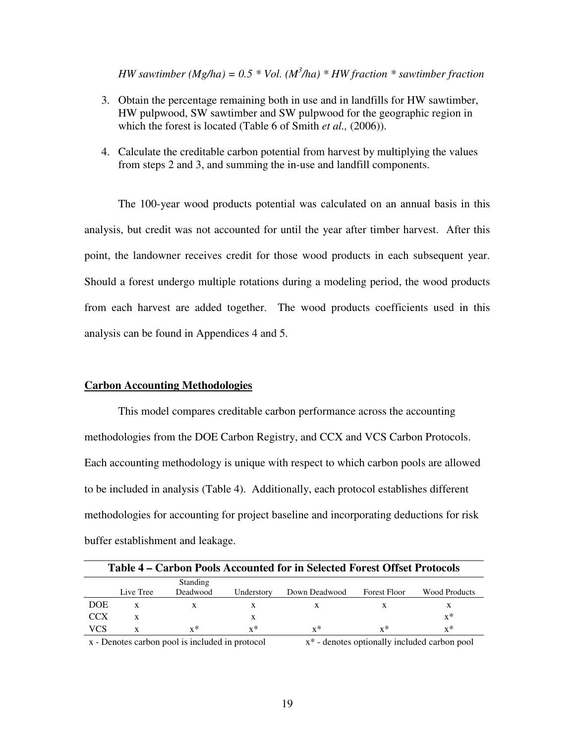*HW sawtimber (Mg/ha) = 0.5 * Vol. ($M^3$/ha) * HW fraction * sawtimber fraction*

3. Obtain the percentage remaining both in use and in landfills for HW sawtimber, HW pulpwood, SW sawtimber and SW pulpwood for the geographic region in which the forest is located (Table 6 of Smith *et al.,* (2006)).
4. Calculate the creditable carbon potential from harvest by multiplying the values from steps 2 and 3, and summing the in-use and landfill components.

The 100-year wood products potential was calculated on an annual basis in this analysis, but credit was not accounted for until the year after timber harvest. After this point, the landowner receives credit for those wood products in each subsequent year. Should a forest undergo multiple rotations during a modeling period, the wood products from each harvest are added together. The wood products coefficients used in this analysis can be found in Appendices 4 and 5.

**Carbon Accounting Methodologies**

This model compares creditable carbon performance across the accounting methodologies from the DOE Carbon Registry, and CCX and VCS Carbon Protocols. Each accounting methodology is unique with respect to which carbon pools are allowed to be included in analysis (Table 4). Additionally, each protocol establishes different methodologies for accounting for project baseline and incorporating deductions for risk buffer establishment and leakage.

**Table 4 – Carbon Pools Accounted for in Selected Forest Offset Protocols**

| | Live Tree | Standing Deadwood | Understory | Down Deadwood | Forest Floor | Wood Products |
|---|---|---|---|---|---|---|
| DOE | x | x | x | x | x | x |
| CCX | x | | x | | | x* |
| VCS | x | x* | x* | x* | x* | x* |

x - Denotes carbon pool is included in protocol    x* - denotes optionally included carbon pool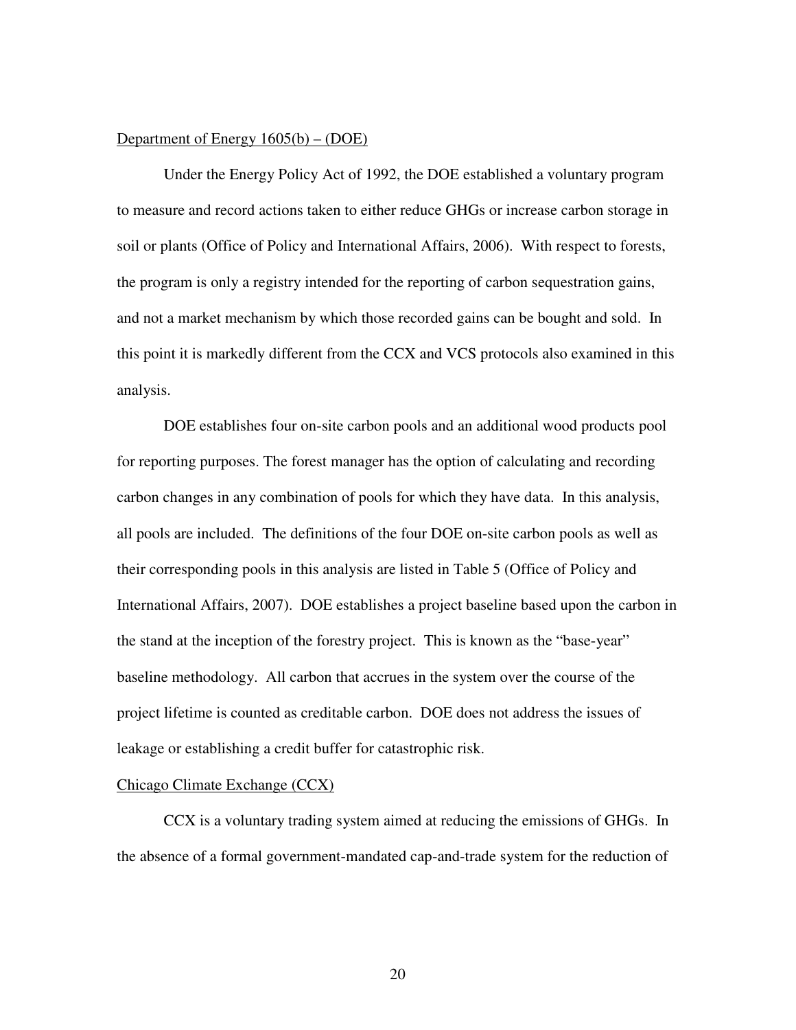<u>Department of Energy 1605(b) – (DOE)</u>

Under the Energy Policy Act of 1992, the DOE established a voluntary program to measure and record actions taken to either reduce GHGs or increase carbon storage in soil or plants (Office of Policy and International Affairs, 2006). With respect to forests, the program is only a registry intended for the reporting of carbon sequestration gains, and not a market mechanism by which those recorded gains can be bought and sold. In this point it is markedly different from the CCX and VCS protocols also examined in this analysis.

DOE establishes four on-site carbon pools and an additional wood products pool for reporting purposes. The forest manager has the option of calculating and recording carbon changes in any combination of pools for which they have data. In this analysis, all pools are included. The definitions of the four DOE on-site carbon pools as well as their corresponding pools in this analysis are listed in Table 5 (Office of Policy and International Affairs, 2007). DOE establishes a project baseline based upon the carbon in the stand at the inception of the forestry project. This is known as the "base-year" baseline methodology. All carbon that accrues in the system over the course of the project lifetime is counted as creditable carbon. DOE does not address the issues of leakage or establishing a credit buffer for catastrophic risk.

<u>Chicago Climate Exchange (CCX)</u>

CCX is a voluntary trading system aimed at reducing the emissions of GHGs. In the absence of a formal government-mandated cap-and-trade system for the reduction of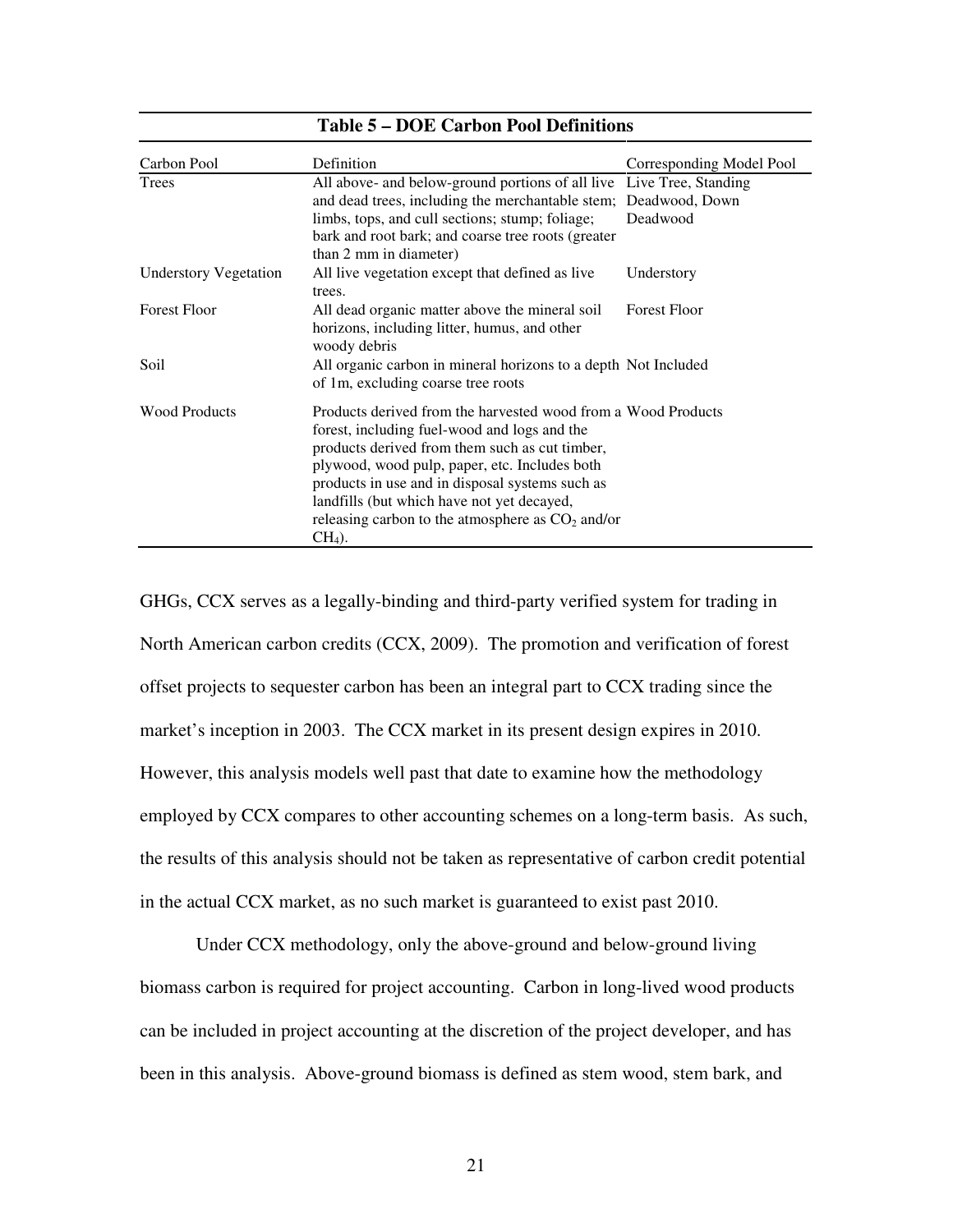**Table 5 – DOE Carbon Pool Definitions**

| Carbon Pool | Definition | Corresponding Model Pool |
|---|---|---|
| Trees | All above- and below-ground portions of all live and dead trees, including the merchantable stem; limbs, tops, and cull sections; stump; foliage; bark and root bark; and coarse tree roots (greater than 2 mm in diameter) | Live Tree, Standing Deadwood, Down Deadwood |
| Understory Vegetation | All live vegetation except that defined as live trees. | Understory |
| Forest Floor | All dead organic matter above the mineral soil horizons, including litter, humus, and other woody debris | Forest Floor |
| Soil | All organic carbon in mineral horizons to a depth of 1m, excluding coarse tree roots | Not Included |
| Wood Products | Products derived from the harvested wood from a forest, including fuel-wood and logs and the products derived from them such as cut timber, plywood, wood pulp, paper, etc. Includes both products in use and in disposal systems such as landfills (but which have not yet decayed, releasing carbon to the atmosphere as $CO_2$ and/or $CH_4$). | Wood Products |

GHGs, CCX serves as a legally-binding and third-party verified system for trading in North American carbon credits (CCX, 2009). The promotion and verification of forest offset projects to sequester carbon has been an integral part to CCX trading since the market's inception in 2003. The CCX market in its present design expires in 2010. However, this analysis models well past that date to examine how the methodology employed by CCX compares to other accounting schemes on a long-term basis. As such, the results of this analysis should not be taken as representative of carbon credit potential in the actual CCX market, as no such market is guaranteed to exist past 2010.

Under CCX methodology, only the above-ground and below-ground living biomass carbon is required for project accounting. Carbon in long-lived wood products can be included in project accounting at the discretion of the project developer, and has been in this analysis. Above-ground biomass is defined as stem wood, stem bark, and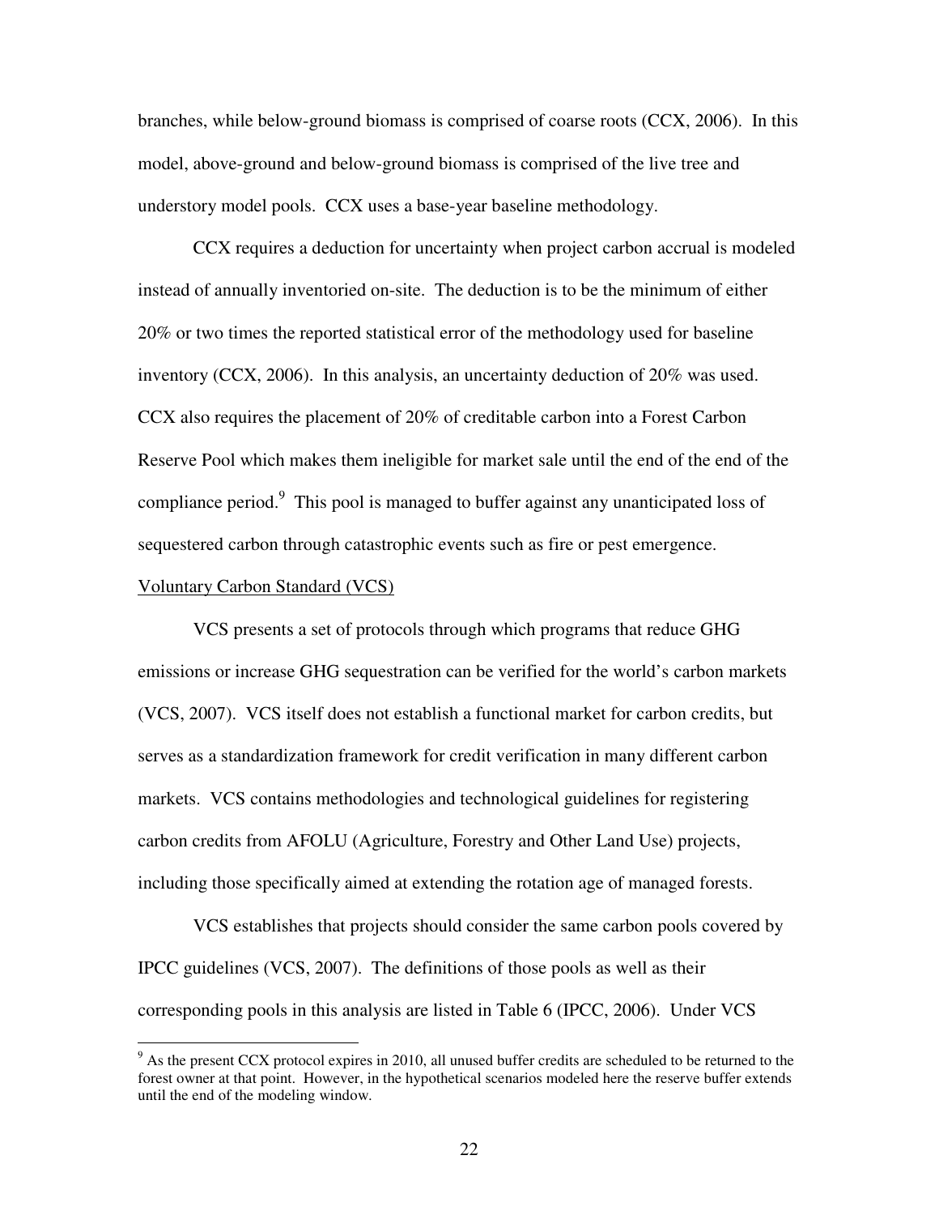branches, while below-ground biomass is comprised of coarse roots (CCX, 2006). In this model, above-ground and below-ground biomass is comprised of the live tree and understory model pools. CCX uses a base-year baseline methodology.

CCX requires a deduction for uncertainty when project carbon accrual is modeled instead of annually inventoried on-site. The deduction is to be the minimum of either 20% or two times the reported statistical error of the methodology used for baseline inventory (CCX, 2006). In this analysis, an uncertainty deduction of 20% was used. CCX also requires the placement of 20% of creditable carbon into a Forest Carbon Reserve Pool which makes them ineligible for market sale until the end of the end of the compliance period.[9] This pool is managed to buffer against any unanticipated loss of sequestered carbon through catastrophic events such as fire or pest emergence.

Voluntary Carbon Standard (VCS)

VCS presents a set of protocols through which programs that reduce GHG emissions or increase GHG sequestration can be verified for the world's carbon markets (VCS, 2007). VCS itself does not establish a functional market for carbon credits, but serves as a standardization framework for credit verification in many different carbon markets. VCS contains methodologies and technological guidelines for registering carbon credits from AFOLU (Agriculture, Forestry and Other Land Use) projects, including those specifically aimed at extending the rotation age of managed forests.

VCS establishes that projects should consider the same carbon pools covered by IPCC guidelines (VCS, 2007). The definitions of those pools as well as their corresponding pools in this analysis are listed in Table 6 (IPCC, 2006). Under VCS

[9] As the present CCX protocol expires in 2010, all unused buffer credits are scheduled to be returned to the forest owner at that point. However, in the hypothetical scenarios modeled here the reserve buffer extends until the end of the modeling window.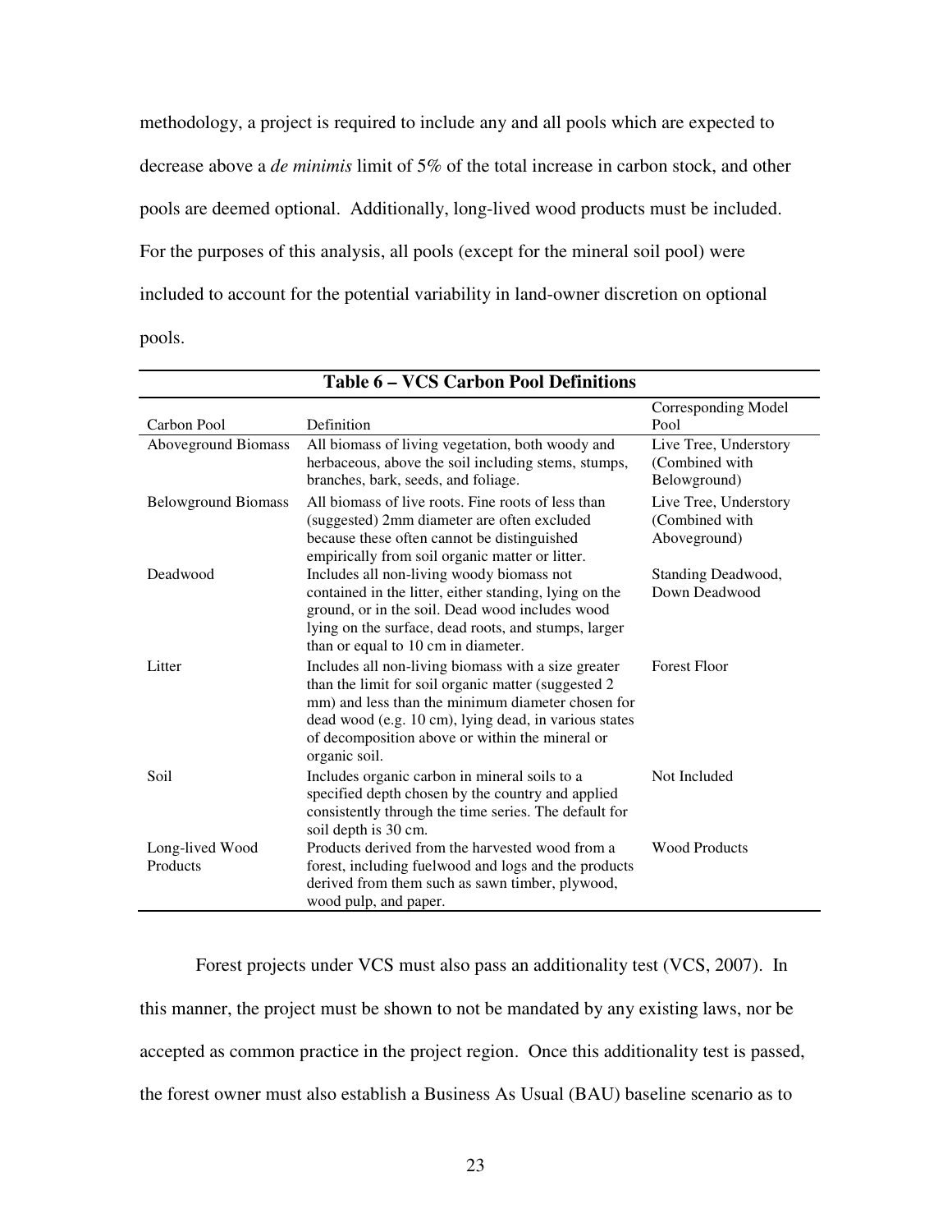methodology, a project is required to include any and all pools which are expected to decrease above a *de minimis* limit of 5% of the total increase in carbon stock, and other pools are deemed optional. Additionally, long-lived wood products must be included. For the purposes of this analysis, all pools (except for the mineral soil pool) were included to account for the potential variability in land-owner discretion on optional pools.

**Table 6 – VCS Carbon Pool Definitions**

| Carbon Pool | Definition | Corresponding Model Pool |
|---|---|---|
| Aboveground Biomass | All biomass of living vegetation, both woody and herbaceous, above the soil including stems, stumps, branches, bark, seeds, and foliage. | Live Tree, Understory (Combined with Belowground) |
| Belowground Biomass | All biomass of live roots. Fine roots of less than (suggested) 2mm diameter are often excluded because these often cannot be distinguished empirically from soil organic matter or litter. | Live Tree, Understory (Combined with Aboveground) |
| Deadwood | Includes all non-living woody biomass not contained in the litter, either standing, lying on the ground, or in the soil. Dead wood includes wood lying on the surface, dead roots, and stumps, larger than or equal to 10 cm in diameter. | Standing Deadwood, Down Deadwood |
| Litter | Includes all non-living biomass with a size greater than the limit for soil organic matter (suggested 2 mm) and less than the minimum diameter chosen for dead wood (e.g. 10 cm), lying dead, in various states of decomposition above or within the mineral or organic soil. | Forest Floor |
| Soil | Includes organic carbon in mineral soils to a specified depth chosen by the country and applied consistently through the time series. The default for soil depth is 30 cm. | Not Included |
| Long-lived Wood Products | Products derived from the harvested wood from a forest, including fuelwood and logs and the products derived from them such as sawn timber, plywood, wood pulp, and paper. | Wood Products |

Forest projects under VCS must also pass an additionality test (VCS, 2007). In this manner, the project must be shown to not be mandated by any existing laws, nor be accepted as common practice in the project region. Once this additionality test is passed, the forest owner must also establish a Business As Usual (BAU) baseline scenario as to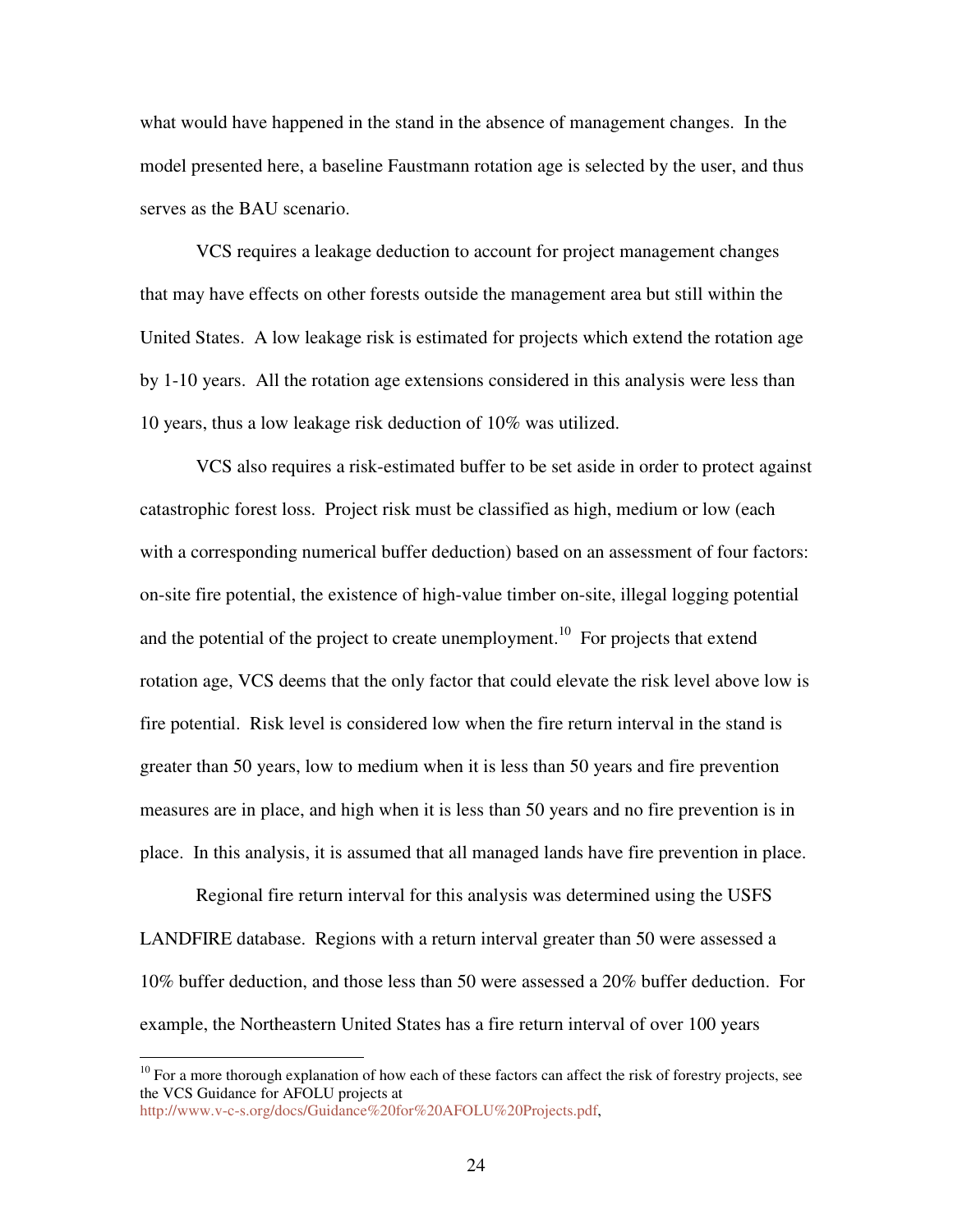what would have happened in the stand in the absence of management changes. In the model presented here, a baseline Faustmann rotation age is selected by the user, and thus serves as the BAU scenario.

VCS requires a leakage deduction to account for project management changes that may have effects on other forests outside the management area but still within the United States. A low leakage risk is estimated for projects which extend the rotation age by 1-10 years. All the rotation age extensions considered in this analysis were less than 10 years, thus a low leakage risk deduction of 10% was utilized.

VCS also requires a risk-estimated buffer to be set aside in order to protect against catastrophic forest loss. Project risk must be classified as high, medium or low (each with a corresponding numerical buffer deduction) based on an assessment of four factors: on-site fire potential, the existence of high-value timber on-site, illegal logging potential and the potential of the project to create unemployment.[10] For projects that extend rotation age, VCS deems that the only factor that could elevate the risk level above low is fire potential. Risk level is considered low when the fire return interval in the stand is greater than 50 years, low to medium when it is less than 50 years and fire prevention measures are in place, and high when it is less than 50 years and no fire prevention is in place. In this analysis, it is assumed that all managed lands have fire prevention in place.

Regional fire return interval for this analysis was determined using the USFS LANDFIRE database. Regions with a return interval greater than 50 were assessed a 10% buffer deduction, and those less than 50 were assessed a 20% buffer deduction. For example, the Northeastern United States has a fire return interval of over 100 years

---

[10] For a more thorough explanation of how each of these factors can affect the risk of forestry projects, see the VCS Guidance for AFOLU projects at http://www.v-c-s.org/docs/Guidance%20for%20AFOLU%20Projects.pdf,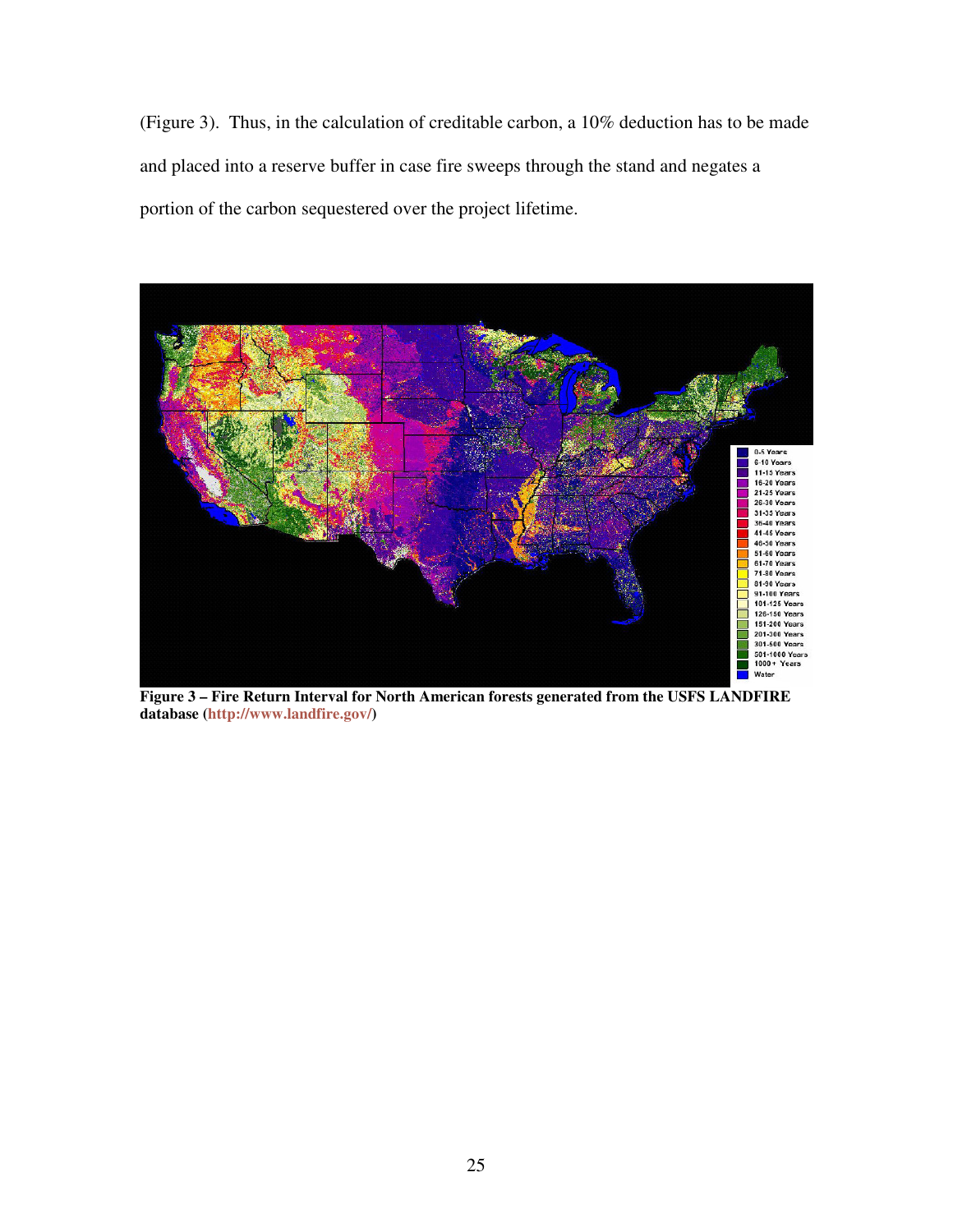(Figure 3). Thus, in the calculation of creditable carbon, a 10% deduction has to be made and placed into a reserve buffer in case fire sweeps through the stand and negates a portion of the carbon sequestered over the project lifetime.

**Figure 3 – Fire Return Interval for North American forests generated from the USFS LANDFIRE database (http://www.landfire.gov/)**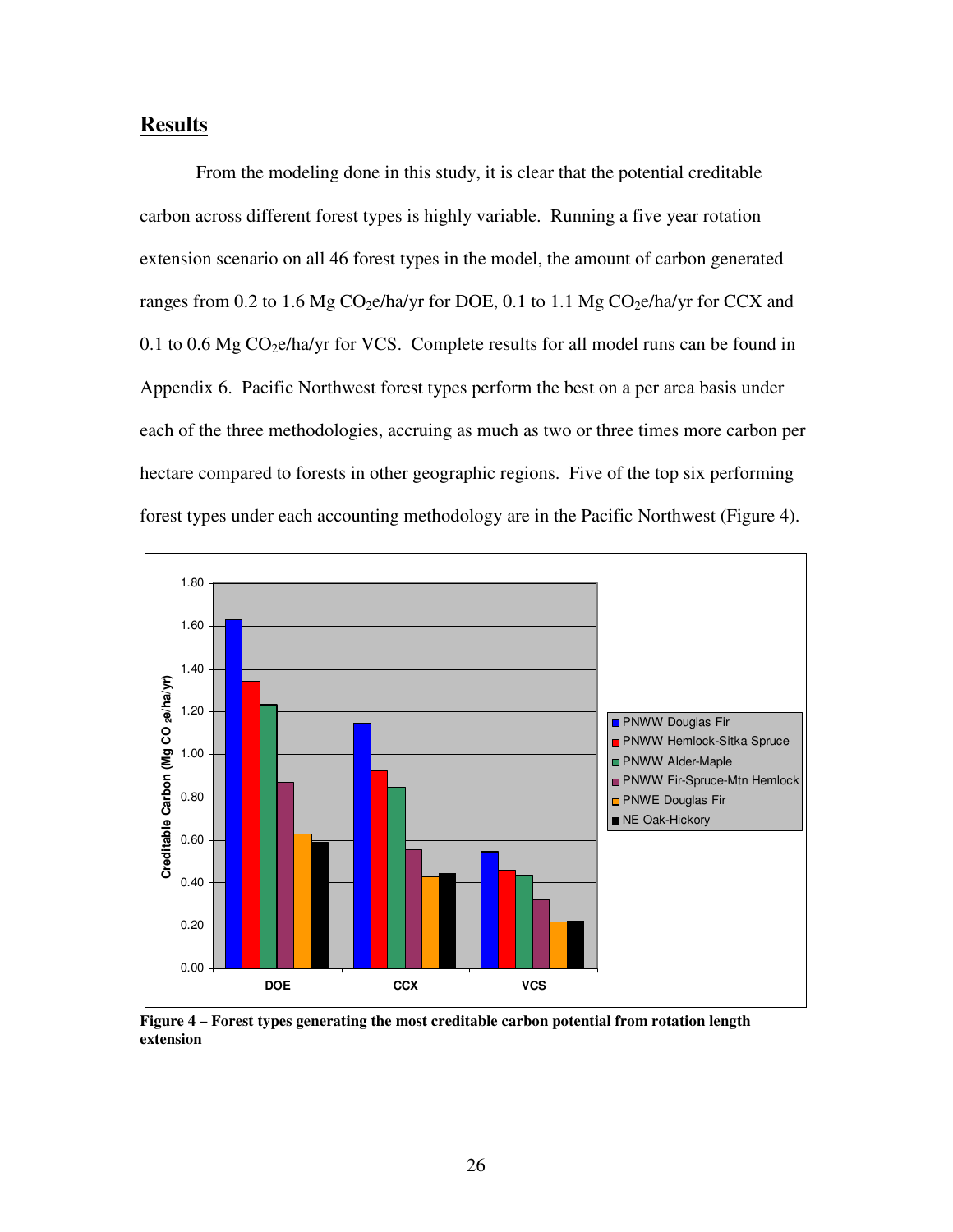## Results

From the modeling done in this study, it is clear that the potential creditable carbon across different forest types is highly variable. Running a five year rotation extension scenario on all 46 forest types in the model, the amount of carbon generated ranges from 0.2 to 1.6 Mg $CO_2$e/ha/yr for DOE, 0.1 to 1.1 Mg $CO_2$e/ha/yr for CCX and 0.1 to 0.6 Mg $CO_2$e/ha/yr for VCS. Complete results for all model runs can be found in Appendix 6. Pacific Northwest forest types perform the best on a per area basis under each of the three methodologies, accruing as much as two or three times more carbon per hectare compared to forests in other geographic regions. Five of the top six performing forest types under each accounting methodology are in the Pacific Northwest (Figure 4).

**Figure 4 – Forest types generating the most creditable carbon potential from rotation length extension**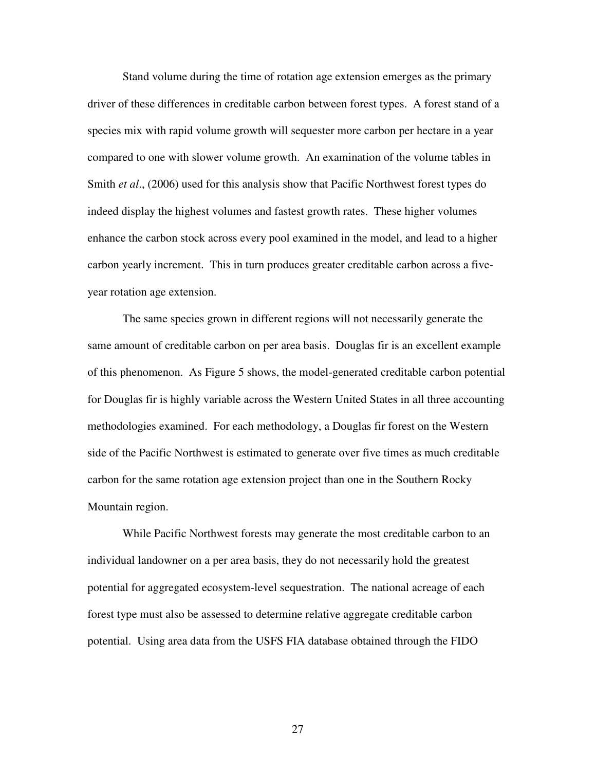Stand volume during the time of rotation age extension emerges as the primary driver of these differences in creditable carbon between forest types. A forest stand of a species mix with rapid volume growth will sequester more carbon per hectare in a year compared to one with slower volume growth. An examination of the volume tables in Smith *et al*., (2006) used for this analysis show that Pacific Northwest forest types do indeed display the highest volumes and fastest growth rates. These higher volumes enhance the carbon stock across every pool examined in the model, and lead to a higher carbon yearly increment. This in turn produces greater creditable carbon across a five-year rotation age extension.

The same species grown in different regions will not necessarily generate the same amount of creditable carbon on per area basis. Douglas fir is an excellent example of this phenomenon. As Figure 5 shows, the model-generated creditable carbon potential for Douglas fir is highly variable across the Western United States in all three accounting methodologies examined. For each methodology, a Douglas fir forest on the Western side of the Pacific Northwest is estimated to generate over five times as much creditable carbon for the same rotation age extension project than one in the Southern Rocky Mountain region.

While Pacific Northwest forests may generate the most creditable carbon to an individual landowner on a per area basis, they do not necessarily hold the greatest potential for aggregated ecosystem-level sequestration. The national acreage of each forest type must also be assessed to determine relative aggregate creditable carbon potential. Using area data from the USFS FIA database obtained through the FIDO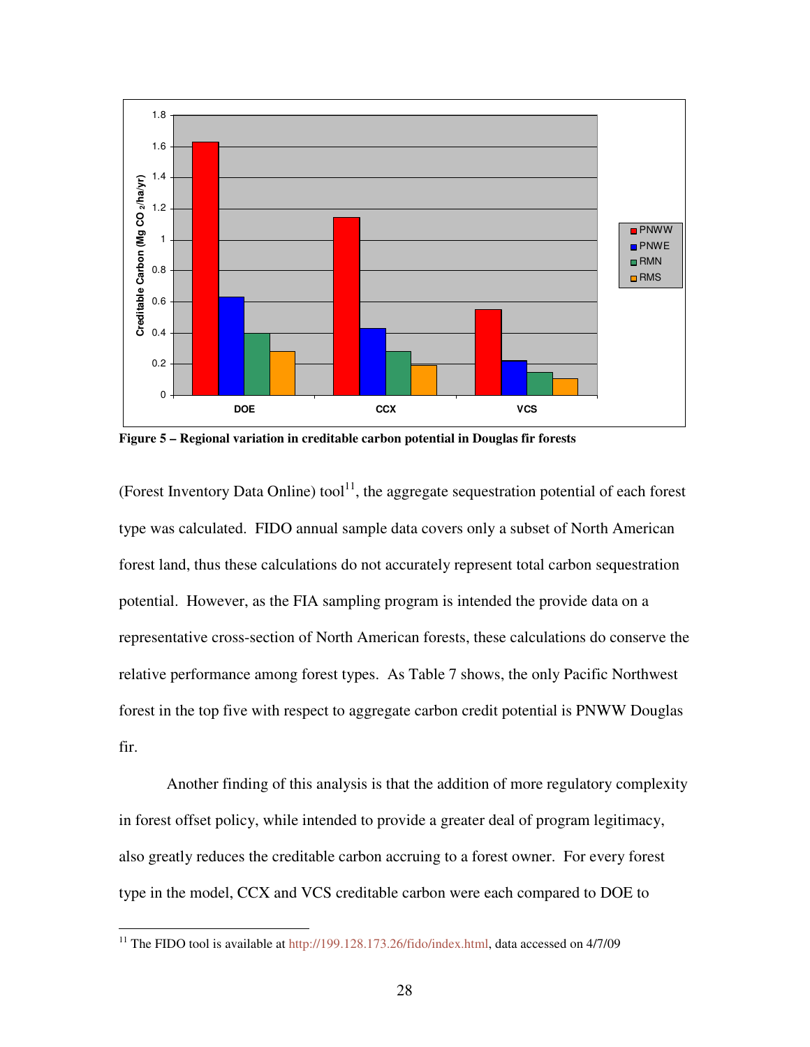**Figure 5 – Regional variation in creditable carbon potential in Douglas fir forests**

(Forest Inventory Data Online) tool[11], the aggregate sequestration potential of each forest type was calculated. FIDO annual sample data covers only a subset of North American forest land, thus these calculations do not accurately represent total carbon sequestration potential. However, as the FIA sampling program is intended the provide data on a representative cross-section of North American forests, these calculations do conserve the relative performance among forest types. As Table 7 shows, the only Pacific Northwest forest in the top five with respect to aggregate carbon credit potential is PNWW Douglas fir.

Another finding of this analysis is that the addition of more regulatory complexity in forest offset policy, while intended to provide a greater deal of program legitimacy, also greatly reduces the creditable carbon accruing to a forest owner. For every forest type in the model, CCX and VCS creditable carbon were each compared to DOE to

[11] The FIDO tool is available at http://199.128.173.26/fido/index.html, data accessed on 4/7/09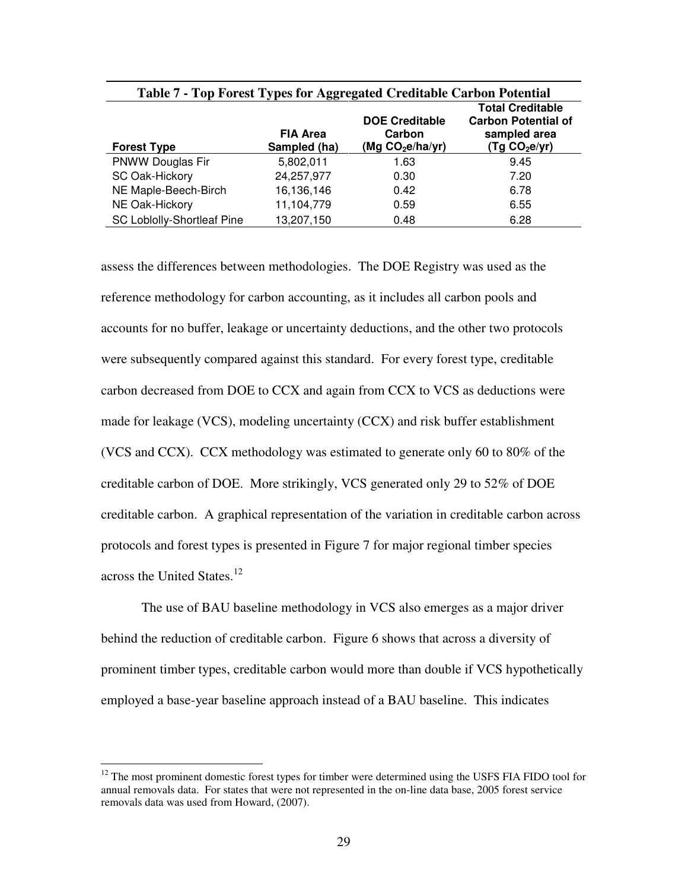**Table 7 - Top Forest Types for Aggregated Creditable Carbon Potential**

| Forest Type | FIA Area Sampled (ha) | DOE Creditable Carbon (Mg $CO_2$e/ha/yr) | Total Creditable Carbon Potential of sampled area (Tg $CO_2$e/yr) |
|---|---|---|---|
| PNWW Douglas Fir | 5,802,011 | 1.63 | 9.45 |
| SC Oak-Hickory | 24,257,977 | 0.30 | 7.20 |
| NE Maple-Beech-Birch | 16,136,146 | 0.42 | 6.78 |
| NE Oak-Hickory | 11,104,779 | 0.59 | 6.55 |
| SC Loblolly-Shortleaf Pine | 13,207,150 | 0.48 | 6.28 |

assess the differences between methodologies. The DOE Registry was used as the reference methodology for carbon accounting, as it includes all carbon pools and accounts for no buffer, leakage or uncertainty deductions, and the other two protocols were subsequently compared against this standard. For every forest type, creditable carbon decreased from DOE to CCX and again from CCX to VCS as deductions were made for leakage (VCS), modeling uncertainty (CCX) and risk buffer establishment (VCS and CCX). CCX methodology was estimated to generate only 60 to 80% of the creditable carbon of DOE. More strikingly, VCS generated only 29 to 52% of DOE creditable carbon. A graphical representation of the variation in creditable carbon across protocols and forest types is presented in Figure 7 for major regional timber species across the United States.[12]

The use of BAU baseline methodology in VCS also emerges as a major driver behind the reduction of creditable carbon. Figure 6 shows that across a diversity of prominent timber types, creditable carbon would more than double if VCS hypothetically employed a base-year baseline approach instead of a BAU baseline. This indicates

[12] The most prominent domestic forest types for timber were determined using the USFS FIA FIDO tool for annual removals data. For states that were not represented in the on-line data base, 2005 forest service removals data was used from Howard, (2007).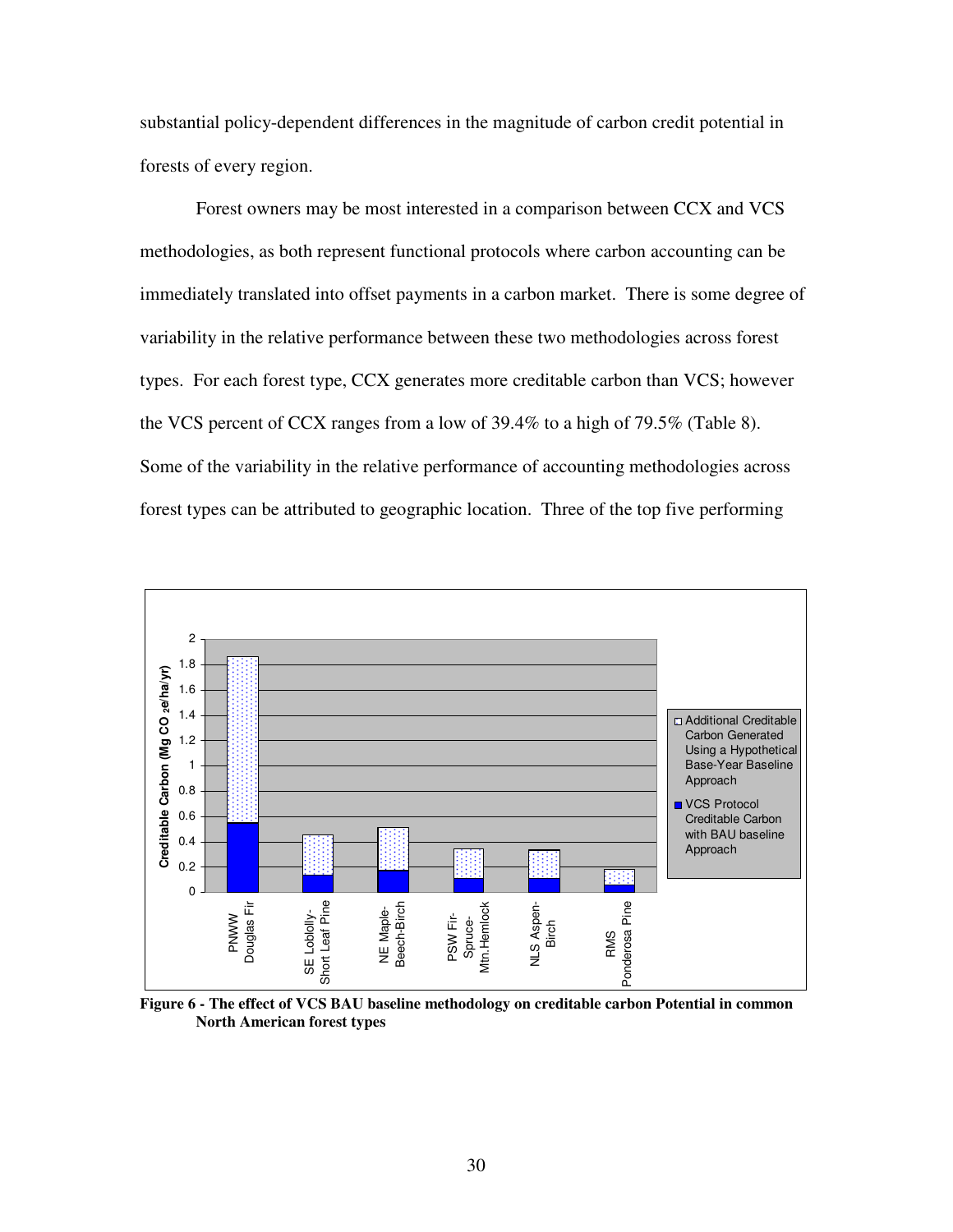substantial policy-dependent differences in the magnitude of carbon credit potential in forests of every region.

Forest owners may be most interested in a comparison between CCX and VCS methodologies, as both represent functional protocols where carbon accounting can be immediately translated into offset payments in a carbon market. There is some degree of variability in the relative performance between these two methodologies across forest types. For each forest type, CCX generates more creditable carbon than VCS; however the VCS percent of CCX ranges from a low of 39.4% to a high of 79.5% (Table 8). Some of the variability in the relative performance of accounting methodologies across forest types can be attributed to geographic location. Three of the top five performing

**Figure 6 - The effect of VCS BAU baseline methodology on creditable carbon Potential in common North American forest types**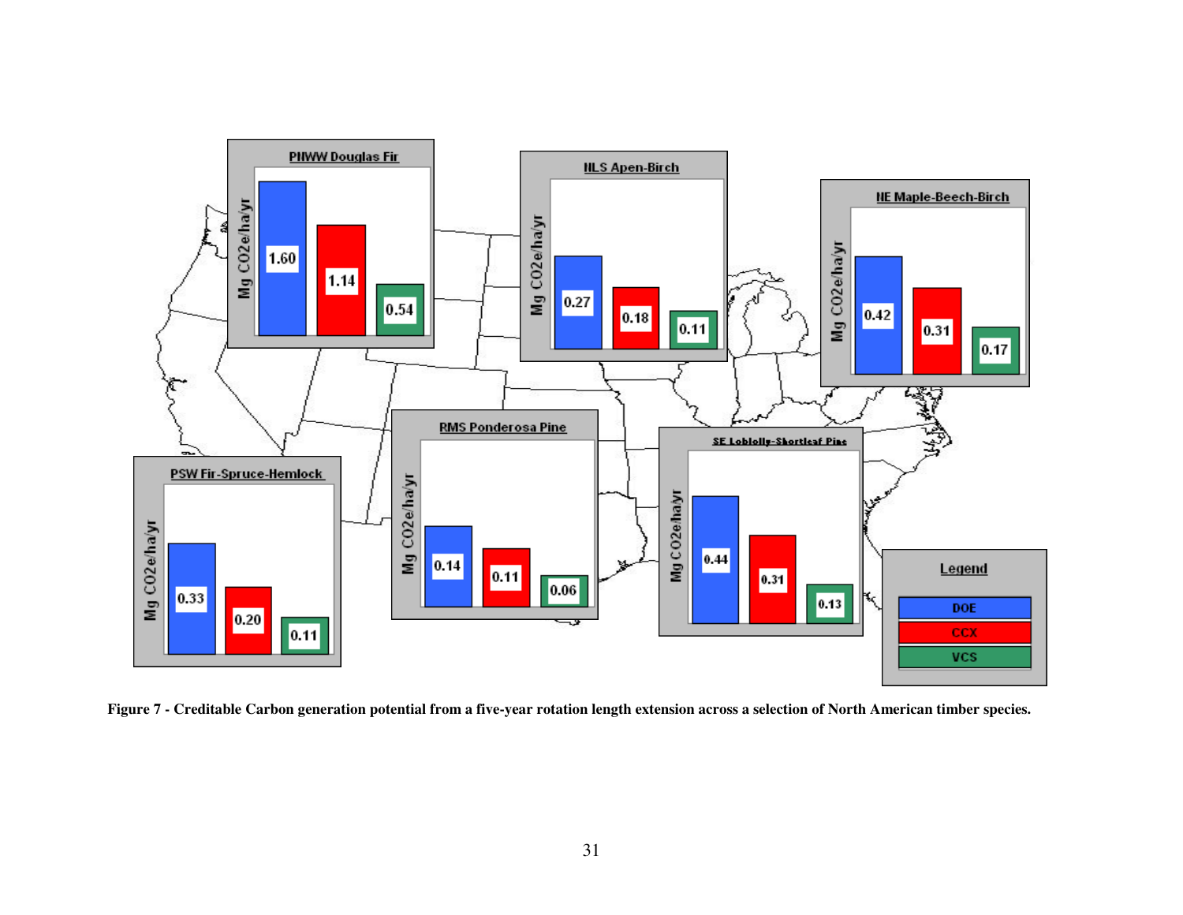| Region / Species | DOE | CCX | VCS |
|---|---|---|---|
| PNWW Douglas Fir | 1.60 | 1.14 | 0.54 |
| NLS Apen-Birch | 0.27 | 0.18 | 0.11 |
| NE Maple-Beech-Birch | 0.42 | 0.31 | 0.17 |
| PSW Fir-Spruce-Hemlock | 0.33 | 0.20 | 0.11 |
| RMS Ponderosa Pine | 0.14 | 0.11 | 0.06 |
| SE Loblolly-Shortleaf Pine | 0.44 | 0.31 | 0.13 |

(Values in Mg CO2e/ha/yr)

**Figure 7 - Creditable Carbon generation potential from a five-year rotation length extension across a selection of North American timber species.**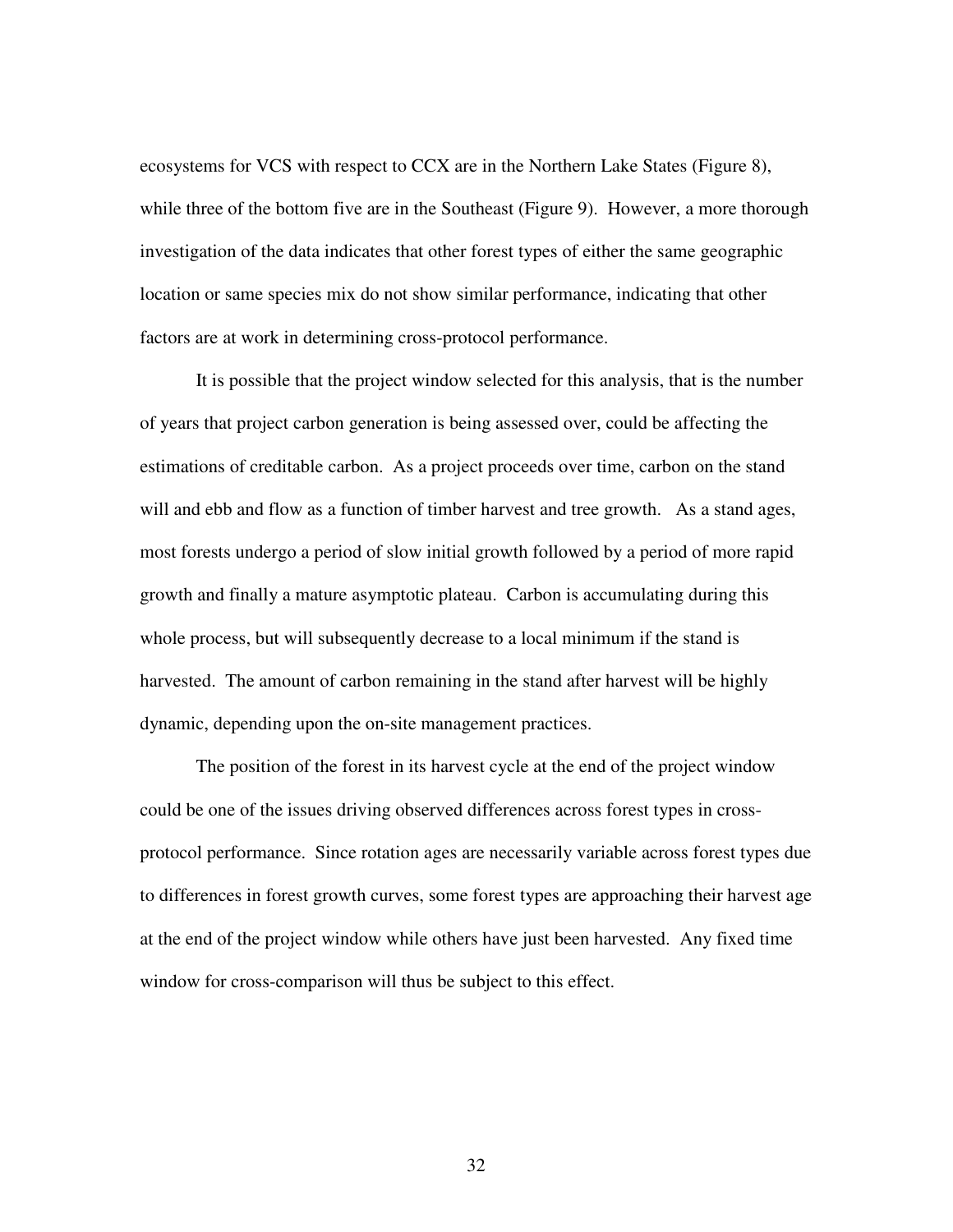ecosystems for VCS with respect to CCX are in the Northern Lake States (Figure 8), while three of the bottom five are in the Southeast (Figure 9). However, a more thorough investigation of the data indicates that other forest types of either the same geographic location or same species mix do not show similar performance, indicating that other factors are at work in determining cross-protocol performance.

It is possible that the project window selected for this analysis, that is the number of years that project carbon generation is being assessed over, could be affecting the estimations of creditable carbon. As a project proceeds over time, carbon on the stand will and ebb and flow as a function of timber harvest and tree growth. As a stand ages, most forests undergo a period of slow initial growth followed by a period of more rapid growth and finally a mature asymptotic plateau. Carbon is accumulating during this whole process, but will subsequently decrease to a local minimum if the stand is harvested. The amount of carbon remaining in the stand after harvest will be highly dynamic, depending upon the on-site management practices.

The position of the forest in its harvest cycle at the end of the project window could be one of the issues driving observed differences across forest types in cross-protocol performance. Since rotation ages are necessarily variable across forest types due to differences in forest growth curves, some forest types are approaching their harvest age at the end of the project window while others have just been harvested. Any fixed time window for cross-comparison will thus be subject to this effect.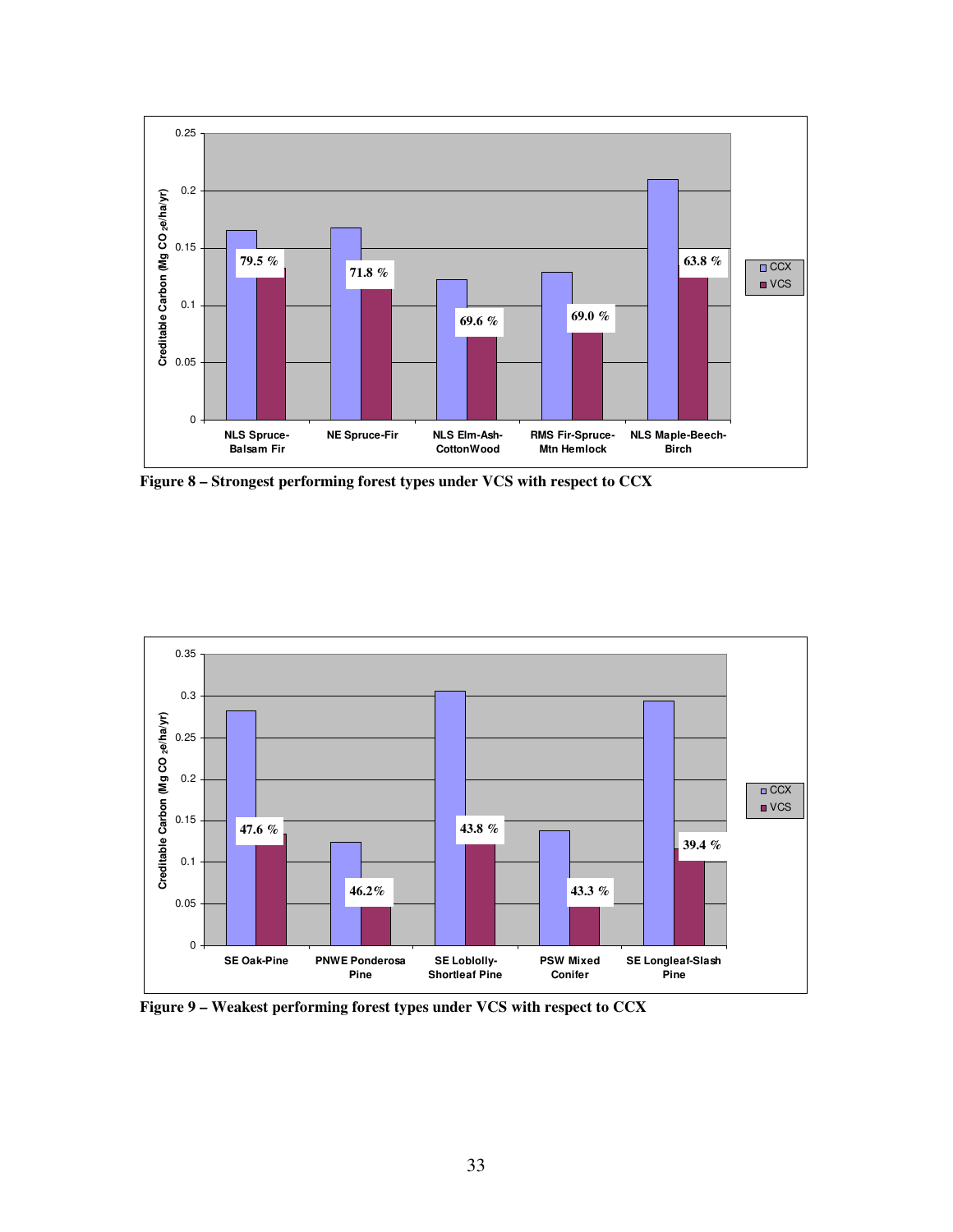Figure 8 – Strongest performing forest types under VCS with respect to CCX

Figure 9 – Weakest performing forest types under VCS with respect to CCX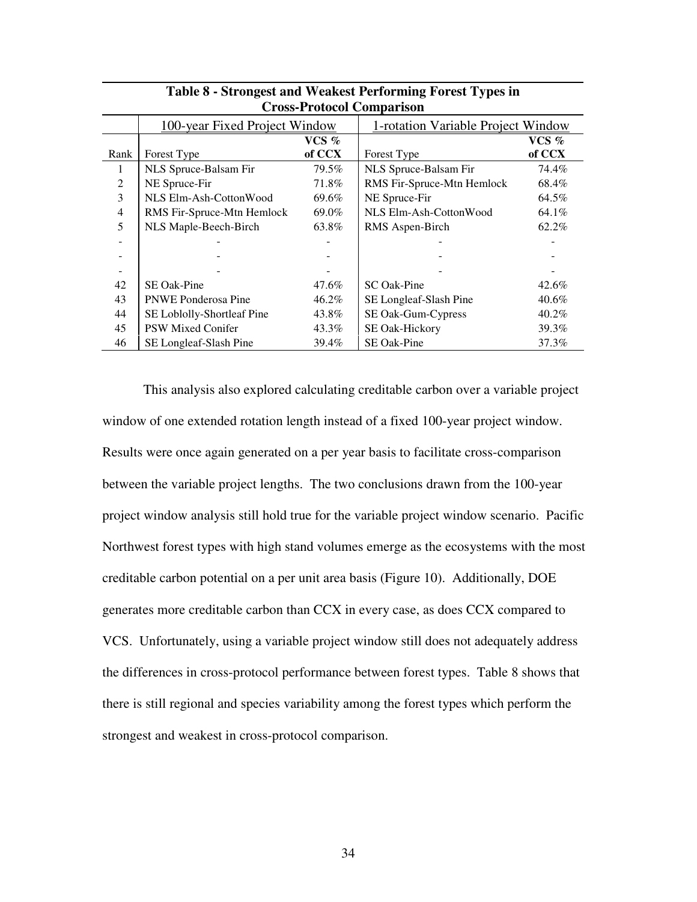**Table 8 - Strongest and Weakest Performing Forest Types in Cross-Protocol Comparison**

| | 100-year Fixed Project Window | | 1-rotation Variable Project Window | |
|---|---|---|---|---|
| Rank | Forest Type | VCS % of CCX | Forest Type | VCS % of CCX |
| 1 | NLS Spruce-Balsam Fir | 79.5% | NLS Spruce-Balsam Fir | 74.4% |
| 2 | NE Spruce-Fir | 71.8% | RMS Fir-Spruce-Mtn Hemlock | 68.4% |
| 3 | NLS Elm-Ash-CottonWood | 69.6% | NE Spruce-Fir | 64.5% |
| 4 | RMS Fir-Spruce-Mtn Hemlock | 69.0% | NLS Elm-Ash-CottonWood | 64.1% |
| 5 | NLS Maple-Beech-Birch | 63.8% | RMS Aspen-Birch | 62.2% |
| - | - | - | - | - |
| - | - | - | - | - |
| - | - | - | - | - |
| 42 | SE Oak-Pine | 47.6% | SC Oak-Pine | 42.6% |
| 43 | PNWE Ponderosa Pine | 46.2% | SE Longleaf-Slash Pine | 40.6% |
| 44 | SE Loblolly-Shortleaf Pine | 43.8% | SE Oak-Gum-Cypress | 40.2% |
| 45 | PSW Mixed Conifer | 43.3% | SE Oak-Hickory | 39.3% |
| 46 | SE Longleaf-Slash Pine | 39.4% | SE Oak-Pine | 37.3% |

This analysis also explored calculating creditable carbon over a variable project window of one extended rotation length instead of a fixed 100-year project window. Results were once again generated on a per year basis to facilitate cross-comparison between the variable project lengths. The two conclusions drawn from the 100-year project window analysis still hold true for the variable project window scenario. Pacific Northwest forest types with high stand volumes emerge as the ecosystems with the most creditable carbon potential on a per unit area basis (Figure 10). Additionally, DOE generates more creditable carbon than CCX in every case, as does CCX compared to VCS. Unfortunately, using a variable project window still does not adequately address the differences in cross-protocol performance between forest types. Table 8 shows that there is still regional and species variability among the forest types which perform the strongest and weakest in cross-protocol comparison.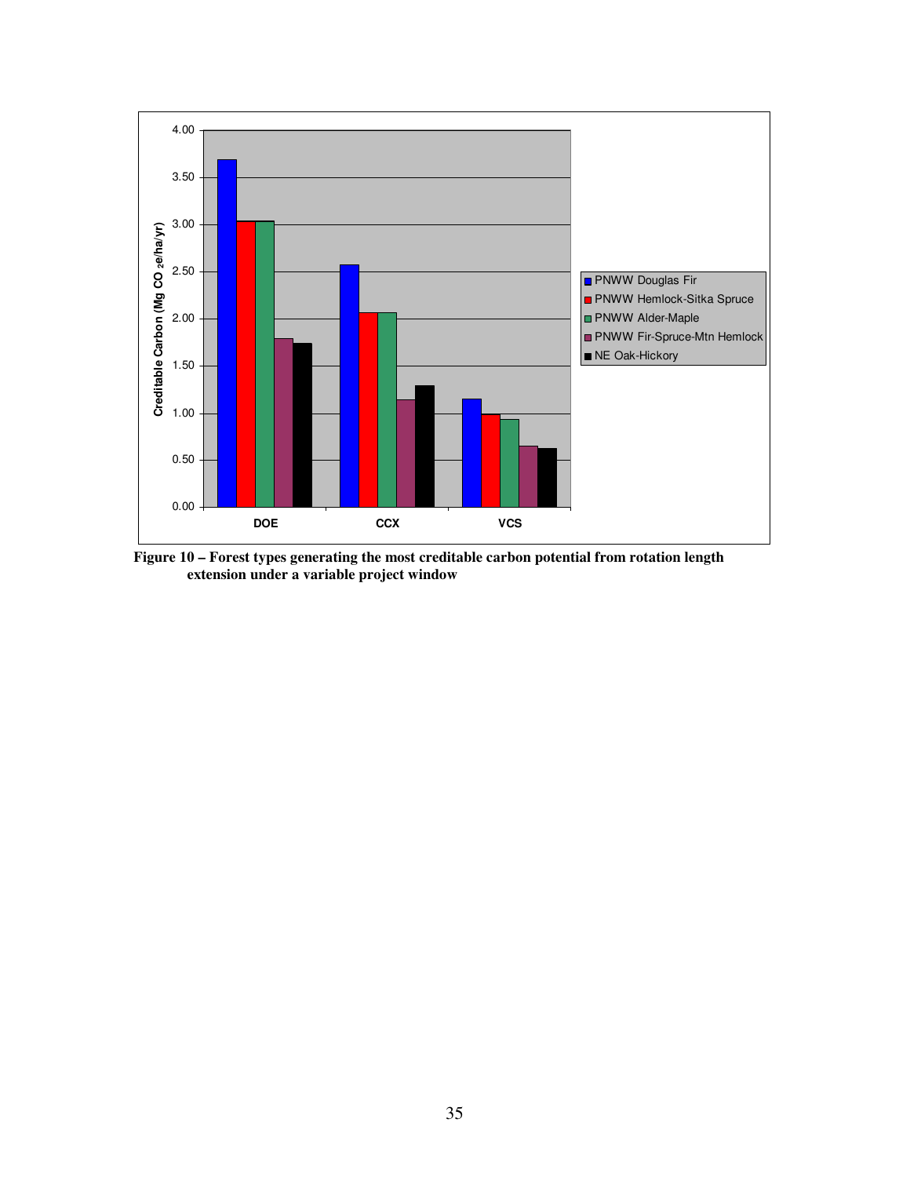**Figure 10 – Forest types generating the most creditable carbon potential from rotation length extension under a variable project window**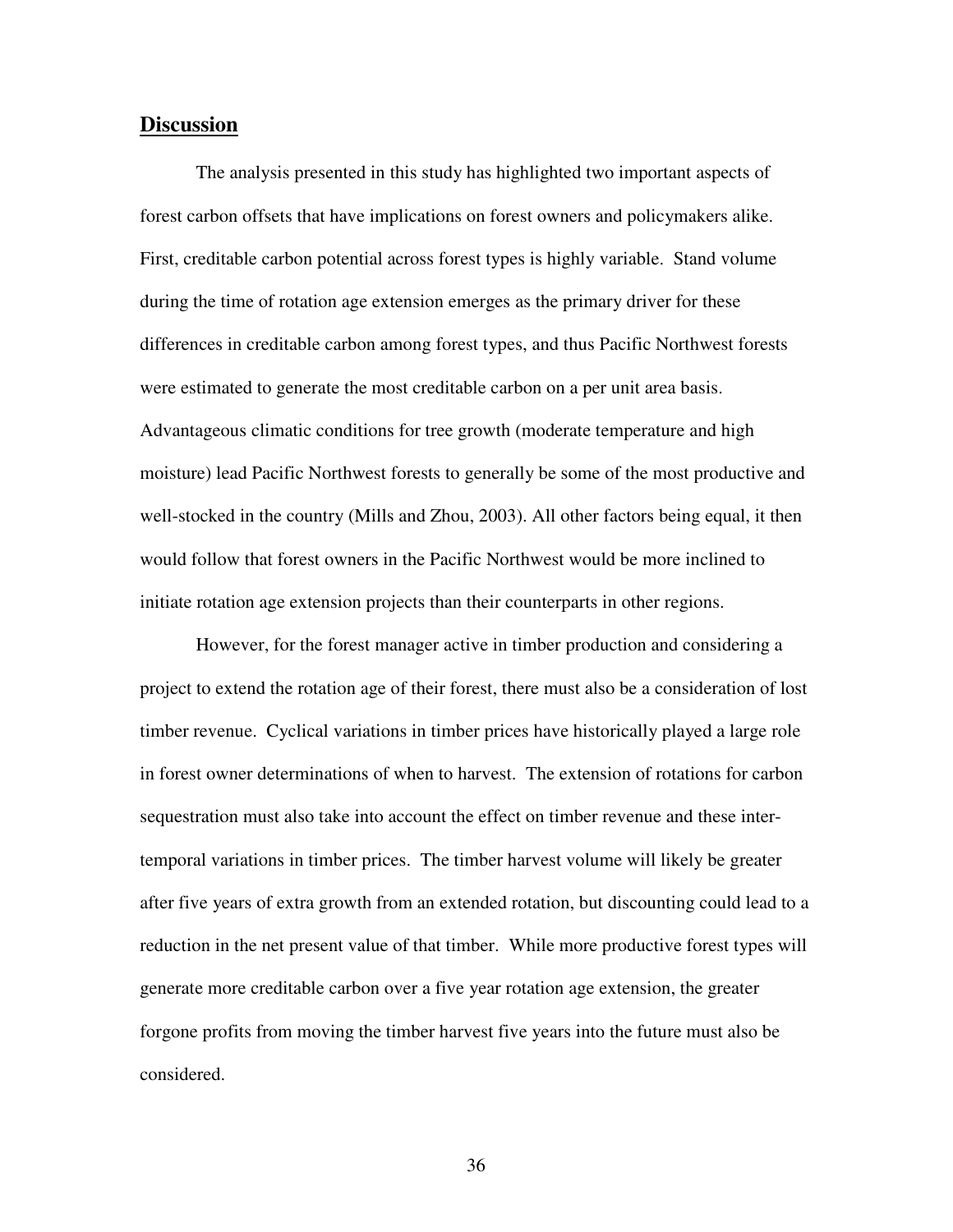## Discussion

The analysis presented in this study has highlighted two important aspects of forest carbon offsets that have implications on forest owners and policymakers alike. First, creditable carbon potential across forest types is highly variable. Stand volume during the time of rotation age extension emerges as the primary driver for these differences in creditable carbon among forest types, and thus Pacific Northwest forests were estimated to generate the most creditable carbon on a per unit area basis. Advantageous climatic conditions for tree growth (moderate temperature and high moisture) lead Pacific Northwest forests to generally be some of the most productive and well-stocked in the country (Mills and Zhou, 2003). All other factors being equal, it then would follow that forest owners in the Pacific Northwest would be more inclined to initiate rotation age extension projects than their counterparts in other regions.

However, for the forest manager active in timber production and considering a project to extend the rotation age of their forest, there must also be a consideration of lost timber revenue. Cyclical variations in timber prices have historically played a large role in forest owner determinations of when to harvest. The extension of rotations for carbon sequestration must also take into account the effect on timber revenue and these inter-temporal variations in timber prices. The timber harvest volume will likely be greater after five years of extra growth from an extended rotation, but discounting could lead to a reduction in the net present value of that timber. While more productive forest types will generate more creditable carbon over a five year rotation age extension, the greater forgone profits from moving the timber harvest five years into the future must also be considered.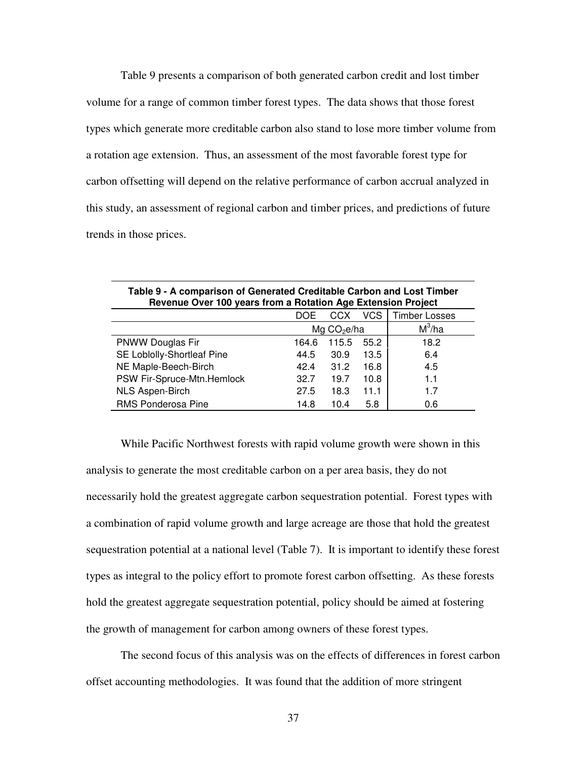Table 9 presents a comparison of both generated carbon credit and lost timber volume for a range of common timber forest types. The data shows that those forest types which generate more creditable carbon also stand to lose more timber volume from a rotation age extension. Thus, an assessment of the most favorable forest type for carbon offsetting will depend on the relative performance of carbon accrual analyzed in this study, an assessment of regional carbon and timber prices, and predictions of future trends in those prices.

**Table 9 - A comparison of Generated Creditable Carbon and Lost Timber Revenue Over 100 years from a Rotation Age Extension Project**

| | DOE | CCX | VCS | Timber Losses |
|---|---|---|---|---|
| | Mg $CO_2$e/ha | | | $M^3$/ha |
| PNWW Douglas Fir | 164.6 | 115.5 | 55.2 | 18.2 |
| SE Loblolly-Shortleaf Pine | 44.5 | 30.9 | 13.5 | 6.4 |
| NE Maple-Beech-Birch | 42.4 | 31.2 | 16.8 | 4.5 |
| PSW Fir-Spruce-Mtn.Hemlock | 32.7 | 19.7 | 10.8 | 1.1 |
| NLS Aspen-Birch | 27.5 | 18.3 | 11.1 | 1.7 |
| RMS Ponderosa Pine | 14.8 | 10.4 | 5.8 | 0.6 |

While Pacific Northwest forests with rapid volume growth were shown in this analysis to generate the most creditable carbon on a per area basis, they do not necessarily hold the greatest aggregate carbon sequestration potential. Forest types with a combination of rapid volume growth and large acreage are those that hold the greatest sequestration potential at a national level (Table 7). It is important to identify these forest types as integral to the policy effort to promote forest carbon offsetting. As these forests hold the greatest aggregate sequestration potential, policy should be aimed at fostering the growth of management for carbon among owners of these forest types.

The second focus of this analysis was on the effects of differences in forest carbon offset accounting methodologies. It was found that the addition of more stringent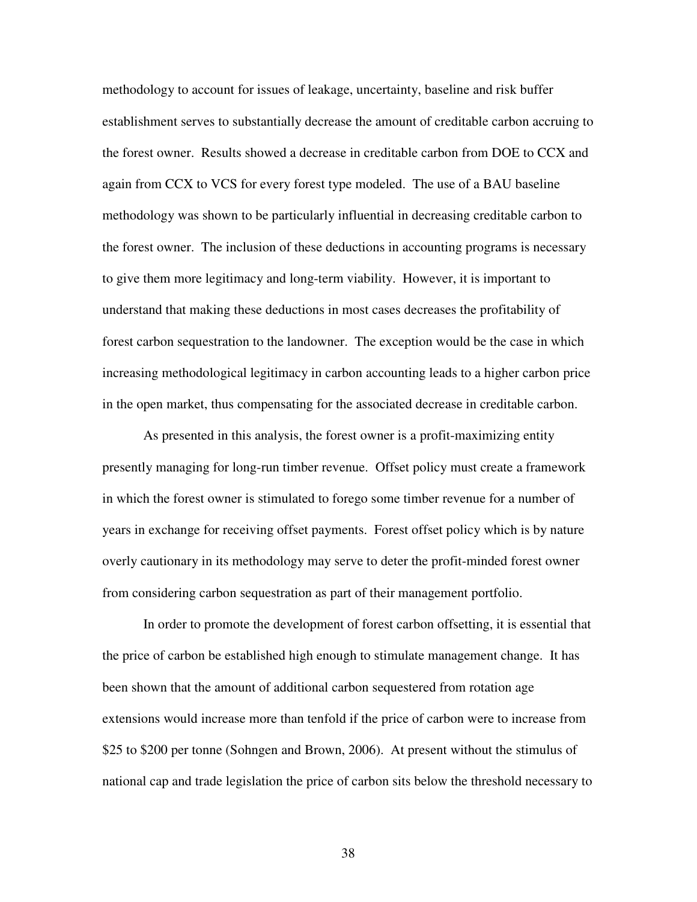methodology to account for issues of leakage, uncertainty, baseline and risk buffer establishment serves to substantially decrease the amount of creditable carbon accruing to the forest owner. Results showed a decrease in creditable carbon from DOE to CCX and again from CCX to VCS for every forest type modeled. The use of a BAU baseline methodology was shown to be particularly influential in decreasing creditable carbon to the forest owner. The inclusion of these deductions in accounting programs is necessary to give them more legitimacy and long-term viability. However, it is important to understand that making these deductions in most cases decreases the profitability of forest carbon sequestration to the landowner. The exception would be the case in which increasing methodological legitimacy in carbon accounting leads to a higher carbon price in the open market, thus compensating for the associated decrease in creditable carbon.

As presented in this analysis, the forest owner is a profit-maximizing entity presently managing for long-run timber revenue. Offset policy must create a framework in which the forest owner is stimulated to forego some timber revenue for a number of years in exchange for receiving offset payments. Forest offset policy which is by nature overly cautionary in its methodology may serve to deter the profit-minded forest owner from considering carbon sequestration as part of their management portfolio.

In order to promote the development of forest carbon offsetting, it is essential that the price of carbon be established high enough to stimulate management change. It has been shown that the amount of additional carbon sequestered from rotation age extensions would increase more than tenfold if the price of carbon were to increase from \$25 to \$200 per tonne (Sohngen and Brown, 2006). At present without the stimulus of national cap and trade legislation the price of carbon sits below the threshold necessary to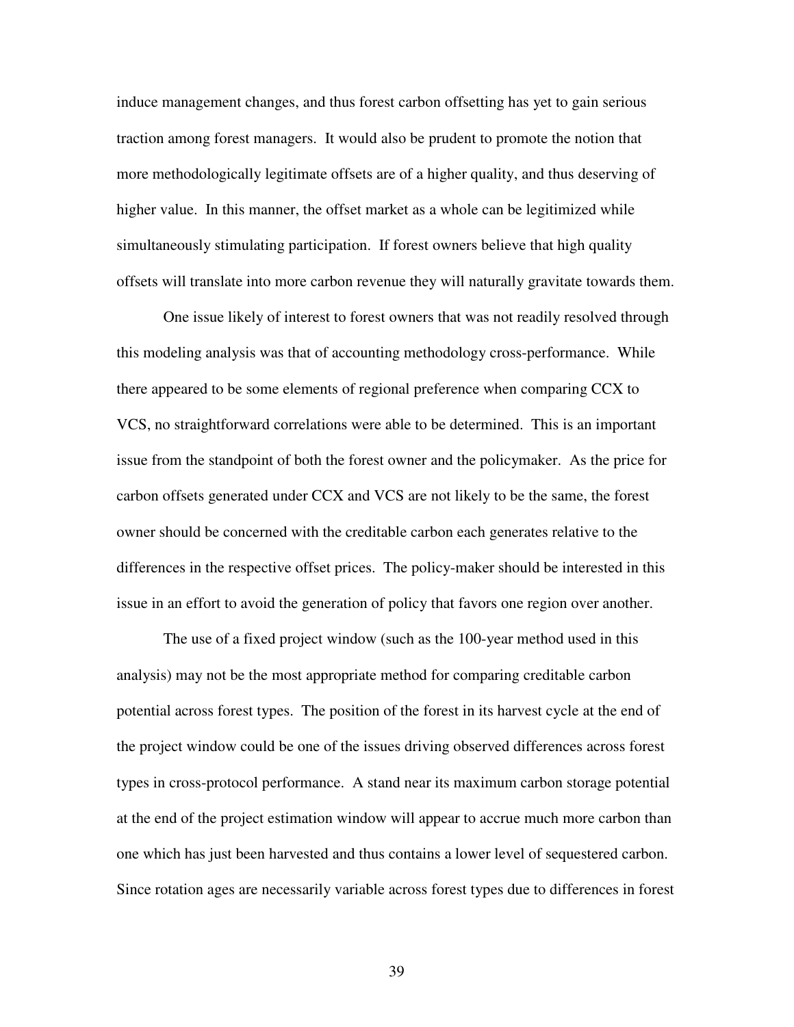induce management changes, and thus forest carbon offsetting has yet to gain serious traction among forest managers. It would also be prudent to promote the notion that more methodologically legitimate offsets are of a higher quality, and thus deserving of higher value. In this manner, the offset market as a whole can be legitimized while simultaneously stimulating participation. If forest owners believe that high quality offsets will translate into more carbon revenue they will naturally gravitate towards them.

One issue likely of interest to forest owners that was not readily resolved through this modeling analysis was that of accounting methodology cross-performance. While there appeared to be some elements of regional preference when comparing CCX to VCS, no straightforward correlations were able to be determined. This is an important issue from the standpoint of both the forest owner and the policymaker. As the price for carbon offsets generated under CCX and VCS are not likely to be the same, the forest owner should be concerned with the creditable carbon each generates relative to the differences in the respective offset prices. The policy-maker should be interested in this issue in an effort to avoid the generation of policy that favors one region over another.

The use of a fixed project window (such as the 100-year method used in this analysis) may not be the most appropriate method for comparing creditable carbon potential across forest types. The position of the forest in its harvest cycle at the end of the project window could be one of the issues driving observed differences across forest types in cross-protocol performance. A stand near its maximum carbon storage potential at the end of the project estimation window will appear to accrue much more carbon than one which has just been harvested and thus contains a lower level of sequestered carbon. Since rotation ages are necessarily variable across forest types due to differences in forest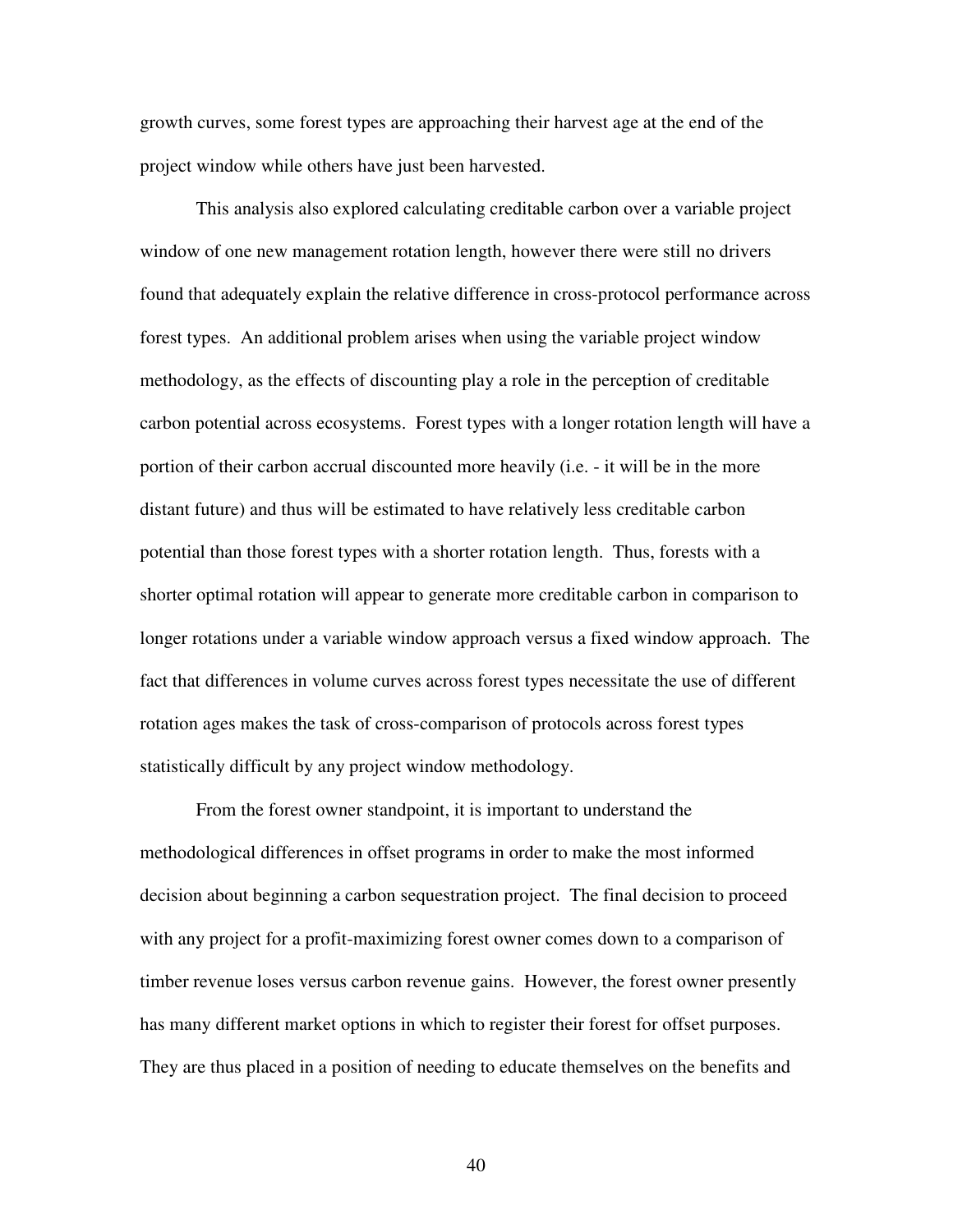growth curves, some forest types are approaching their harvest age at the end of the project window while others have just been harvested.

This analysis also explored calculating creditable carbon over a variable project window of one new management rotation length, however there were still no drivers found that adequately explain the relative difference in cross-protocol performance across forest types. An additional problem arises when using the variable project window methodology, as the effects of discounting play a role in the perception of creditable carbon potential across ecosystems. Forest types with a longer rotation length will have a portion of their carbon accrual discounted more heavily (i.e. - it will be in the more distant future) and thus will be estimated to have relatively less creditable carbon potential than those forest types with a shorter rotation length. Thus, forests with a shorter optimal rotation will appear to generate more creditable carbon in comparison to longer rotations under a variable window approach versus a fixed window approach. The fact that differences in volume curves across forest types necessitate the use of different rotation ages makes the task of cross-comparison of protocols across forest types statistically difficult by any project window methodology.

From the forest owner standpoint, it is important to understand the methodological differences in offset programs in order to make the most informed decision about beginning a carbon sequestration project. The final decision to proceed with any project for a profit-maximizing forest owner comes down to a comparison of timber revenue loses versus carbon revenue gains. However, the forest owner presently has many different market options in which to register their forest for offset purposes. They are thus placed in a position of needing to educate themselves on the benefits and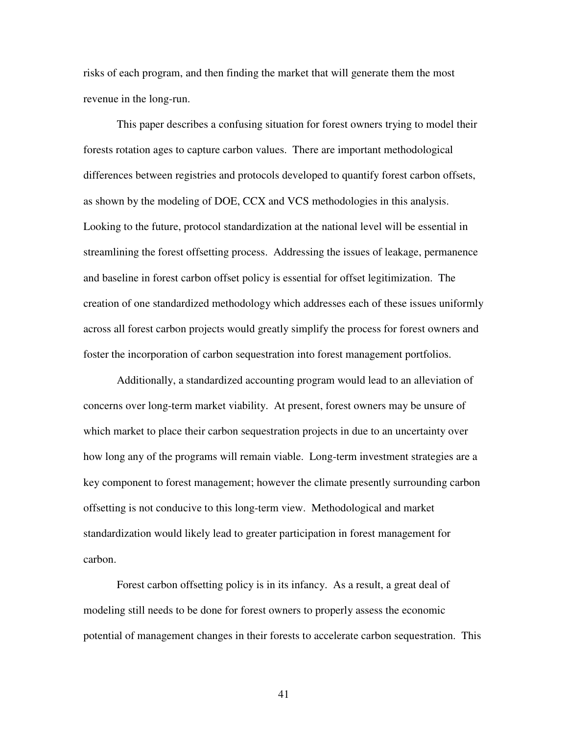risks of each program, and then finding the market that will generate them the most revenue in the long-run.

This paper describes a confusing situation for forest owners trying to model their forests rotation ages to capture carbon values. There are important methodological differences between registries and protocols developed to quantify forest carbon offsets, as shown by the modeling of DOE, CCX and VCS methodologies in this analysis. Looking to the future, protocol standardization at the national level will be essential in streamlining the forest offsetting process. Addressing the issues of leakage, permanence and baseline in forest carbon offset policy is essential for offset legitimization. The creation of one standardized methodology which addresses each of these issues uniformly across all forest carbon projects would greatly simplify the process for forest owners and foster the incorporation of carbon sequestration into forest management portfolios.

Additionally, a standardized accounting program would lead to an alleviation of concerns over long-term market viability. At present, forest owners may be unsure of which market to place their carbon sequestration projects in due to an uncertainty over how long any of the programs will remain viable. Long-term investment strategies are a key component to forest management; however the climate presently surrounding carbon offsetting is not conducive to this long-term view. Methodological and market standardization would likely lead to greater participation in forest management for carbon.

Forest carbon offsetting policy is in its infancy. As a result, a great deal of modeling still needs to be done for forest owners to properly assess the economic potential of management changes in their forests to accelerate carbon sequestration. This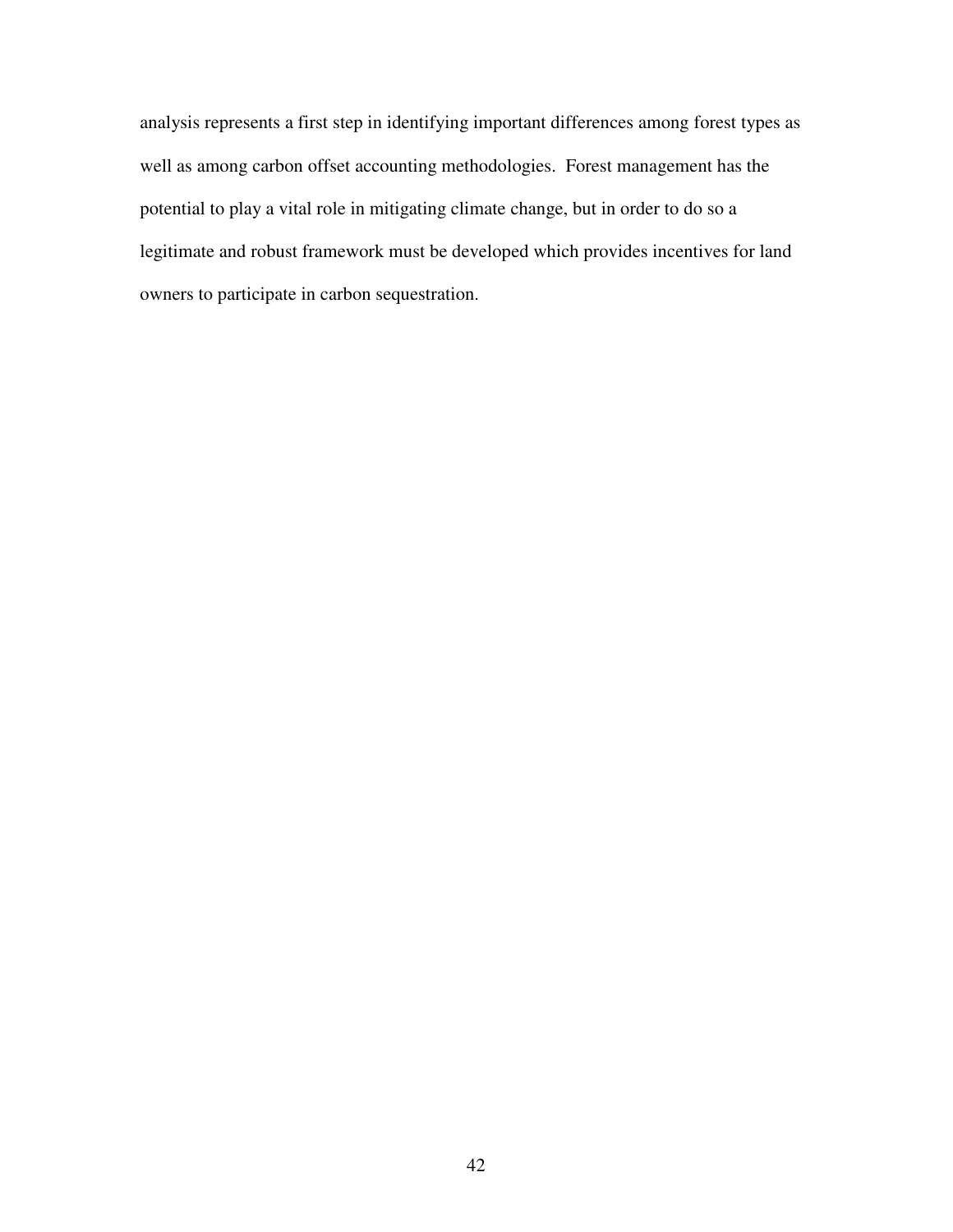analysis represents a first step in identifying important differences among forest types as well as among carbon offset accounting methodologies. Forest management has the potential to play a vital role in mitigating climate change, but in order to do so a legitimate and robust framework must be developed which provides incentives for land owners to participate in carbon sequestration.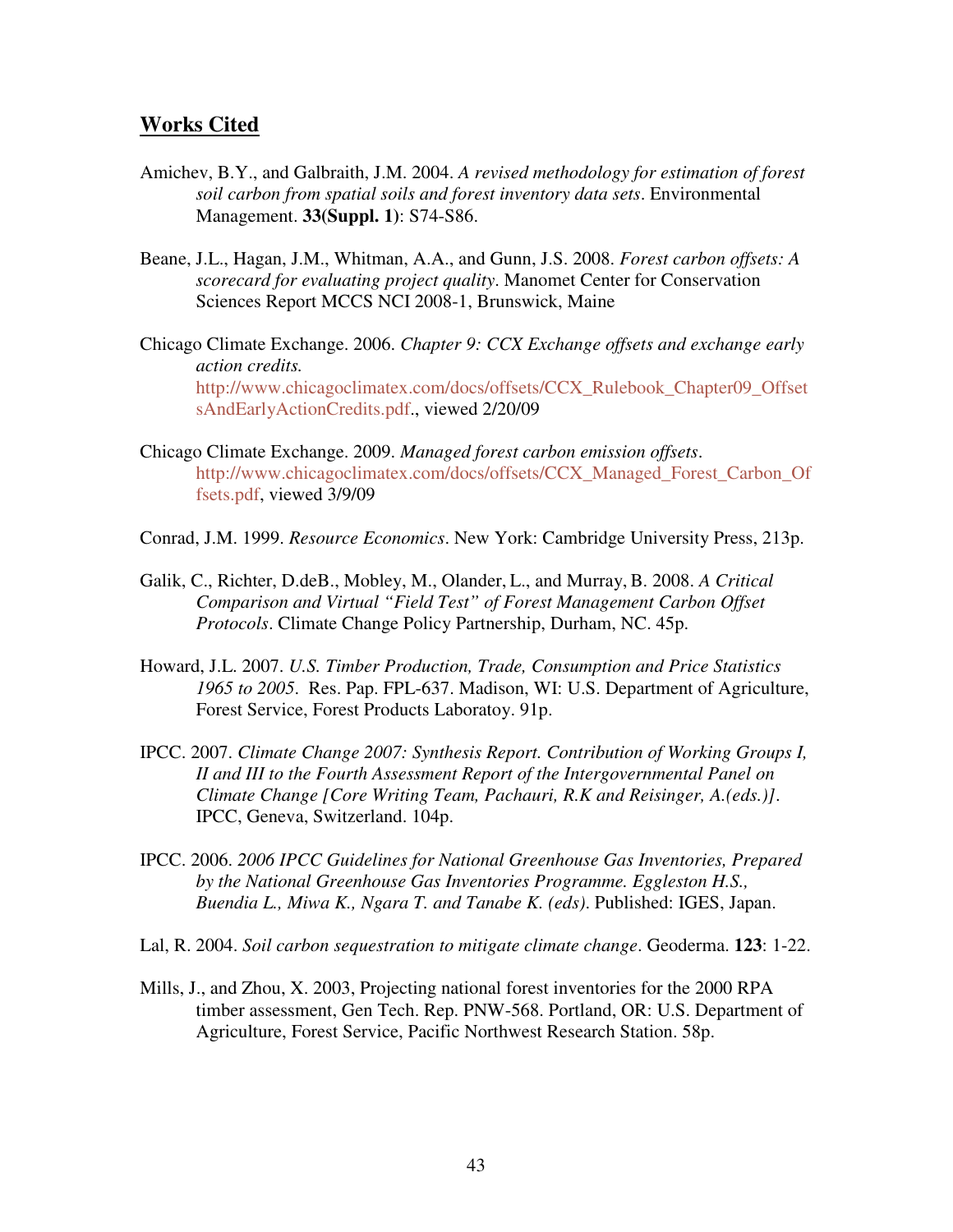## Works Cited

Amichev, B.Y., and Galbraith, J.M. 2004. *A revised methodology for estimation of forest soil carbon from spatial soils and forest inventory data sets*. Environmental Management. **33(Suppl. 1)**: S74-S86.

Beane, J.L., Hagan, J.M., Whitman, A.A., and Gunn, J.S. 2008. *Forest carbon offsets: A scorecard for evaluating project quality*. Manomet Center for Conservation Sciences Report MCCS NCI 2008-1, Brunswick, Maine

Chicago Climate Exchange. 2006. *Chapter 9: CCX Exchange offsets and exchange early action credits.* http://www.chicagoclimatex.com/docs/offsets/CCX_Rulebook_Chapter09_OffsetsAndEarlyActionCredits.pdf., viewed 2/20/09

Chicago Climate Exchange. 2009. *Managed forest carbon emission offsets*. http://www.chicagoclimatex.com/docs/offsets/CCX_Managed_Forest_Carbon_Offsets.pdf, viewed 3/9/09

Conrad, J.M. 1999. *Resource Economics*. New York: Cambridge University Press, 213p.

Galik, C., Richter, D.deB., Mobley, M., Olander, L., and Murray, B. 2008. *A Critical Comparison and Virtual "Field Test" of Forest Management Carbon Offset Protocols*. Climate Change Policy Partnership, Durham, NC. 45p.

Howard, J.L. 2007. *U.S. Timber Production, Trade, Consumption and Price Statistics 1965 to 2005*. Res. Pap. FPL-637. Madison, WI: U.S. Department of Agriculture, Forest Service, Forest Products Laboratoy. 91p.

IPCC. 2007. *Climate Change 2007: Synthesis Report. Contribution of Working Groups I, II and III to the Fourth Assessment Report of the Intergovernmental Panel on Climate Change [Core Writing Team, Pachauri, R.K and Reisinger, A.(eds.)]*. IPCC, Geneva, Switzerland. 104p.

IPCC. 2006. *2006 IPCC Guidelines for National Greenhouse Gas Inventories, Prepared by the National Greenhouse Gas Inventories Programme. Eggleston H.S., Buendia L., Miwa K., Ngara T. and Tanabe K. (eds)*. Published: IGES, Japan.

Lal, R. 2004. *Soil carbon sequestration to mitigate climate change*. Geoderma. **123**: 1-22.

Mills, J., and Zhou, X. 2003, Projecting national forest inventories for the 2000 RPA timber assessment, Gen Tech. Rep. PNW-568. Portland, OR: U.S. Department of Agriculture, Forest Service, Pacific Northwest Research Station. 58p.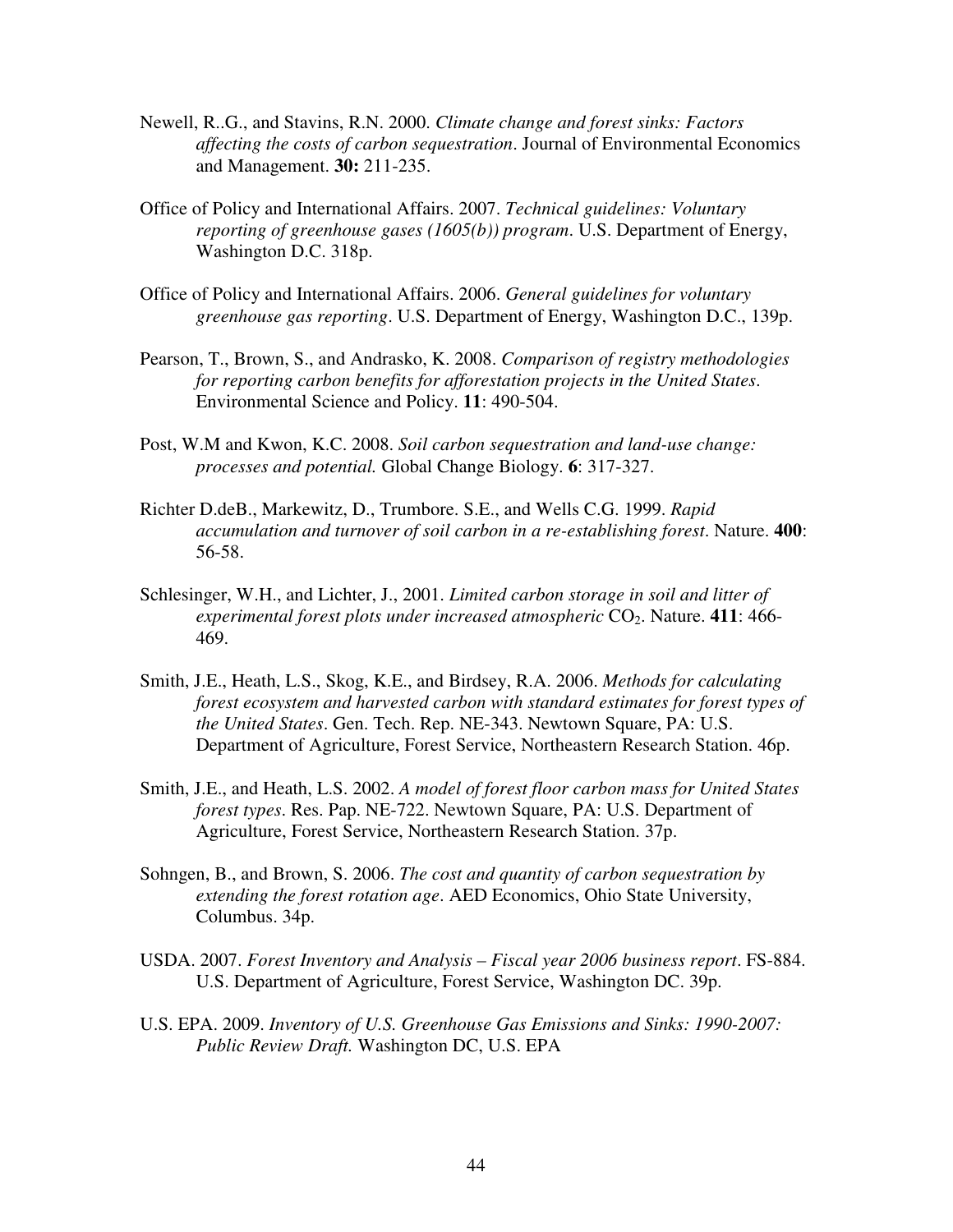Newell, R..G., and Stavins, R.N. 2000. *Climate change and forest sinks: Factors affecting the costs of carbon sequestration*. Journal of Environmental Economics and Management. **30:** 211-235.

Office of Policy and International Affairs. 2007. *Technical guidelines: Voluntary reporting of greenhouse gases (1605(b)) program*. U.S. Department of Energy, Washington D.C. 318p.

Office of Policy and International Affairs. 2006. *General guidelines for voluntary greenhouse gas reporting*. U.S. Department of Energy, Washington D.C., 139p.

Pearson, T., Brown, S., and Andrasko, K. 2008. *Comparison of registry methodologies for reporting carbon benefits for afforestation projects in the United States*. Environmental Science and Policy. **11**: 490-504.

Post, W.M and Kwon, K.C. 2008. *Soil carbon sequestration and land-use change: processes and potential.* Global Change Biology. **6**: 317-327.

Richter D.deB., Markewitz, D., Trumbore. S.E., and Wells C.G. 1999. *Rapid accumulation and turnover of soil carbon in a re-establishing forest*. Nature. **400**: 56-58.

Schlesinger, W.H., and Lichter, J., 2001. *Limited carbon storage in soil and litter of experimental forest plots under increased atmospheric* $CO_2$. Nature. **411**: 466-469.

Smith, J.E., Heath, L.S., Skog, K.E., and Birdsey, R.A. 2006. *Methods for calculating forest ecosystem and harvested carbon with standard estimates for forest types of the United States*. Gen. Tech. Rep. NE-343. Newtown Square, PA: U.S. Department of Agriculture, Forest Service, Northeastern Research Station. 46p.

Smith, J.E., and Heath, L.S. 2002. *A model of forest floor carbon mass for United States forest types*. Res. Pap. NE-722. Newtown Square, PA: U.S. Department of Agriculture, Forest Service, Northeastern Research Station. 37p.

Sohngen, B., and Brown, S. 2006. *The cost and quantity of carbon sequestration by extending the forest rotation age*. AED Economics, Ohio State University, Columbus. 34p.

USDA. 2007. *Forest Inventory and Analysis – Fiscal year 2006 business report*. FS-884. U.S. Department of Agriculture, Forest Service, Washington DC. 39p.

U.S. EPA. 2009. *Inventory of U.S. Greenhouse Gas Emissions and Sinks: 1990-2007: Public Review Draft.* Washington DC, U.S. EPA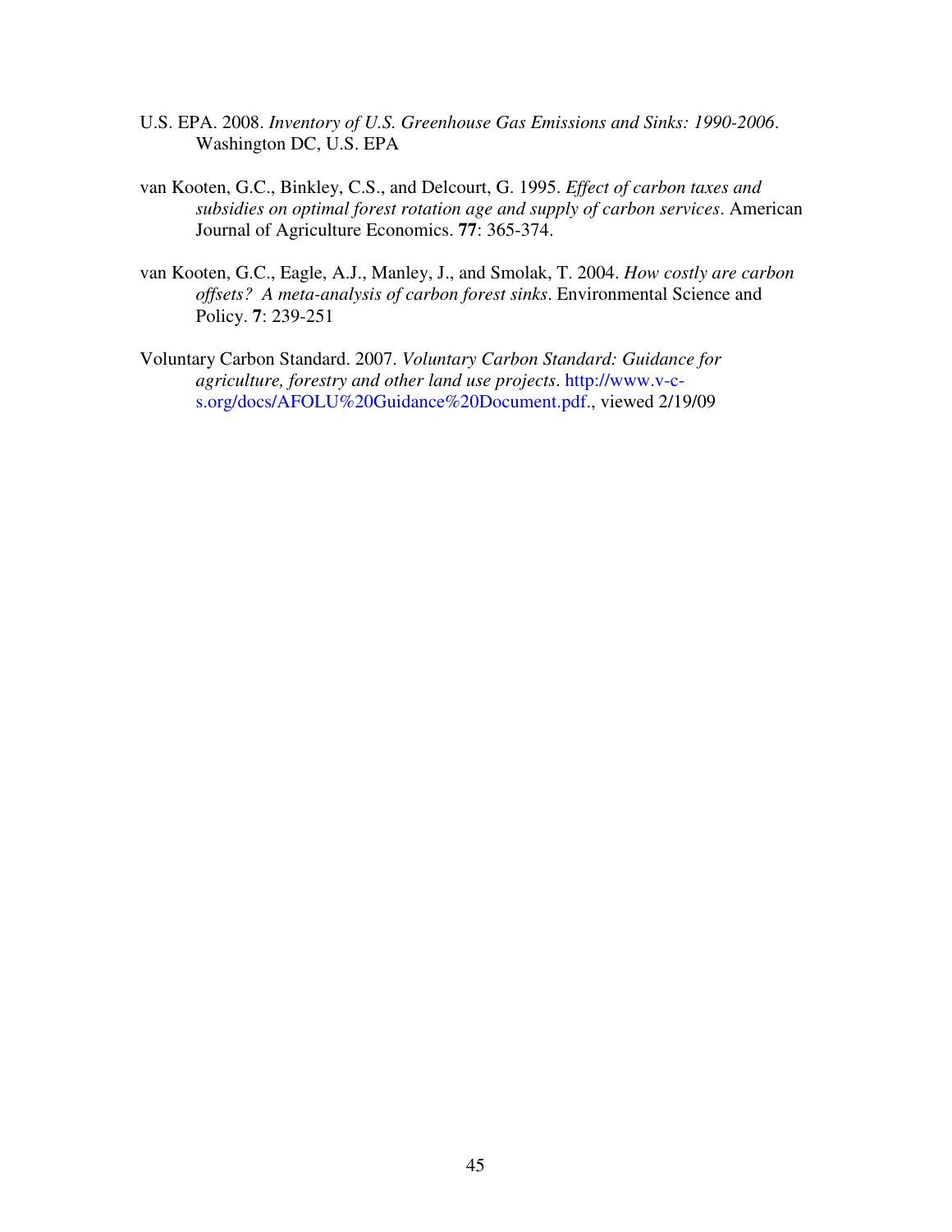U.S. EPA. 2008. *Inventory of U.S. Greenhouse Gas Emissions and Sinks: 1990-2006*. Washington DC, U.S. EPA

van Kooten, G.C., Binkley, C.S., and Delcourt, G. 1995. *Effect of carbon taxes and subsidies on optimal forest rotation age and supply of carbon services*. American Journal of Agriculture Economics. **77**: 365-374.

van Kooten, G.C., Eagle, A.J., Manley, J., and Smolak, T. 2004. *How costly are carbon offsets? A meta-analysis of carbon forest sinks*. Environmental Science and Policy. **7**: 239-251

Voluntary Carbon Standard. 2007. *Voluntary Carbon Standard: Guidance for agriculture, forestry and other land use projects*. http://www.v-c-s.org/docs/AFOLU%20Guidance%20Document.pdf., viewed 2/19/09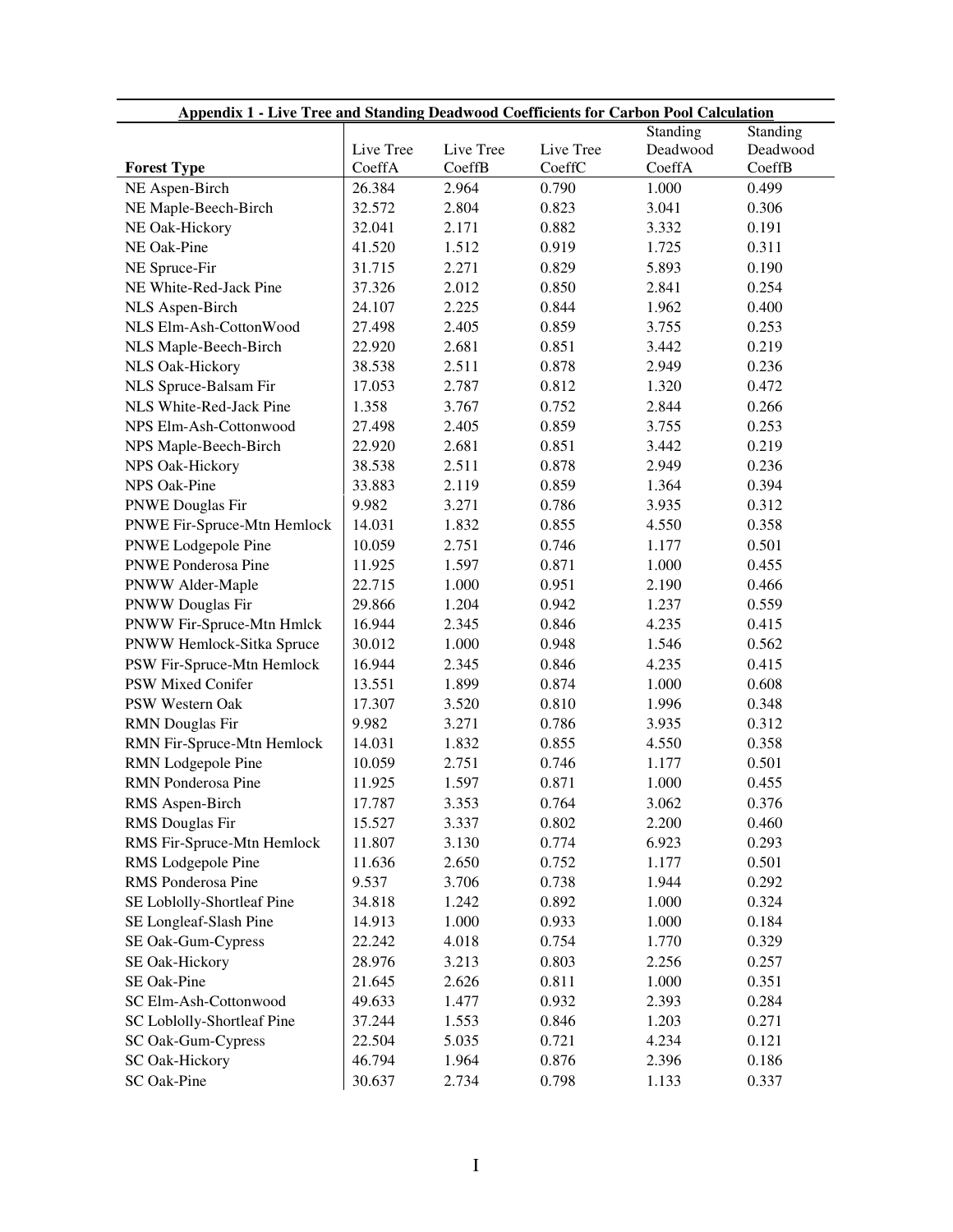**Appendix 1 - Live Tree and Standing Deadwood Coefficients for Carbon Pool Calculation**

| Forest Type | Live Tree CoeffA | Live Tree CoeffB | Live Tree CoeffC | Standing Deadwood CoeffA | Standing Deadwood CoeffB |
|---|---|---|---|---|---|
| NE Aspen-Birch | 26.384 | 2.964 | 0.790 | 1.000 | 0.499 |
| NE Maple-Beech-Birch | 32.572 | 2.804 | 0.823 | 3.041 | 0.306 |
| NE Oak-Hickory | 32.041 | 2.171 | 0.882 | 3.332 | 0.191 |
| NE Oak-Pine | 41.520 | 1.512 | 0.919 | 1.725 | 0.311 |
| NE Spruce-Fir | 31.715 | 2.271 | 0.829 | 5.893 | 0.190 |
| NE White-Red-Jack Pine | 37.326 | 2.012 | 0.850 | 2.841 | 0.254 |
| NLS Aspen-Birch | 24.107 | 2.225 | 0.844 | 1.962 | 0.400 |
| NLS Elm-Ash-CottonWood | 27.498 | 2.405 | 0.859 | 3.755 | 0.253 |
| NLS Maple-Beech-Birch | 22.920 | 2.681 | 0.851 | 3.442 | 0.219 |
| NLS Oak-Hickory | 38.538 | 2.511 | 0.878 | 2.949 | 0.236 |
| NLS Spruce-Balsam Fir | 17.053 | 2.787 | 0.812 | 1.320 | 0.472 |
| NLS White-Red-Jack Pine | 1.358 | 3.767 | 0.752 | 2.844 | 0.266 |
| NPS Elm-Ash-Cottonwood | 27.498 | 2.405 | 0.859 | 3.755 | 0.253 |
| NPS Maple-Beech-Birch | 22.920 | 2.681 | 0.851 | 3.442 | 0.219 |
| NPS Oak-Hickory | 38.538 | 2.511 | 0.878 | 2.949 | 0.236 |
| NPS Oak-Pine | 33.883 | 2.119 | 0.859 | 1.364 | 0.394 |
| PNWE Douglas Fir | 9.982 | 3.271 | 0.786 | 3.935 | 0.312 |
| PNWE Fir-Spruce-Mtn Hemlock | 14.031 | 1.832 | 0.855 | 4.550 | 0.358 |
| PNWE Lodgepole Pine | 10.059 | 2.751 | 0.746 | 1.177 | 0.501 |
| PNWE Ponderosa Pine | 11.925 | 1.597 | 0.871 | 1.000 | 0.455 |
| PNWW Alder-Maple | 22.715 | 1.000 | 0.951 | 2.190 | 0.466 |
| PNWW Douglas Fir | 29.866 | 1.204 | 0.942 | 1.237 | 0.559 |
| PNWW Fir-Spruce-Mtn Hmlck | 16.944 | 2.345 | 0.846 | 4.235 | 0.415 |
| PNWW Hemlock-Sitka Spruce | 30.012 | 1.000 | 0.948 | 1.546 | 0.562 |
| PSW Fir-Spruce-Mtn Hemlock | 16.944 | 2.345 | 0.846 | 4.235 | 0.415 |
| PSW Mixed Conifer | 13.551 | 1.899 | 0.874 | 1.000 | 0.608 |
| PSW Western Oak | 17.307 | 3.520 | 0.810 | 1.996 | 0.348 |
| RMN Douglas Fir | 9.982 | 3.271 | 0.786 | 3.935 | 0.312 |
| RMN Fir-Spruce-Mtn Hemlock | 14.031 | 1.832 | 0.855 | 4.550 | 0.358 |
| RMN Lodgepole Pine | 10.059 | 2.751 | 0.746 | 1.177 | 0.501 |
| RMN Ponderosa Pine | 11.925 | 1.597 | 0.871 | 1.000 | 0.455 |
| RMS Aspen-Birch | 17.787 | 3.353 | 0.764 | 3.062 | 0.376 |
| RMS Douglas Fir | 15.527 | 3.337 | 0.802 | 2.200 | 0.460 |
| RMS Fir-Spruce-Mtn Hemlock | 11.807 | 3.130 | 0.774 | 6.923 | 0.293 |
| RMS Lodgepole Pine | 11.636 | 2.650 | 0.752 | 1.177 | 0.501 |
| RMS Ponderosa Pine | 9.537 | 3.706 | 0.738 | 1.944 | 0.292 |
| SE Loblolly-Shortleaf Pine | 34.818 | 1.242 | 0.892 | 1.000 | 0.324 |
| SE Longleaf-Slash Pine | 14.913 | 1.000 | 0.933 | 1.000 | 0.184 |
| SE Oak-Gum-Cypress | 22.242 | 4.018 | 0.754 | 1.770 | 0.329 |
| SE Oak-Hickory | 28.976 | 3.213 | 0.803 | 2.256 | 0.257 |
| SE Oak-Pine | 21.645 | 2.626 | 0.811 | 1.000 | 0.351 |
| SC Elm-Ash-Cottonwood | 49.633 | 1.477 | 0.932 | 2.393 | 0.284 |
| SC Loblolly-Shortleaf Pine | 37.244 | 1.553 | 0.846 | 1.203 | 0.271 |
| SC Oak-Gum-Cypress | 22.504 | 5.035 | 0.721 | 4.234 | 0.121 |
| SC Oak-Hickory | 46.794 | 1.964 | 0.876 | 2.396 | 0.186 |
| SC Oak-Pine | 30.637 | 2.734 | 0.798 | 1.133 | 0.337 |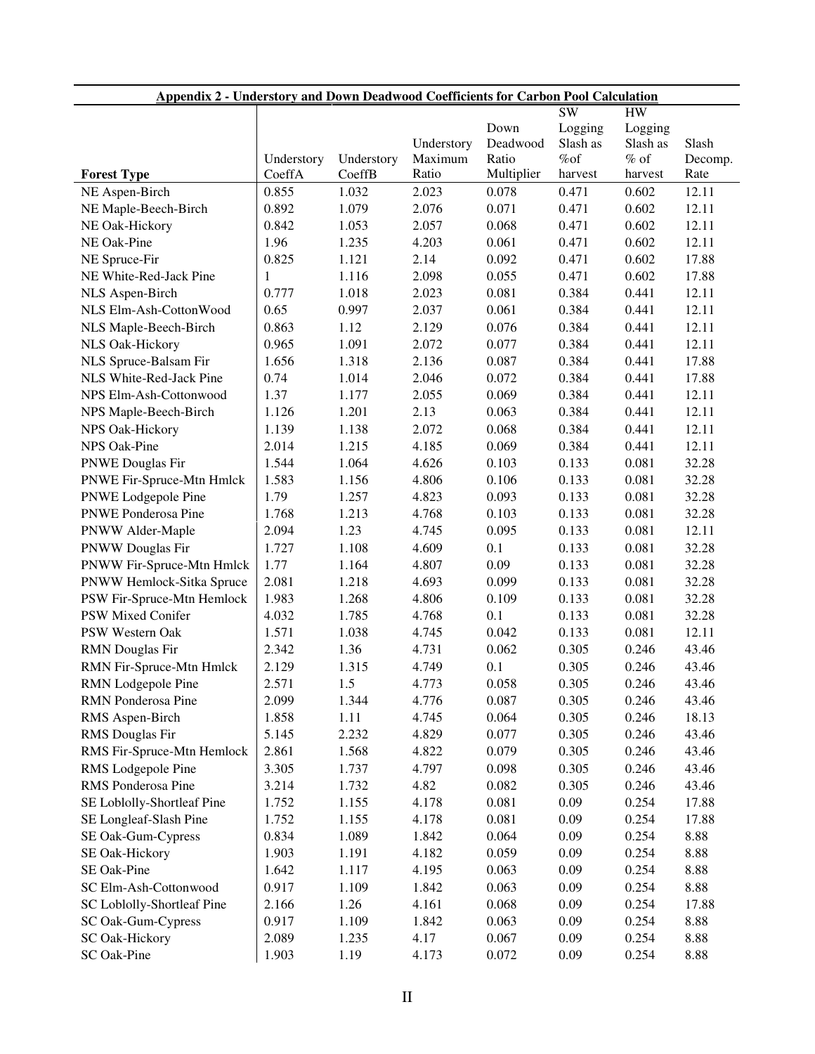**Appendix 2 - Understory and Down Deadwood Coefficients for Carbon Pool Calculation**

| Forest Type | Understory CoeffA | Understory CoeffB | Understory Maximum Ratio | Down Deadwood Ratio Multiplier | SW Logging Slash as %of harvest | HW Logging Slash as % of harvest | Slash Decomp. Rate |
|---|---|---|---|---|---|---|---|
| NE Aspen-Birch | 0.855 | 1.032 | 2.023 | 0.078 | 0.471 | 0.602 | 12.11 |
| NE Maple-Beech-Birch | 0.892 | 1.079 | 2.076 | 0.071 | 0.471 | 0.602 | 12.11 |
| NE Oak-Hickory | 0.842 | 1.053 | 2.057 | 0.068 | 0.471 | 0.602 | 12.11 |
| NE Oak-Pine | 1.96 | 1.235 | 4.203 | 0.061 | 0.471 | 0.602 | 12.11 |
| NE Spruce-Fir | 0.825 | 1.121 | 2.14 | 0.092 | 0.471 | 0.602 | 17.88 |
| NE White-Red-Jack Pine | 1 | 1.116 | 2.098 | 0.055 | 0.471 | 0.602 | 17.88 |
| NLS Aspen-Birch | 0.777 | 1.018 | 2.023 | 0.081 | 0.384 | 0.441 | 12.11 |
| NLS Elm-Ash-CottonWood | 0.65 | 0.997 | 2.037 | 0.061 | 0.384 | 0.441 | 12.11 |
| NLS Maple-Beech-Birch | 0.863 | 1.12 | 2.129 | 0.076 | 0.384 | 0.441 | 12.11 |
| NLS Oak-Hickory | 0.965 | 1.091 | 2.072 | 0.077 | 0.384 | 0.441 | 12.11 |
| NLS Spruce-Balsam Fir | 1.656 | 1.318 | 2.136 | 0.087 | 0.384 | 0.441 | 17.88 |
| NLS White-Red-Jack Pine | 0.74 | 1.014 | 2.046 | 0.072 | 0.384 | 0.441 | 17.88 |
| NPS Elm-Ash-Cottonwood | 1.37 | 1.177 | 2.055 | 0.069 | 0.384 | 0.441 | 12.11 |
| NPS Maple-Beech-Birch | 1.126 | 1.201 | 2.13 | 0.063 | 0.384 | 0.441 | 12.11 |
| NPS Oak-Hickory | 1.139 | 1.138 | 2.072 | 0.068 | 0.384 | 0.441 | 12.11 |
| NPS Oak-Pine | 2.014 | 1.215 | 4.185 | 0.069 | 0.384 | 0.441 | 12.11 |
| PNWE Douglas Fir | 1.544 | 1.064 | 4.626 | 0.103 | 0.133 | 0.081 | 32.28 |
| PNWE Fir-Spruce-Mtn Hmlck | 1.583 | 1.156 | 4.806 | 0.106 | 0.133 | 0.081 | 32.28 |
| PNWE Lodgepole Pine | 1.79 | 1.257 | 4.823 | 0.093 | 0.133 | 0.081 | 32.28 |
| PNWE Ponderosa Pine | 1.768 | 1.213 | 4.768 | 0.103 | 0.133 | 0.081 | 32.28 |
| PNWW Alder-Maple | 2.094 | 1.23 | 4.745 | 0.095 | 0.133 | 0.081 | 12.11 |
| PNWW Douglas Fir | 1.727 | 1.108 | 4.609 | 0.1 | 0.133 | 0.081 | 32.28 |
| PNWW Fir-Spruce-Mtn Hmlck | 1.77 | 1.164 | 4.807 | 0.09 | 0.133 | 0.081 | 32.28 |
| PNWW Hemlock-Sitka Spruce | 2.081 | 1.218 | 4.693 | 0.099 | 0.133 | 0.081 | 32.28 |
| PSW Fir-Spruce-Mtn Hemlock | 1.983 | 1.268 | 4.806 | 0.109 | 0.133 | 0.081 | 32.28 |
| PSW Mixed Conifer | 4.032 | 1.785 | 4.768 | 0.1 | 0.133 | 0.081 | 32.28 |
| PSW Western Oak | 1.571 | 1.038 | 4.745 | 0.042 | 0.133 | 0.081 | 12.11 |
| RMN Douglas Fir | 2.342 | 1.36 | 4.731 | 0.062 | 0.305 | 0.246 | 43.46 |
| RMN Fir-Spruce-Mtn Hmlck | 2.129 | 1.315 | 4.749 | 0.1 | 0.305 | 0.246 | 43.46 |
| RMN Lodgepole Pine | 2.571 | 1.5 | 4.773 | 0.058 | 0.305 | 0.246 | 43.46 |
| RMN Ponderosa Pine | 2.099 | 1.344 | 4.776 | 0.087 | 0.305 | 0.246 | 43.46 |
| RMS Aspen-Birch | 1.858 | 1.11 | 4.745 | 0.064 | 0.305 | 0.246 | 18.13 |
| RMS Douglas Fir | 5.145 | 2.232 | 4.829 | 0.077 | 0.305 | 0.246 | 43.46 |
| RMS Fir-Spruce-Mtn Hemlock | 2.861 | 1.568 | 4.822 | 0.079 | 0.305 | 0.246 | 43.46 |
| RMS Lodgepole Pine | 3.305 | 1.737 | 4.797 | 0.098 | 0.305 | 0.246 | 43.46 |
| RMS Ponderosa Pine | 3.214 | 1.732 | 4.82 | 0.082 | 0.305 | 0.246 | 43.46 |
| SE Loblolly-Shortleaf Pine | 1.752 | 1.155 | 4.178 | 0.081 | 0.09 | 0.254 | 17.88 |
| SE Longleaf-Slash Pine | 1.752 | 1.155 | 4.178 | 0.081 | 0.09 | 0.254 | 17.88 |
| SE Oak-Gum-Cypress | 0.834 | 1.089 | 1.842 | 0.064 | 0.09 | 0.254 | 8.88 |
| SE Oak-Hickory | 1.903 | 1.191 | 4.182 | 0.059 | 0.09 | 0.254 | 8.88 |
| SE Oak-Pine | 1.642 | 1.117 | 4.195 | 0.063 | 0.09 | 0.254 | 8.88 |
| SC Elm-Ash-Cottonwood | 0.917 | 1.109 | 1.842 | 0.063 | 0.09 | 0.254 | 8.88 |
| SC Loblolly-Shortleaf Pine | 2.166 | 1.26 | 4.161 | 0.068 | 0.09 | 0.254 | 17.88 |
| SC Oak-Gum-Cypress | 0.917 | 1.109 | 1.842 | 0.063 | 0.09 | 0.254 | 8.88 |
| SC Oak-Hickory | 2.089 | 1.235 | 4.17 | 0.067 | 0.09 | 0.254 | 8.88 |
| SC Oak-Pine | 1.903 | 1.19 | 4.173 | 0.072 | 0.09 | 0.254 | 8.88 |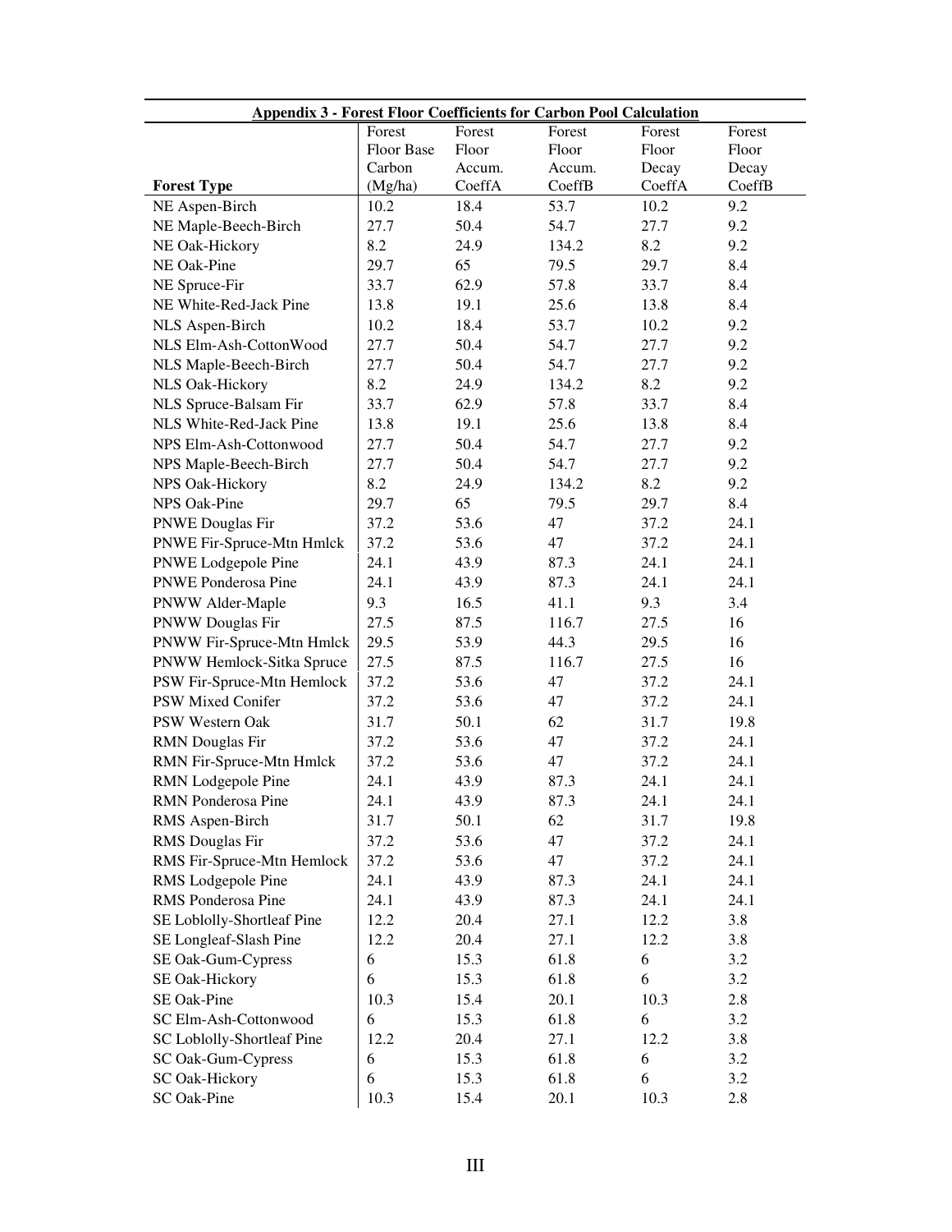**Appendix 3 - Forest Floor Coefficients for Carbon Pool Calculation**

| Forest Type | Forest Floor Base Carbon (Mg/ha) | Forest Floor Accum. CoeffA | Forest Floor Accum. CoeffB | Forest Floor Decay CoeffA | Forest Floor Decay CoeffB |
|---|---|---|---|---|---|
| NE Aspen-Birch | 10.2 | 18.4 | 53.7 | 10.2 | 9.2 |
| NE Maple-Beech-Birch | 27.7 | 50.4 | 54.7 | 27.7 | 9.2 |
| NE Oak-Hickory | 8.2 | 24.9 | 134.2 | 8.2 | 9.2 |
| NE Oak-Pine | 29.7 | 65 | 79.5 | 29.7 | 8.4 |
| NE Spruce-Fir | 33.7 | 62.9 | 57.8 | 33.7 | 8.4 |
| NE White-Red-Jack Pine | 13.8 | 19.1 | 25.6 | 13.8 | 8.4 |
| NLS Aspen-Birch | 10.2 | 18.4 | 53.7 | 10.2 | 9.2 |
| NLS Elm-Ash-CottonWood | 27.7 | 50.4 | 54.7 | 27.7 | 9.2 |
| NLS Maple-Beech-Birch | 27.7 | 50.4 | 54.7 | 27.7 | 9.2 |
| NLS Oak-Hickory | 8.2 | 24.9 | 134.2 | 8.2 | 9.2 |
| NLS Spruce-Balsam Fir | 33.7 | 62.9 | 57.8 | 33.7 | 8.4 |
| NLS White-Red-Jack Pine | 13.8 | 19.1 | 25.6 | 13.8 | 8.4 |
| NPS Elm-Ash-Cottonwood | 27.7 | 50.4 | 54.7 | 27.7 | 9.2 |
| NPS Maple-Beech-Birch | 27.7 | 50.4 | 54.7 | 27.7 | 9.2 |
| NPS Oak-Hickory | 8.2 | 24.9 | 134.2 | 8.2 | 9.2 |
| NPS Oak-Pine | 29.7 | 65 | 79.5 | 29.7 | 8.4 |
| PNWE Douglas Fir | 37.2 | 53.6 | 47 | 37.2 | 24.1 |
| PNWE Fir-Spruce-Mtn Hmlck | 37.2 | 53.6 | 47 | 37.2 | 24.1 |
| PNWE Lodgepole Pine | 24.1 | 43.9 | 87.3 | 24.1 | 24.1 |
| PNWE Ponderosa Pine | 24.1 | 43.9 | 87.3 | 24.1 | 24.1 |
| PNWW Alder-Maple | 9.3 | 16.5 | 41.1 | 9.3 | 3.4 |
| PNWW Douglas Fir | 27.5 | 87.5 | 116.7 | 27.5 | 16 |
| PNWW Fir-Spruce-Mtn Hmlck | 29.5 | 53.9 | 44.3 | 29.5 | 16 |
| PNWW Hemlock-Sitka Spruce | 27.5 | 87.5 | 116.7 | 27.5 | 16 |
| PSW Fir-Spruce-Mtn Hemlock | 37.2 | 53.6 | 47 | 37.2 | 24.1 |
| PSW Mixed Conifer | 37.2 | 53.6 | 47 | 37.2 | 24.1 |
| PSW Western Oak | 31.7 | 50.1 | 62 | 31.7 | 19.8 |
| RMN Douglas Fir | 37.2 | 53.6 | 47 | 37.2 | 24.1 |
| RMN Fir-Spruce-Mtn Hmlck | 37.2 | 53.6 | 47 | 37.2 | 24.1 |
| RMN Lodgepole Pine | 24.1 | 43.9 | 87.3 | 24.1 | 24.1 |
| RMN Ponderosa Pine | 24.1 | 43.9 | 87.3 | 24.1 | 24.1 |
| RMS Aspen-Birch | 31.7 | 50.1 | 62 | 31.7 | 19.8 |
| RMS Douglas Fir | 37.2 | 53.6 | 47 | 37.2 | 24.1 |
| RMS Fir-Spruce-Mtn Hemlock | 37.2 | 53.6 | 47 | 37.2 | 24.1 |
| RMS Lodgepole Pine | 24.1 | 43.9 | 87.3 | 24.1 | 24.1 |
| RMS Ponderosa Pine | 24.1 | 43.9 | 87.3 | 24.1 | 24.1 |
| SE Loblolly-Shortleaf Pine | 12.2 | 20.4 | 27.1 | 12.2 | 3.8 |
| SE Longleaf-Slash Pine | 12.2 | 20.4 | 27.1 | 12.2 | 3.8 |
| SE Oak-Gum-Cypress | 6 | 15.3 | 61.8 | 6 | 3.2 |
| SE Oak-Hickory | 6 | 15.3 | 61.8 | 6 | 3.2 |
| SE Oak-Pine | 10.3 | 15.4 | 20.1 | 10.3 | 2.8 |
| SC Elm-Ash-Cottonwood | 6 | 15.3 | 61.8 | 6 | 3.2 |
| SC Loblolly-Shortleaf Pine | 12.2 | 20.4 | 27.1 | 12.2 | 3.8 |
| SC Oak-Gum-Cypress | 6 | 15.3 | 61.8 | 6 | 3.2 |
| SC Oak-Hickory | 6 | 15.3 | 61.8 | 6 | 3.2 |
| SC Oak-Pine | 10.3 | 15.4 | 20.1 | 10.3 | 2.8 |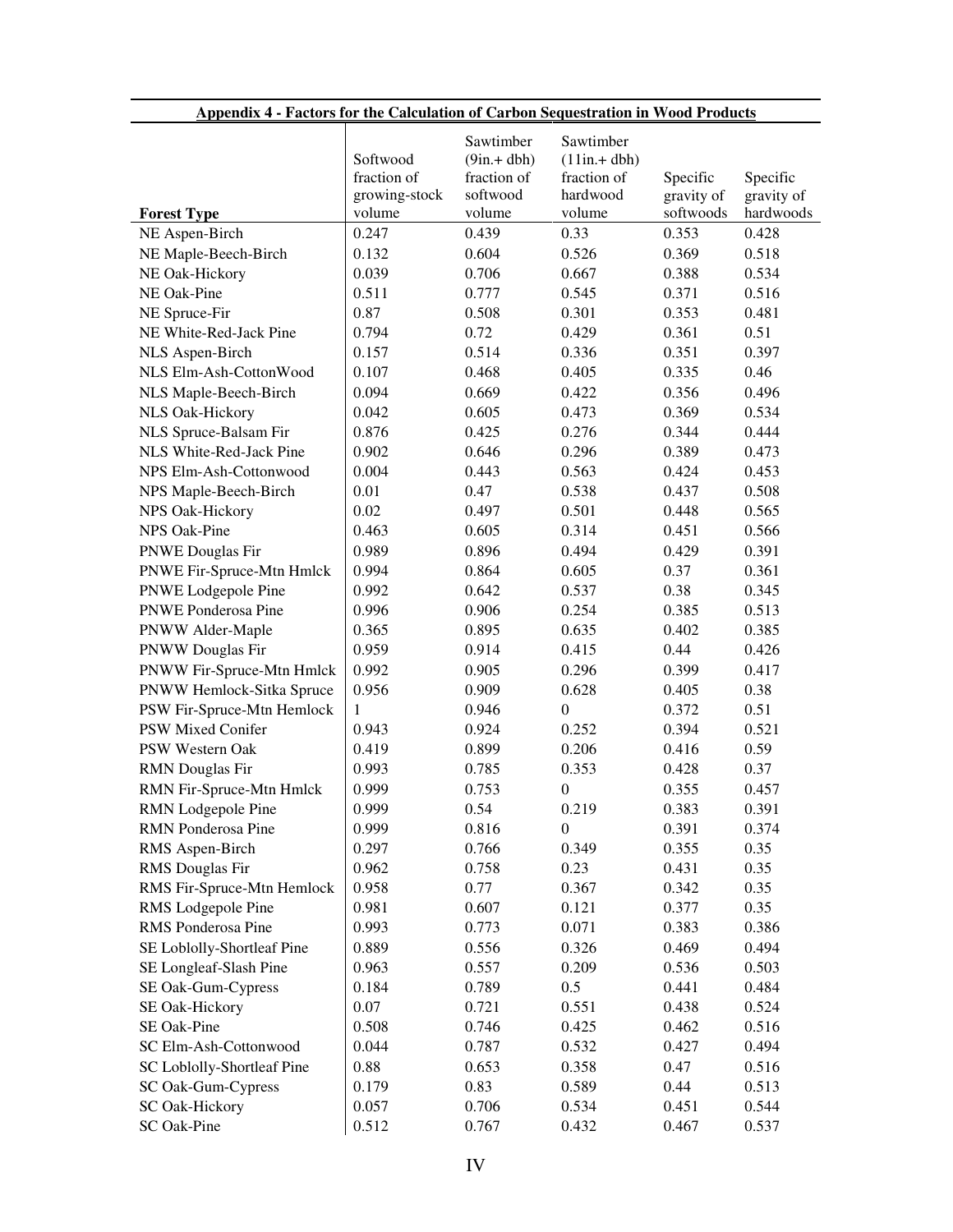**Appendix 4 - Factors for the Calculation of Carbon Sequestration in Wood Products**

| Forest Type | Softwood fraction of growing-stock volume | Sawtimber (9in.+ dbh) fraction of softwood volume | Sawtimber (11in.+ dbh) fraction of hardwood volume | Specific gravity of softwoods | Specific gravity of hardwoods |
|---|---|---|---|---|---|
| NE Aspen-Birch | 0.247 | 0.439 | 0.33 | 0.353 | 0.428 |
| NE Maple-Beech-Birch | 0.132 | 0.604 | 0.526 | 0.369 | 0.518 |
| NE Oak-Hickory | 0.039 | 0.706 | 0.667 | 0.388 | 0.534 |
| NE Oak-Pine | 0.511 | 0.777 | 0.545 | 0.371 | 0.516 |
| NE Spruce-Fir | 0.87 | 0.508 | 0.301 | 0.353 | 0.481 |
| NE White-Red-Jack Pine | 0.794 | 0.72 | 0.429 | 0.361 | 0.51 |
| NLS Aspen-Birch | 0.157 | 0.514 | 0.336 | 0.351 | 0.397 |
| NLS Elm-Ash-CottonWood | 0.107 | 0.468 | 0.405 | 0.335 | 0.46 |
| NLS Maple-Beech-Birch | 0.094 | 0.669 | 0.422 | 0.356 | 0.496 |
| NLS Oak-Hickory | 0.042 | 0.605 | 0.473 | 0.369 | 0.534 |
| NLS Spruce-Balsam Fir | 0.876 | 0.425 | 0.276 | 0.344 | 0.444 |
| NLS White-Red-Jack Pine | 0.902 | 0.646 | 0.296 | 0.389 | 0.473 |
| NPS Elm-Ash-Cottonwood | 0.004 | 0.443 | 0.563 | 0.424 | 0.453 |
| NPS Maple-Beech-Birch | 0.01 | 0.47 | 0.538 | 0.437 | 0.508 |
| NPS Oak-Hickory | 0.02 | 0.497 | 0.501 | 0.448 | 0.565 |
| NPS Oak-Pine | 0.463 | 0.605 | 0.314 | 0.451 | 0.566 |
| PNWE Douglas Fir | 0.989 | 0.896 | 0.494 | 0.429 | 0.391 |
| PNWE Fir-Spruce-Mtn Hmlck | 0.994 | 0.864 | 0.605 | 0.37 | 0.361 |
| PNWE Lodgepole Pine | 0.992 | 0.642 | 0.537 | 0.38 | 0.345 |
| PNWE Ponderosa Pine | 0.996 | 0.906 | 0.254 | 0.385 | 0.513 |
| PNWW Alder-Maple | 0.365 | 0.895 | 0.635 | 0.402 | 0.385 |
| PNWW Douglas Fir | 0.959 | 0.914 | 0.415 | 0.44 | 0.426 |
| PNWW Fir-Spruce-Mtn Hmlck | 0.992 | 0.905 | 0.296 | 0.399 | 0.417 |
| PNWW Hemlock-Sitka Spruce | 0.956 | 0.909 | 0.628 | 0.405 | 0.38 |
| PSW Fir-Spruce-Mtn Hemlock | 1 | 0.946 | 0 | 0.372 | 0.51 |
| PSW Mixed Conifer | 0.943 | 0.924 | 0.252 | 0.394 | 0.521 |
| PSW Western Oak | 0.419 | 0.899 | 0.206 | 0.416 | 0.59 |
| RMN Douglas Fir | 0.993 | 0.785 | 0.353 | 0.428 | 0.37 |
| RMN Fir-Spruce-Mtn Hmlck | 0.999 | 0.753 | 0 | 0.355 | 0.457 |
| RMN Lodgepole Pine | 0.999 | 0.54 | 0.219 | 0.383 | 0.391 |
| RMN Ponderosa Pine | 0.999 | 0.816 | 0 | 0.391 | 0.374 |
| RMS Aspen-Birch | 0.297 | 0.766 | 0.349 | 0.355 | 0.35 |
| RMS Douglas Fir | 0.962 | 0.758 | 0.23 | 0.431 | 0.35 |
| RMS Fir-Spruce-Mtn Hemlock | 0.958 | 0.77 | 0.367 | 0.342 | 0.35 |
| RMS Lodgepole Pine | 0.981 | 0.607 | 0.121 | 0.377 | 0.35 |
| RMS Ponderosa Pine | 0.993 | 0.773 | 0.071 | 0.383 | 0.386 |
| SE Loblolly-Shortleaf Pine | 0.889 | 0.556 | 0.326 | 0.469 | 0.494 |
| SE Longleaf-Slash Pine | 0.963 | 0.557 | 0.209 | 0.536 | 0.503 |
| SE Oak-Gum-Cypress | 0.184 | 0.789 | 0.5 | 0.441 | 0.484 |
| SE Oak-Hickory | 0.07 | 0.721 | 0.551 | 0.438 | 0.524 |
| SE Oak-Pine | 0.508 | 0.746 | 0.425 | 0.462 | 0.516 |
| SC Elm-Ash-Cottonwood | 0.044 | 0.787 | 0.532 | 0.427 | 0.494 |
| SC Loblolly-Shortleaf Pine | 0.88 | 0.653 | 0.358 | 0.47 | 0.516 |
| SC Oak-Gum-Cypress | 0.179 | 0.83 | 0.589 | 0.44 | 0.513 |
| SC Oak-Hickory | 0.057 | 0.706 | 0.534 | 0.451 | 0.544 |
| SC Oak-Pine | 0.512 | 0.767 | 0.432 | 0.467 | 0.537 |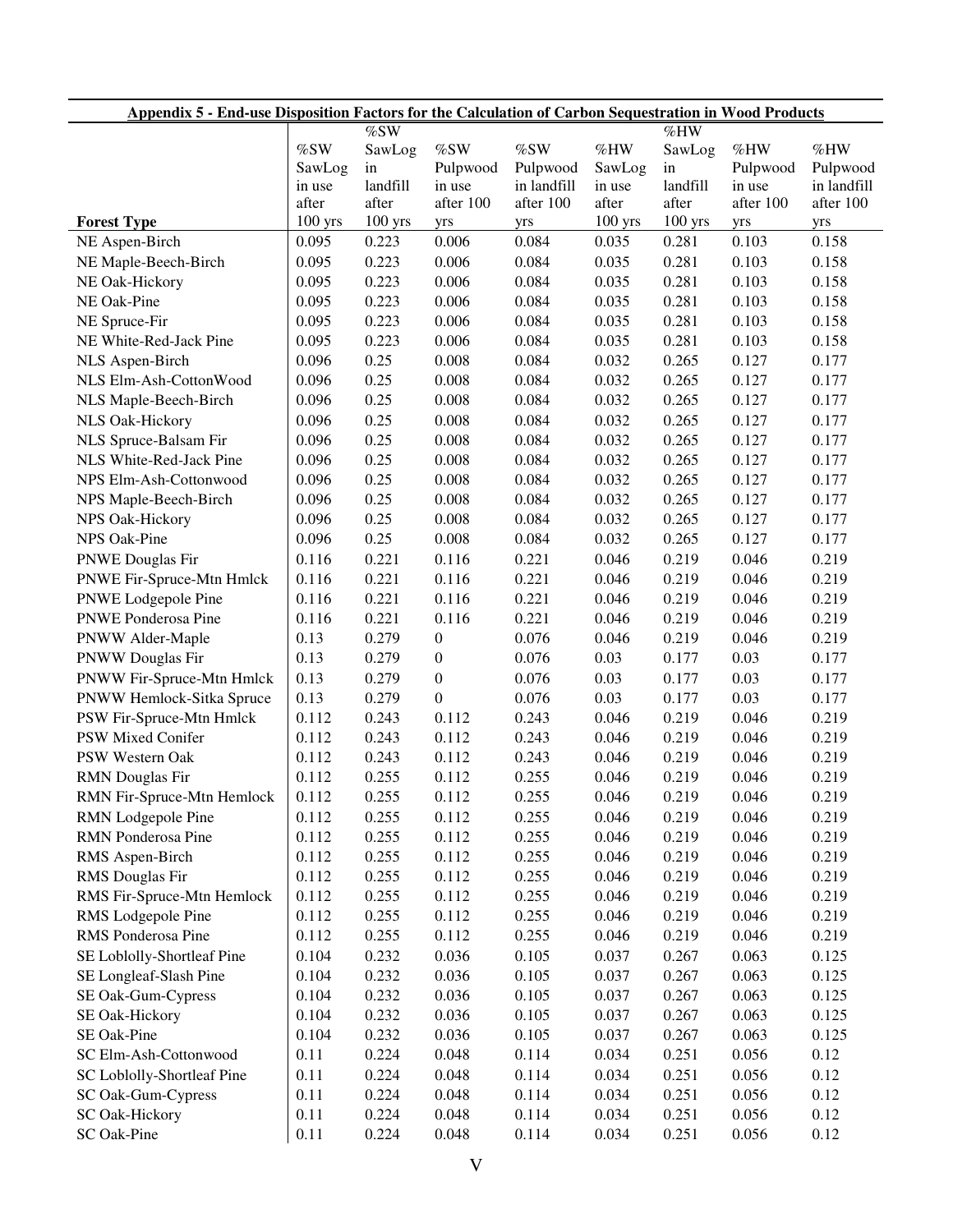**Appendix 5 - End-use Disposition Factors for the Calculation of Carbon Sequestration in Wood Products**

| Forest Type | %SW SawLog in use after 100 yrs | %SW SawLog in landfill after 100 yrs | %SW Pulpwood in use after 100 yrs | %SW Pulpwood in landfill after 100 yrs | %HW SawLog in use after 100 yrs | %HW SawLog in landfill after 100 yrs | %HW Pulpwood in use after 100 yrs | %HW Pulpwood in landfill after 100 yrs |
|---|---|---|---|---|---|---|---|---|
| NE Aspen-Birch | 0.095 | 0.223 | 0.006 | 0.084 | 0.035 | 0.281 | 0.103 | 0.158 |
| NE Maple-Beech-Birch | 0.095 | 0.223 | 0.006 | 0.084 | 0.035 | 0.281 | 0.103 | 0.158 |
| NE Oak-Hickory | 0.095 | 0.223 | 0.006 | 0.084 | 0.035 | 0.281 | 0.103 | 0.158 |
| NE Oak-Pine | 0.095 | 0.223 | 0.006 | 0.084 | 0.035 | 0.281 | 0.103 | 0.158 |
| NE Spruce-Fir | 0.095 | 0.223 | 0.006 | 0.084 | 0.035 | 0.281 | 0.103 | 0.158 |
| NE White-Red-Jack Pine | 0.095 | 0.223 | 0.006 | 0.084 | 0.035 | 0.281 | 0.103 | 0.158 |
| NLS Aspen-Birch | 0.096 | 0.25 | 0.008 | 0.084 | 0.032 | 0.265 | 0.127 | 0.177 |
| NLS Elm-Ash-CottonWood | 0.096 | 0.25 | 0.008 | 0.084 | 0.032 | 0.265 | 0.127 | 0.177 |
| NLS Maple-Beech-Birch | 0.096 | 0.25 | 0.008 | 0.084 | 0.032 | 0.265 | 0.127 | 0.177 |
| NLS Oak-Hickory | 0.096 | 0.25 | 0.008 | 0.084 | 0.032 | 0.265 | 0.127 | 0.177 |
| NLS Spruce-Balsam Fir | 0.096 | 0.25 | 0.008 | 0.084 | 0.032 | 0.265 | 0.127 | 0.177 |
| NLS White-Red-Jack Pine | 0.096 | 0.25 | 0.008 | 0.084 | 0.032 | 0.265 | 0.127 | 0.177 |
| NPS Elm-Ash-Cottonwood | 0.096 | 0.25 | 0.008 | 0.084 | 0.032 | 0.265 | 0.127 | 0.177 |
| NPS Maple-Beech-Birch | 0.096 | 0.25 | 0.008 | 0.084 | 0.032 | 0.265 | 0.127 | 0.177 |
| NPS Oak-Hickory | 0.096 | 0.25 | 0.008 | 0.084 | 0.032 | 0.265 | 0.127 | 0.177 |
| NPS Oak-Pine | 0.096 | 0.25 | 0.008 | 0.084 | 0.032 | 0.265 | 0.127 | 0.177 |
| PNWE Douglas Fir | 0.116 | 0.221 | 0.116 | 0.221 | 0.046 | 0.219 | 0.046 | 0.219 |
| PNWE Fir-Spruce-Mtn Hmlck | 0.116 | 0.221 | 0.116 | 0.221 | 0.046 | 0.219 | 0.046 | 0.219 |
| PNWE Lodgepole Pine | 0.116 | 0.221 | 0.116 | 0.221 | 0.046 | 0.219 | 0.046 | 0.219 |
| PNWE Ponderosa Pine | 0.116 | 0.221 | 0.116 | 0.221 | 0.046 | 0.219 | 0.046 | 0.219 |
| PNWW Alder-Maple | 0.13 | 0.279 | 0 | 0.076 | 0.046 | 0.219 | 0.046 | 0.219 |
| PNWW Douglas Fir | 0.13 | 0.279 | 0 | 0.076 | 0.03 | 0.177 | 0.03 | 0.177 |
| PNWW Fir-Spruce-Mtn Hmlck | 0.13 | 0.279 | 0 | 0.076 | 0.03 | 0.177 | 0.03 | 0.177 |
| PNWW Hemlock-Sitka Spruce | 0.13 | 0.279 | 0 | 0.076 | 0.03 | 0.177 | 0.03 | 0.177 |
| PSW Fir-Spruce-Mtn Hmlck | 0.112 | 0.243 | 0.112 | 0.243 | 0.046 | 0.219 | 0.046 | 0.219 |
| PSW Mixed Conifer | 0.112 | 0.243 | 0.112 | 0.243 | 0.046 | 0.219 | 0.046 | 0.219 |
| PSW Western Oak | 0.112 | 0.243 | 0.112 | 0.243 | 0.046 | 0.219 | 0.046 | 0.219 |
| RMN Douglas Fir | 0.112 | 0.255 | 0.112 | 0.255 | 0.046 | 0.219 | 0.046 | 0.219 |
| RMN Fir-Spruce-Mtn Hemlock | 0.112 | 0.255 | 0.112 | 0.255 | 0.046 | 0.219 | 0.046 | 0.219 |
| RMN Lodgepole Pine | 0.112 | 0.255 | 0.112 | 0.255 | 0.046 | 0.219 | 0.046 | 0.219 |
| RMN Ponderosa Pine | 0.112 | 0.255 | 0.112 | 0.255 | 0.046 | 0.219 | 0.046 | 0.219 |
| RMS Aspen-Birch | 0.112 | 0.255 | 0.112 | 0.255 | 0.046 | 0.219 | 0.046 | 0.219 |
| RMS Douglas Fir | 0.112 | 0.255 | 0.112 | 0.255 | 0.046 | 0.219 | 0.046 | 0.219 |
| RMS Fir-Spruce-Mtn Hemlock | 0.112 | 0.255 | 0.112 | 0.255 | 0.046 | 0.219 | 0.046 | 0.219 |
| RMS Lodgepole Pine | 0.112 | 0.255 | 0.112 | 0.255 | 0.046 | 0.219 | 0.046 | 0.219 |
| RMS Ponderosa Pine | 0.112 | 0.255 | 0.112 | 0.255 | 0.046 | 0.219 | 0.046 | 0.219 |
| SE Loblolly-Shortleaf Pine | 0.104 | 0.232 | 0.036 | 0.105 | 0.037 | 0.267 | 0.063 | 0.125 |
| SE Longleaf-Slash Pine | 0.104 | 0.232 | 0.036 | 0.105 | 0.037 | 0.267 | 0.063 | 0.125 |
| SE Oak-Gum-Cypress | 0.104 | 0.232 | 0.036 | 0.105 | 0.037 | 0.267 | 0.063 | 0.125 |
| SE Oak-Hickory | 0.104 | 0.232 | 0.036 | 0.105 | 0.037 | 0.267 | 0.063 | 0.125 |
| SE Oak-Pine | 0.104 | 0.232 | 0.036 | 0.105 | 0.037 | 0.267 | 0.063 | 0.125 |
| SC Elm-Ash-Cottonwood | 0.11 | 0.224 | 0.048 | 0.114 | 0.034 | 0.251 | 0.056 | 0.12 |
| SC Loblolly-Shortleaf Pine | 0.11 | 0.224 | 0.048 | 0.114 | 0.034 | 0.251 | 0.056 | 0.12 |
| SC Oak-Gum-Cypress | 0.11 | 0.224 | 0.048 | 0.114 | 0.034 | 0.251 | 0.056 | 0.12 |
| SC Oak-Hickory | 0.11 | 0.224 | 0.048 | 0.114 | 0.034 | 0.251 | 0.056 | 0.12 |
| SC Oak-Pine | 0.11 | 0.224 | 0.048 | 0.114 | 0.034 | 0.251 | 0.056 | 0.12 |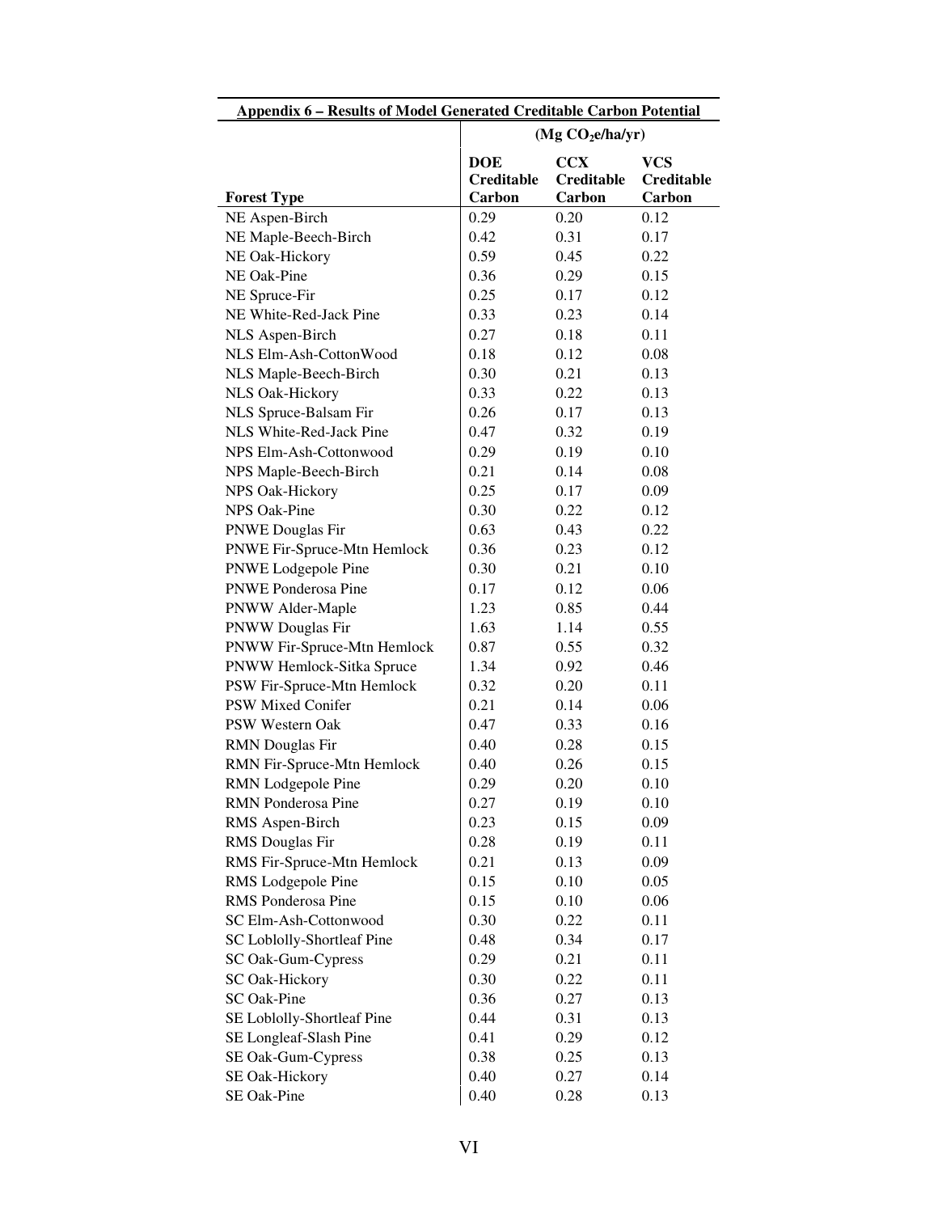**Appendix 6 – Results of Model Generated Creditable Carbon Potential**

| | (Mg $CO_2$e/ha/yr) | | |
|---|---|---|---|
| **Forest Type** | **DOE Creditable Carbon** | **CCX Creditable Carbon** | **VCS Creditable Carbon** |
| NE Aspen-Birch | 0.29 | 0.20 | 0.12 |
| NE Maple-Beech-Birch | 0.42 | 0.31 | 0.17 |
| NE Oak-Hickory | 0.59 | 0.45 | 0.22 |
| NE Oak-Pine | 0.36 | 0.29 | 0.15 |
| NE Spruce-Fir | 0.25 | 0.17 | 0.12 |
| NE White-Red-Jack Pine | 0.33 | 0.23 | 0.14 |
| NLS Aspen-Birch | 0.27 | 0.18 | 0.11 |
| NLS Elm-Ash-CottonWood | 0.18 | 0.12 | 0.08 |
| NLS Maple-Beech-Birch | 0.30 | 0.21 | 0.13 |
| NLS Oak-Hickory | 0.33 | 0.22 | 0.13 |
| NLS Spruce-Balsam Fir | 0.26 | 0.17 | 0.13 |
| NLS White-Red-Jack Pine | 0.47 | 0.32 | 0.19 |
| NPS Elm-Ash-Cottonwood | 0.29 | 0.19 | 0.10 |
| NPS Maple-Beech-Birch | 0.21 | 0.14 | 0.08 |
| NPS Oak-Hickory | 0.25 | 0.17 | 0.09 |
| NPS Oak-Pine | 0.30 | 0.22 | 0.12 |
| PNWE Douglas Fir | 0.63 | 0.43 | 0.22 |
| PNWE Fir-Spruce-Mtn Hemlock | 0.36 | 0.23 | 0.12 |
| PNWE Lodgepole Pine | 0.30 | 0.21 | 0.10 |
| PNWE Ponderosa Pine | 0.17 | 0.12 | 0.06 |
| PNWW Alder-Maple | 1.23 | 0.85 | 0.44 |
| PNWW Douglas Fir | 1.63 | 1.14 | 0.55 |
| PNWW Fir-Spruce-Mtn Hemlock | 0.87 | 0.55 | 0.32 |
| PNWW Hemlock-Sitka Spruce | 1.34 | 0.92 | 0.46 |
| PSW Fir-Spruce-Mtn Hemlock | 0.32 | 0.20 | 0.11 |
| PSW Mixed Conifer | 0.21 | 0.14 | 0.06 |
| PSW Western Oak | 0.47 | 0.33 | 0.16 |
| RMN Douglas Fir | 0.40 | 0.28 | 0.15 |
| RMN Fir-Spruce-Mtn Hemlock | 0.40 | 0.26 | 0.15 |
| RMN Lodgepole Pine | 0.29 | 0.20 | 0.10 |
| RMN Ponderosa Pine | 0.27 | 0.19 | 0.10 |
| RMS Aspen-Birch | 0.23 | 0.15 | 0.09 |
| RMS Douglas Fir | 0.28 | 0.19 | 0.11 |
| RMS Fir-Spruce-Mtn Hemlock | 0.21 | 0.13 | 0.09 |
| RMS Lodgepole Pine | 0.15 | 0.10 | 0.05 |
| RMS Ponderosa Pine | 0.15 | 0.10 | 0.06 |
| SC Elm-Ash-Cottonwood | 0.30 | 0.22 | 0.11 |
| SC Loblolly-Shortleaf Pine | 0.48 | 0.34 | 0.17 |
| SC Oak-Gum-Cypress | 0.29 | 0.21 | 0.11 |
| SC Oak-Hickory | 0.30 | 0.22 | 0.11 |
| SC Oak-Pine | 0.36 | 0.27 | 0.13 |
| SE Loblolly-Shortleaf Pine | 0.44 | 0.31 | 0.13 |
| SE Longleaf-Slash Pine | 0.41 | 0.29 | 0.12 |
| SE Oak-Gum-Cypress | 0.38 | 0.25 | 0.13 |
| SE Oak-Hickory | 0.40 | 0.27 | 0.14 |
| SE Oak-Pine | 0.40 | 0.28 | 0.13 |